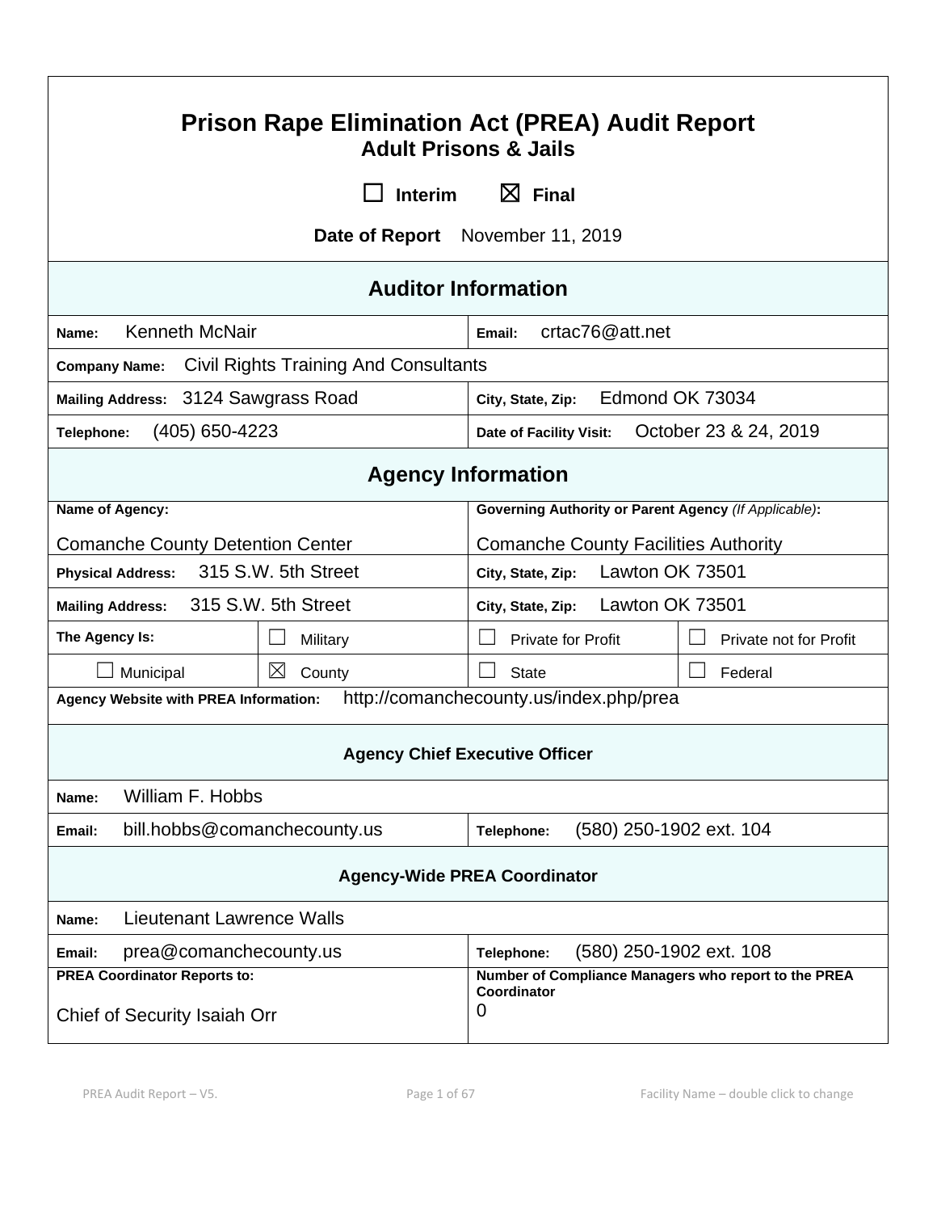# Prison Rape Elimination Act (PREA) Audit Report

## Adult Prisons & Jails

☐ Interim ☒ Final

**Date of Report** November 11, 2019

## Auditor Information

| | |
|---|---|
| **Name:** Kenneth McNair | **Email:** crtac76@att.net |
| **Company Name:** Civil Rights Training And Consultants | |
| **Mailing Address:** 3124 Sawgrass Road | **City, State, Zip:** Edmond OK 73034 |
| **Telephone:** (405) 650-4223 | **Date of Facility Visit:** October 23 & 24, 2019 |

## Agency Information

| | | | |
|---|---|---|---|
| **Name of Agency:** Comanche County Detention Center | | **Governing Authority or Parent Agency** *(If Applicable)***:** Comanche County Facilities Authority | |
| **Physical Address:** 315 S.W. 5th Street | | **City, State, Zip:** Lawton OK 73501 | |
| **Mailing Address:** 315 S.W. 5th Street | | **City, State, Zip:** Lawton OK 73501 | |
| **The Agency Is:** | ☐ Military | ☐ Private for Profit | ☐ Private not for Profit |
| ☐ Municipal | ☒ County | ☐ State | ☐ Federal |
| **Agency Website with PREA Information:** http://comanchecounty.us/index.php/prea | | | |

### Agency Chief Executive Officer

| | |
|---|---|
| **Name:** William F. Hobbs | |
| **Email:** bill.hobbs@comanchecounty.us | **Telephone:** (580) 250-1902 ext. 104 |

### Agency-Wide PREA Coordinator

| | |
|---|---|
| **Name:** Lieutenant Lawrence Walls | |
| **Email:** prea@comanchecounty.us | **Telephone:** (580) 250-1902 ext. 108 |
| **PREA Coordinator Reports to:** Chief of Security Isaiah Orr | **Number of Compliance Managers who report to the PREA Coordinator** 0 |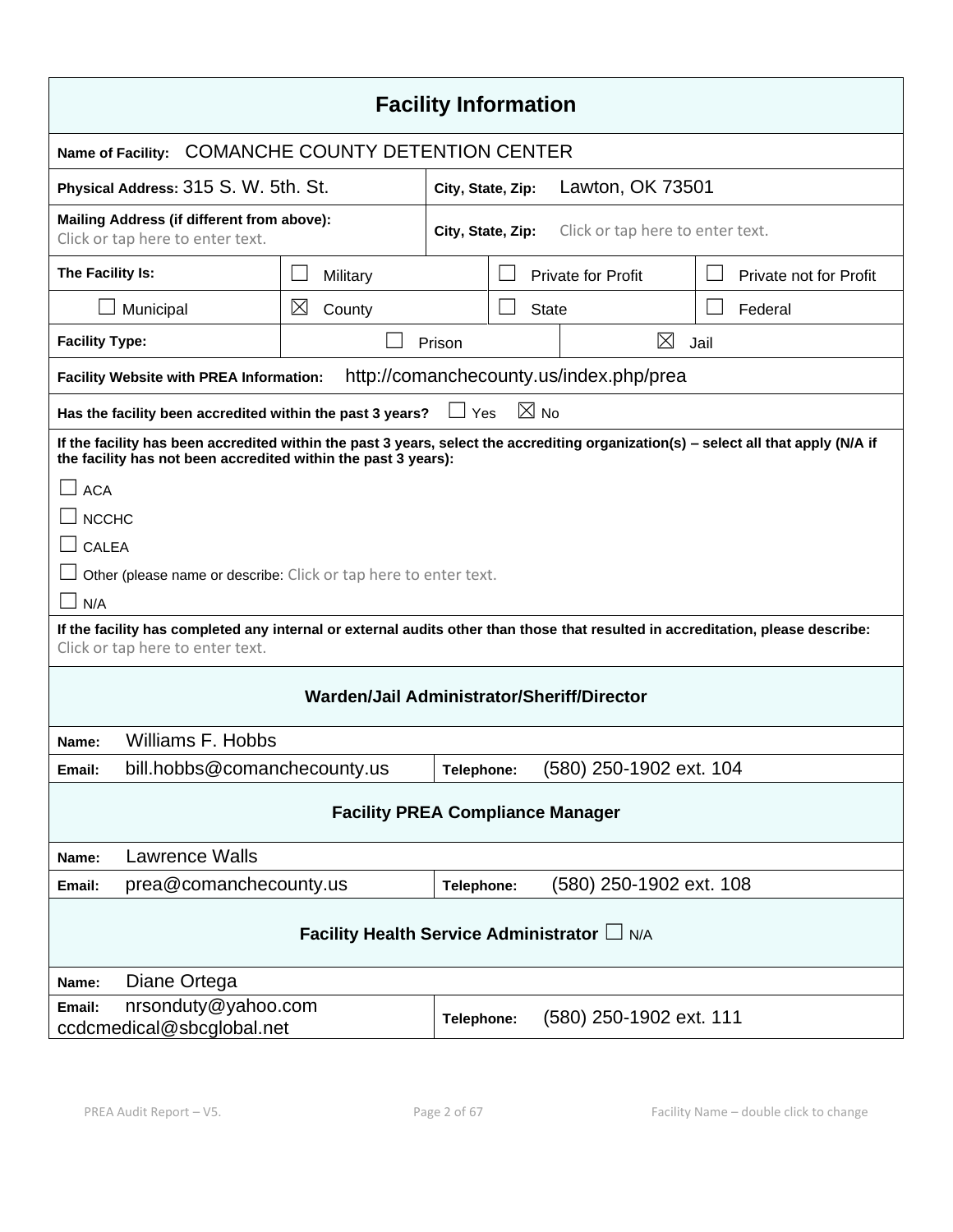## Facility Information

**Name of Facility:** COMANCHE COUNTY DETENTION CENTER

| | |
|---|---|
| **Physical Address:** 315 S. W. 5th. St. | **City, State, Zip:** Lawton, OK 73501 |
| **Mailing Address (if different from above):** Click or tap here to enter text. | **City, State, Zip:** Click or tap here to enter text. |

| | | | |
|---|---|---|---|
| **The Facility Is:** | ☐ Military | ☐ Private for Profit | ☐ Private not for Profit |
| ☐ Municipal | ☒ County | ☐ State | ☐ Federal |

| | | |
|---|---|---|
| **Facility Type:** | ☐ Prison | ☒ Jail |

**Facility Website with PREA Information:** http://comanchecounty.us/index.php/prea

**Has the facility been accredited within the past 3 years?** ☐ Yes ☒ No

**If the facility has been accredited within the past 3 years, select the accrediting organization(s) – select all that apply (N/A if the facility has not been accredited within the past 3 years):**

☐ ACA

☐ NCCHC

☐ CALEA

☐ Other (please name or describe: Click or tap here to enter text.

☐ N/A

**If the facility has completed any internal or external audits other than those that resulted in accreditation, please describe:**
Click or tap here to enter text.

### Warden/Jail Administrator/Sheriff/Director

| | |
|---|---|
| **Name:** Williams F. Hobbs | |
| **Email:** bill.hobbs@comanchecounty.us | **Telephone:** (580) 250-1902 ext. 104 |

### Facility PREA Compliance Manager

| | |
|---|---|
| **Name:** Lawrence Walls | |
| **Email:** prea@comanchecounty.us | **Telephone:** (580) 250-1902 ext. 108 |

### Facility Health Service Administrator ☐ N/A

| | |
|---|---|
| **Name:** Diane Ortega | |
| **Email:** nrsonduty@yahoo.com ccdcmedical@sbcglobal.net | **Telephone:** (580) 250-1902 ext. 111 |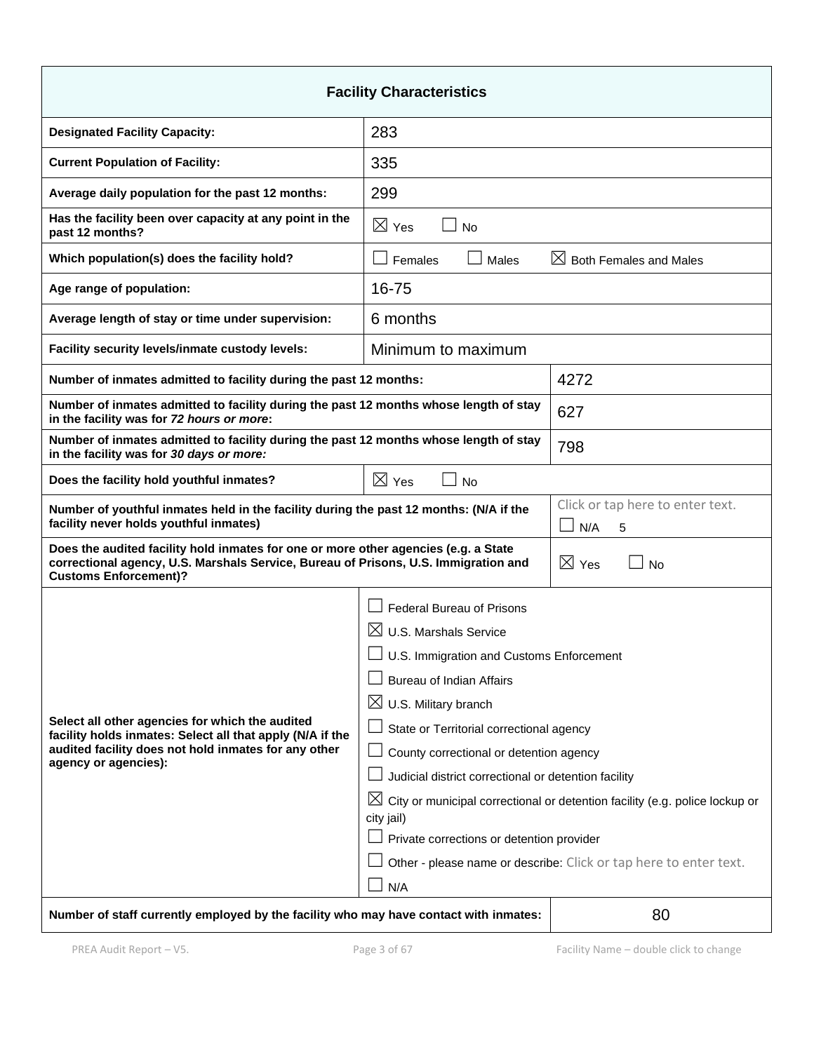| Facility Characteristics | | |
|---|---|---|
| **Designated Facility Capacity:** | 283 | |
| **Current Population of Facility:** | 335 | |
| **Average daily population for the past 12 months:** | 299 | |
| **Has the facility been over capacity at any point in the past 12 months?** | ☒ Yes ☐ No | |
| **Which population(s) does the facility hold?** | ☐ Females ☐ Males ☒ Both Females and Males | |
| **Age range of population:** | 16-75 | |
| **Average length of stay or time under supervision:** | 6 months | |
| **Facility security levels/inmate custody levels:** | Minimum to maximum | |
| **Number of inmates admitted to facility during the past 12 months:** | | 4272 |
| **Number of inmates admitted to facility during the past 12 months whose length of stay in the facility was for *72 hours or more*:** | | 627 |
| **Number of inmates admitted to facility during the past 12 months whose length of stay in the facility was for *30 days or more:*** | | 798 |
| **Does the facility hold youthful inmates?** | ☒ Yes ☐ No | |
| **Number of youthful inmates held in the facility during the past 12 months: (N/A if the facility never holds youthful inmates)** | | Click or tap here to enter text. ☐ N/A 5 |
| **Does the audited facility hold inmates for one or more other agencies (e.g. a State correctional agency, U.S. Marshals Service, Bureau of Prisons, U.S. Immigration and Customs Enforcement)?** | | ☒ Yes ☐ No |
| **Select all other agencies for which the audited facility holds inmates: Select all that apply (N/A if the audited facility does not hold inmates for any other agency or agencies):** | ☐ Federal Bureau of Prisons<br>☒ U.S. Marshals Service<br>☐ U.S. Immigration and Customs Enforcement<br>☐ Bureau of Indian Affairs<br>☒ U.S. Military branch<br>☐ State or Territorial correctional agency<br>☐ County correctional or detention agency<br>☐ Judicial district correctional or detention facility<br>☒ City or municipal correctional or detention facility (e.g. police lockup or city jail)<br>☐ Private corrections or detention provider<br>☐ Other - please name or describe: Click or tap here to enter text.<br>☐ N/A | |
| **Number of staff currently employed by the facility who may have contact with inmates:** | | 80 |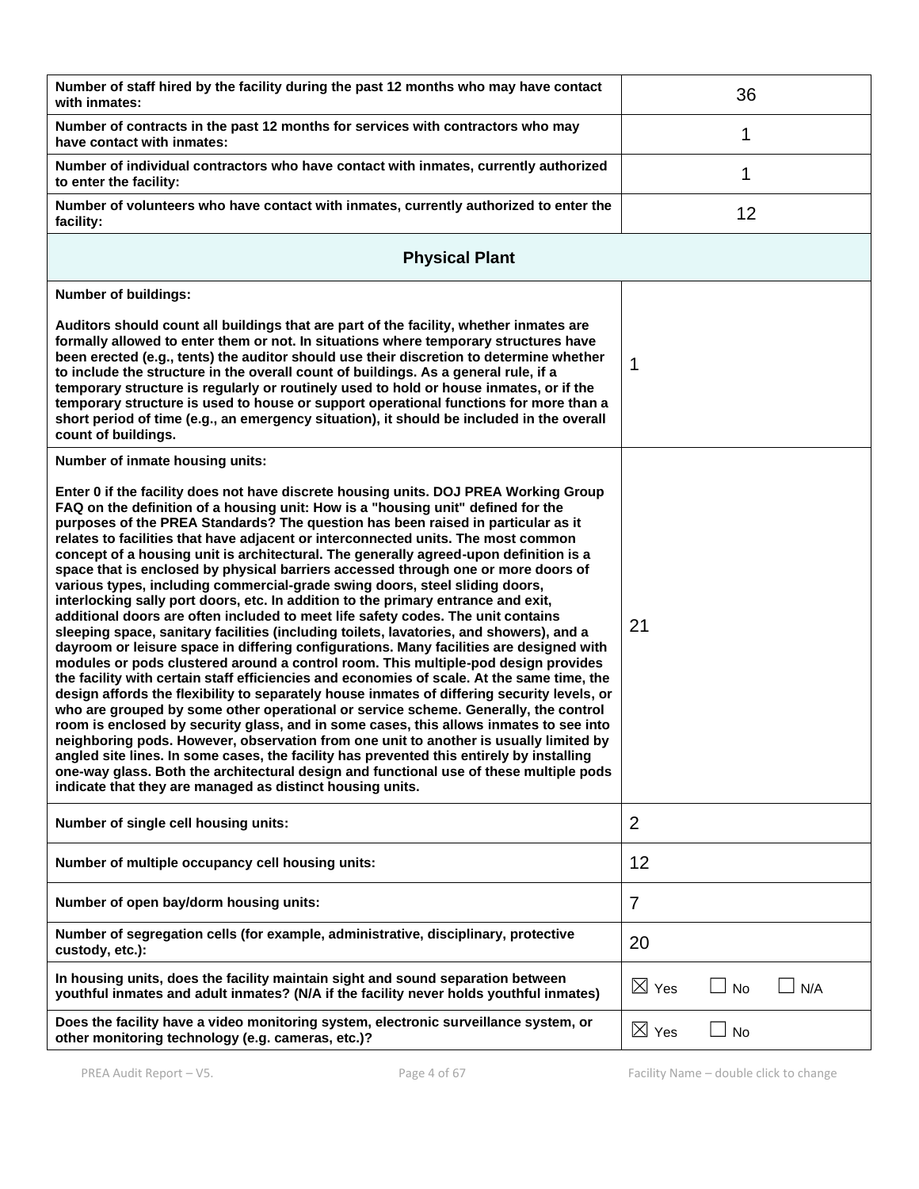| | |
|---|---|
| **Number of staff hired by the facility during the past 12 months who may have contact with inmates:** | 36 |
| **Number of contracts in the past 12 months for services with contractors who may have contact with inmates:** | 1 |
| **Number of individual contractors who have contact with inmates, currently authorized to enter the facility:** | 1 |
| **Number of volunteers who have contact with inmates, currently authorized to enter the facility:** | 12 |

## Physical Plant

| | |
|---|---|
| **Number of buildings:**<br><br>**Auditors should count all buildings that are part of the facility, whether inmates are formally allowed to enter them or not. In situations where temporary structures have been erected (e.g., tents) the auditor should use their discretion to determine whether to include the structure in the overall count of buildings. As a general rule, if a temporary structure is regularly or routinely used to hold or house inmates, or if the temporary structure is used to house or support operational functions for more than a short period of time (e.g., an emergency situation), it should be included in the overall count of buildings.** | 1 |
| **Number of inmate housing units:**<br><br>**Enter 0 if the facility does not have discrete housing units. DOJ PREA Working Group FAQ on the definition of a housing unit: How is a "housing unit" defined for the purposes of the PREA Standards? The question has been raised in particular as it relates to facilities that have adjacent or interconnected units. The most common concept of a housing unit is architectural. The generally agreed-upon definition is a space that is enclosed by physical barriers accessed through one or more doors of various types, including commercial-grade swing doors, steel sliding doors, interlocking sally port doors, etc. In addition to the primary entrance and exit, additional doors are often included to meet life safety codes. The unit contains sleeping space, sanitary facilities (including toilets, lavatories, and showers), and a dayroom or leisure space in differing configurations. Many facilities are designed with modules or pods clustered around a control room. This multiple-pod design provides the facility with certain staff efficiencies and economies of scale. At the same time, the design affords the flexibility to separately house inmates of differing security levels, or who are grouped by some other operational or service scheme. Generally, the control room is enclosed by security glass, and in some cases, this allows inmates to see into neighboring pods. However, observation from one unit to another is usually limited by angled site lines. In some cases, the facility has prevented this entirely by installing one-way glass. Both the architectural design and functional use of these multiple pods indicate that they are managed as distinct housing units.** | 21 |
| **Number of single cell housing units:** | 2 |
| **Number of multiple occupancy cell housing units:** | 12 |
| **Number of open bay/dorm housing units:** | 7 |
| **Number of segregation cells (for example, administrative, disciplinary, protective custody, etc.):** | 20 |
| **In housing units, does the facility maintain sight and sound separation between youthful inmates and adult inmates? (N/A if the facility never holds youthful inmates)** | ☒ Yes ☐ No ☐ N/A |
| **Does the facility have a video monitoring system, electronic surveillance system, or other monitoring technology (e.g. cameras, etc.)?** | ☒ Yes ☐ No |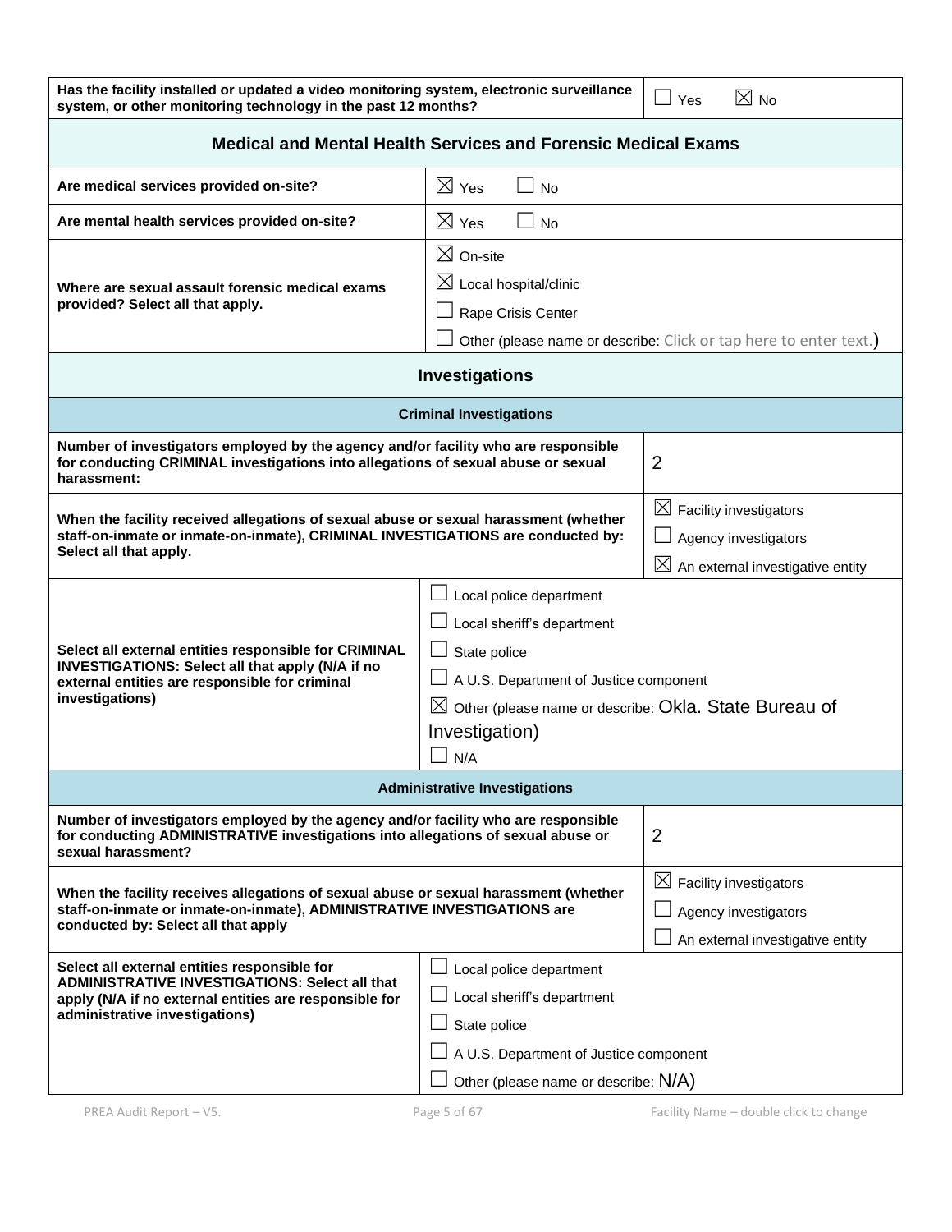| Has the facility installed or updated a video monitoring system, electronic surveillance system, or other monitoring technology in the past 12 months? | ☐ Yes ☒ No |
|---|---|

## Medical and Mental Health Services and Forensic Medical Exams

| | |
|---|---|
| **Are medical services provided on-site?** | ☒ Yes ☐ No |
| **Are mental health services provided on-site?** | ☒ Yes ☐ No |
| **Where are sexual assault forensic medical exams provided? Select all that apply.** | ☒ On-site<br>☒ Local hospital/clinic<br>☐ Rape Crisis Center<br>☐ Other (please name or describe: Click or tap here to enter text.) |

## Investigations

### Criminal Investigations

| | |
|---|---|
| **Number of investigators employed by the agency and/or facility who are responsible for conducting CRIMINAL investigations into allegations of sexual abuse or sexual harassment:** | 2 |
| **When the facility received allegations of sexual abuse or sexual harassment (whether staff-on-inmate or inmate-on-inmate), CRIMINAL INVESTIGATIONS are conducted by: Select all that apply.** | ☒ Facility investigators<br>☐ Agency investigators<br>☒ An external investigative entity |
| **Select all external entities responsible for CRIMINAL INVESTIGATIONS: Select all that apply (N/A if no external entities are responsible for criminal investigations)** | ☐ Local police department<br>☐ Local sheriff's department<br>☐ State police<br>☐ A U.S. Department of Justice component<br>☒ Other (please name or describe: Okla. State Bureau of Investigation)<br>☐ N/A |

### Administrative Investigations

| | |
|---|---|
| **Number of investigators employed by the agency and/or facility who are responsible for conducting ADMINISTRATIVE investigations into allegations of sexual abuse or sexual harassment?** | 2 |
| **When the facility receives allegations of sexual abuse or sexual harassment (whether staff-on-inmate or inmate-on-inmate), ADMINISTRATIVE INVESTIGATIONS are conducted by: Select all that apply** | ☒ Facility investigators<br>☐ Agency investigators<br>☐ An external investigative entity |
| **Select all external entities responsible for ADMINISTRATIVE INVESTIGATIONS: Select all that apply (N/A if no external entities are responsible for administrative investigations)** | ☐ Local police department<br>☐ Local sheriff's department<br>☐ State police<br>☐ A U.S. Department of Justice component<br>☐ Other (please name or describe: N/A) |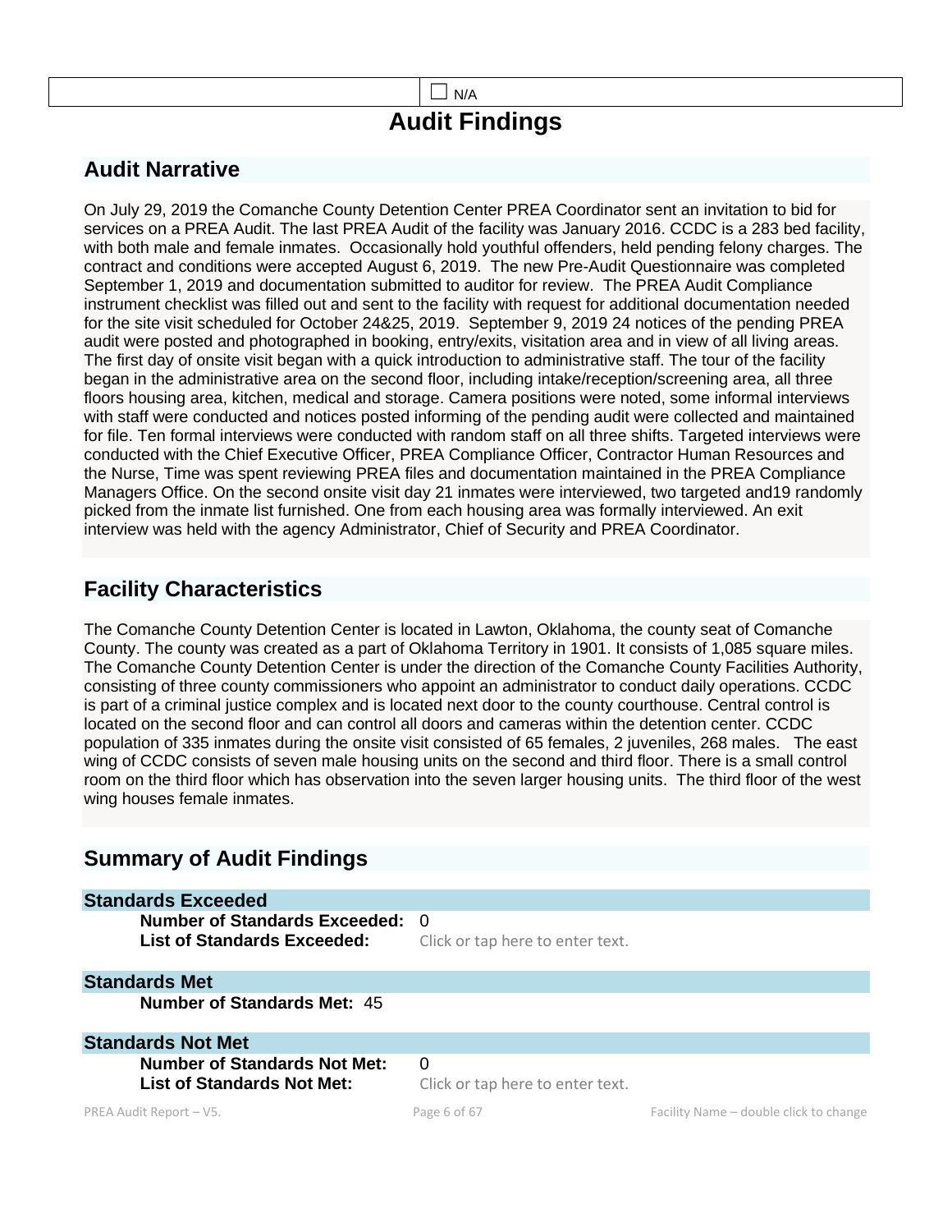☐ N/A

# Audit Findings

## Audit Narrative

On July 29, 2019 the Comanche County Detention Center PREA Coordinator sent an invitation to bid for services on a PREA Audit. The last PREA Audit of the facility was January 2016. CCDC is a 283 bed facility, with both male and female inmates. Occasionally hold youthful offenders, held pending felony charges. The contract and conditions were accepted August 6, 2019. The new Pre-Audit Questionnaire was completed September 1, 2019 and documentation submitted to auditor for review. The PREA Audit Compliance instrument checklist was filled out and sent to the facility with request for additional documentation needed for the site visit scheduled for October 24&25, 2019. September 9, 2019 24 notices of the pending PREA audit were posted and photographed in booking, entry/exits, visitation area and in view of all living areas. The first day of onsite visit began with a quick introduction to administrative staff. The tour of the facility began in the administrative area on the second floor, including intake/reception/screening area, all three floors housing area, kitchen, medical and storage. Camera positions were noted, some informal interviews with staff were conducted and notices posted informing of the pending audit were collected and maintained for file. Ten formal interviews were conducted with random staff on all three shifts. Targeted interviews were conducted with the Chief Executive Officer, PREA Compliance Officer, Contractor Human Resources and the Nurse, Time was spent reviewing PREA files and documentation maintained in the PREA Compliance Managers Office. On the second onsite visit day 21 inmates were interviewed, two targeted and19 randomly picked from the inmate list furnished. One from each housing area was formally interviewed. An exit interview was held with the agency Administrator, Chief of Security and PREA Coordinator.

## Facility Characteristics

The Comanche County Detention Center is located in Lawton, Oklahoma, the county seat of Comanche County. The county was created as a part of Oklahoma Territory in 1901. It consists of 1,085 square miles. The Comanche County Detention Center is under the direction of the Comanche County Facilities Authority, consisting of three county commissioners who appoint an administrator to conduct daily operations. CCDC is part of a criminal justice complex and is located next door to the county courthouse. Central control is located on the second floor and can control all doors and cameras within the detention center. CCDC population of 335 inmates during the onsite visit consisted of 65 females, 2 juveniles, 268 males. The east wing of CCDC consists of seven male housing units on the second and third floor. There is a small control room on the third floor which has observation into the seven larger housing units. The third floor of the west wing houses female inmates.

## Summary of Audit Findings

### Standards Exceeded

**Number of Standards Exceeded:** 0

**List of Standards Exceeded:** Click or tap here to enter text.

### Standards Met

**Number of Standards Met:** 45

### Standards Not Met

**Number of Standards Not Met:** 0

**List of Standards Not Met:** Click or tap here to enter text.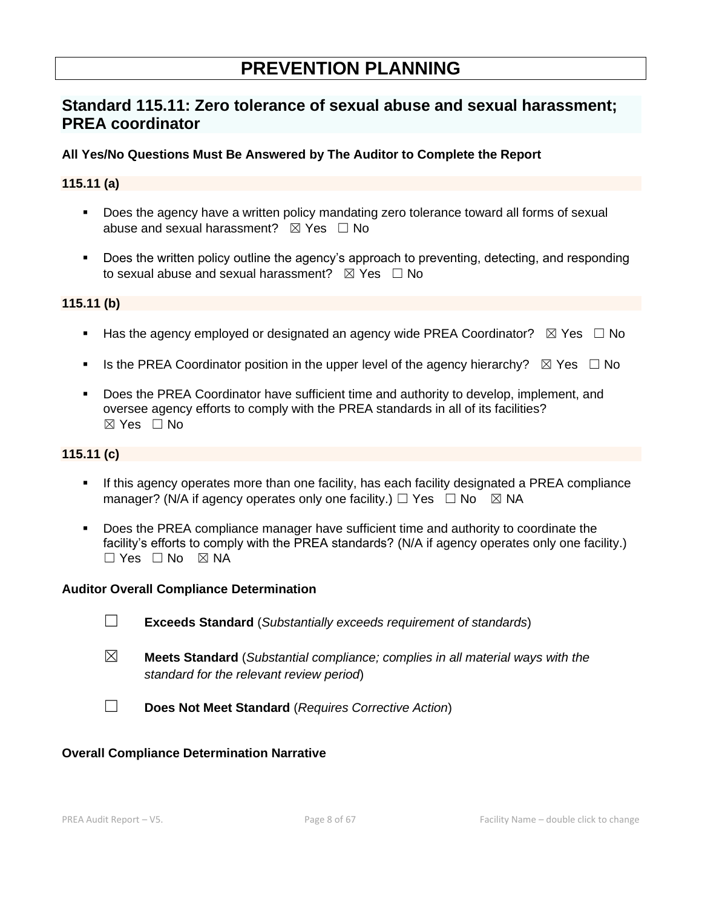# PREVENTION PLANNING

## Standard 115.11: Zero tolerance of sexual abuse and sexual harassment; PREA coordinator

**All Yes/No Questions Must Be Answered by The Auditor to Complete the Report**

### 115.11 (a)

- Does the agency have a written policy mandating zero tolerance toward all forms of sexual abuse and sexual harassment? ☒ Yes ☐ No
- Does the written policy outline the agency's approach to preventing, detecting, and responding to sexual abuse and sexual harassment? ☒ Yes ☐ No

### 115.11 (b)

- Has the agency employed or designated an agency wide PREA Coordinator? ☒ Yes ☐ No
- Is the PREA Coordinator position in the upper level of the agency hierarchy? ☒ Yes ☐ No
- Does the PREA Coordinator have sufficient time and authority to develop, implement, and oversee agency efforts to comply with the PREA standards in all of its facilities? ☒ Yes ☐ No

### 115.11 (c)

- If this agency operates more than one facility, has each facility designated a PREA compliance manager? (N/A if agency operates only one facility.) ☐ Yes ☐ No ☒ NA
- Does the PREA compliance manager have sufficient time and authority to coordinate the facility's efforts to comply with the PREA standards? (N/A if agency operates only one facility.) ☐ Yes ☐ No ☒ NA

**Auditor Overall Compliance Determination**

☐ **Exceeds Standard** (*Substantially exceeds requirement of standards*)

☒ **Meets Standard** (*Substantial compliance; complies in all material ways with the standard for the relevant review period*)

☐ **Does Not Meet Standard** (*Requires Corrective Action*)

**Overall Compliance Determination Narrative**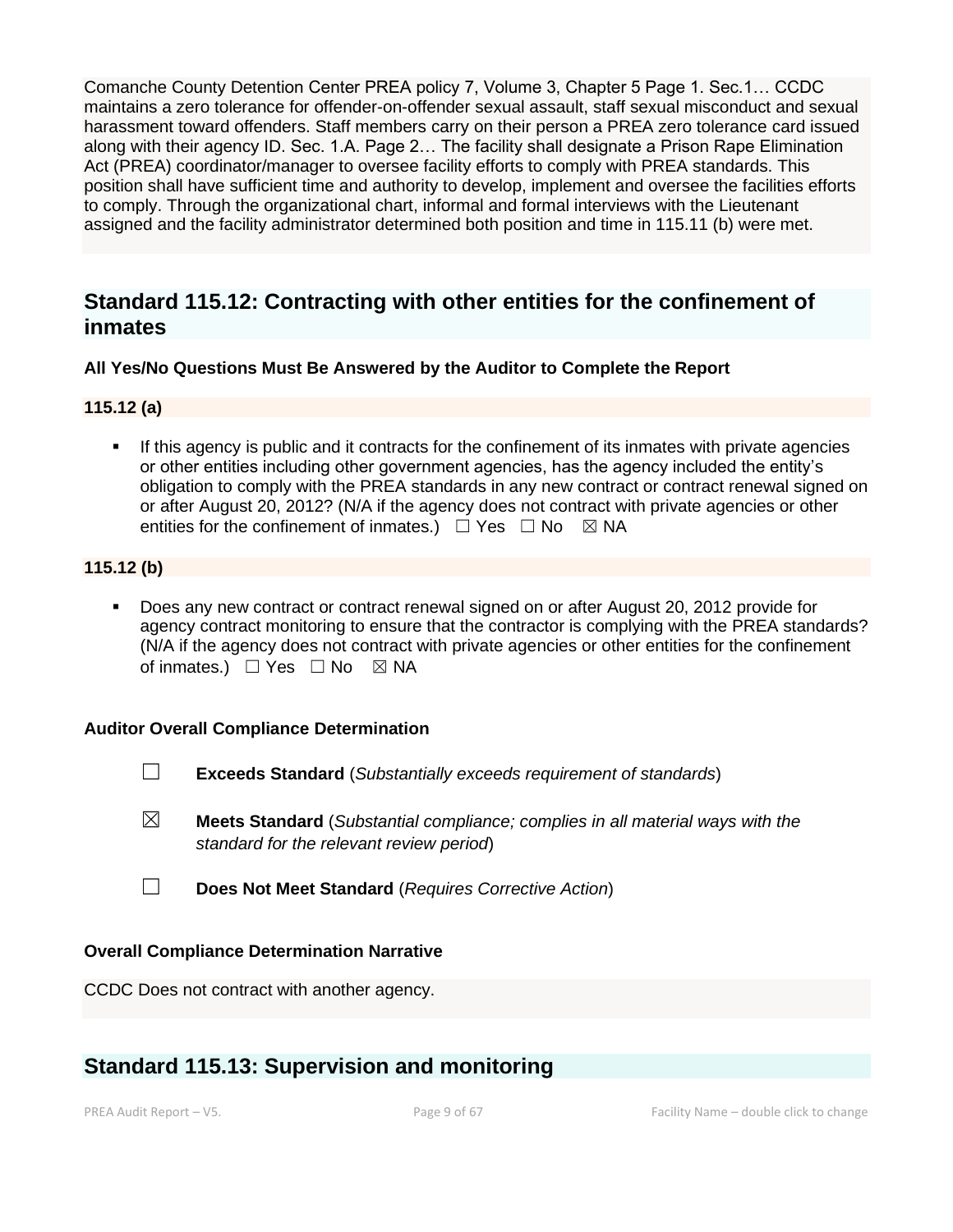Comanche County Detention Center PREA policy 7, Volume 3, Chapter 5 Page 1. Sec.1… CCDC maintains a zero tolerance for offender-on-offender sexual assault, staff sexual misconduct and sexual harassment toward offenders. Staff members carry on their person a PREA zero tolerance card issued along with their agency ID. Sec. 1.A. Page 2… The facility shall designate a Prison Rape Elimination Act (PREA) coordinator/manager to oversee facility efforts to comply with PREA standards. This position shall have sufficient time and authority to develop, implement and oversee the facilities efforts to comply. Through the organizational chart, informal and formal interviews with the Lieutenant assigned and the facility administrator determined both position and time in 115.11 (b) were met.

## Standard 115.12: Contracting with other entities for the confinement of inmates

**All Yes/No Questions Must Be Answered by the Auditor to Complete the Report**

**115.12 (a)**

- If this agency is public and it contracts for the confinement of its inmates with private agencies or other entities including other government agencies, has the agency included the entity's obligation to comply with the PREA standards in any new contract or contract renewal signed on or after August 20, 2012? (N/A if the agency does not contract with private agencies or other entities for the confinement of inmates.) ☐ Yes ☐ No ☒ NA

**115.12 (b)**

- Does any new contract or contract renewal signed on or after August 20, 2012 provide for agency contract monitoring to ensure that the contractor is complying with the PREA standards? (N/A if the agency does not contract with private agencies or other entities for the confinement of inmates.) ☐ Yes ☐ No ☒ NA

**Auditor Overall Compliance Determination**

☐ **Exceeds Standard** (*Substantially exceeds requirement of standards*)

☒ **Meets Standard** (*Substantial compliance; complies in all material ways with the standard for the relevant review period*)

☐ **Does Not Meet Standard** (*Requires Corrective Action*)

**Overall Compliance Determination Narrative**

CCDC Does not contract with another agency.

## Standard 115.13: Supervision and monitoring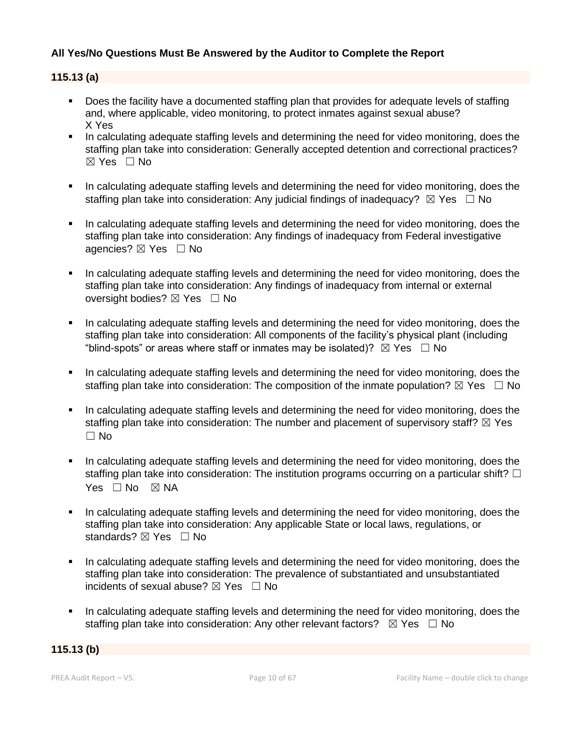**All Yes/No Questions Must Be Answered by the Auditor to Complete the Report**

**115.13 (a)**

- Does the facility have a documented staffing plan that provides for adequate levels of staffing and, where applicable, video monitoring, to protect inmates against sexual abuse? X Yes
- In calculating adequate staffing levels and determining the need for video monitoring, does the staffing plan take into consideration: Generally accepted detention and correctional practices? ☒ Yes ☐ No
- In calculating adequate staffing levels and determining the need for video monitoring, does the staffing plan take into consideration: Any judicial findings of inadequacy? ☒ Yes ☐ No
- In calculating adequate staffing levels and determining the need for video monitoring, does the staffing plan take into consideration: Any findings of inadequacy from Federal investigative agencies? ☒ Yes ☐ No
- In calculating adequate staffing levels and determining the need for video monitoring, does the staffing plan take into consideration: Any findings of inadequacy from internal or external oversight bodies? ☒ Yes ☐ No
- In calculating adequate staffing levels and determining the need for video monitoring, does the staffing plan take into consideration: All components of the facility's physical plant (including "blind-spots" or areas where staff or inmates may be isolated)? ☒ Yes ☐ No
- In calculating adequate staffing levels and determining the need for video monitoring, does the staffing plan take into consideration: The composition of the inmate population? ☒ Yes ☐ No
- In calculating adequate staffing levels and determining the need for video monitoring, does the staffing plan take into consideration: The number and placement of supervisory staff? ☒ Yes ☐ No
- In calculating adequate staffing levels and determining the need for video monitoring, does the staffing plan take into consideration: The institution programs occurring on a particular shift? ☐ Yes ☐ No ☒ NA
- In calculating adequate staffing levels and determining the need for video monitoring, does the staffing plan take into consideration: Any applicable State or local laws, regulations, or standards? ☒ Yes ☐ No
- In calculating adequate staffing levels and determining the need for video monitoring, does the staffing plan take into consideration: The prevalence of substantiated and unsubstantiated incidents of sexual abuse? ☒ Yes ☐ No
- In calculating adequate staffing levels and determining the need for video monitoring, does the staffing plan take into consideration: Any other relevant factors? ☒ Yes ☐ No

**115.13 (b)**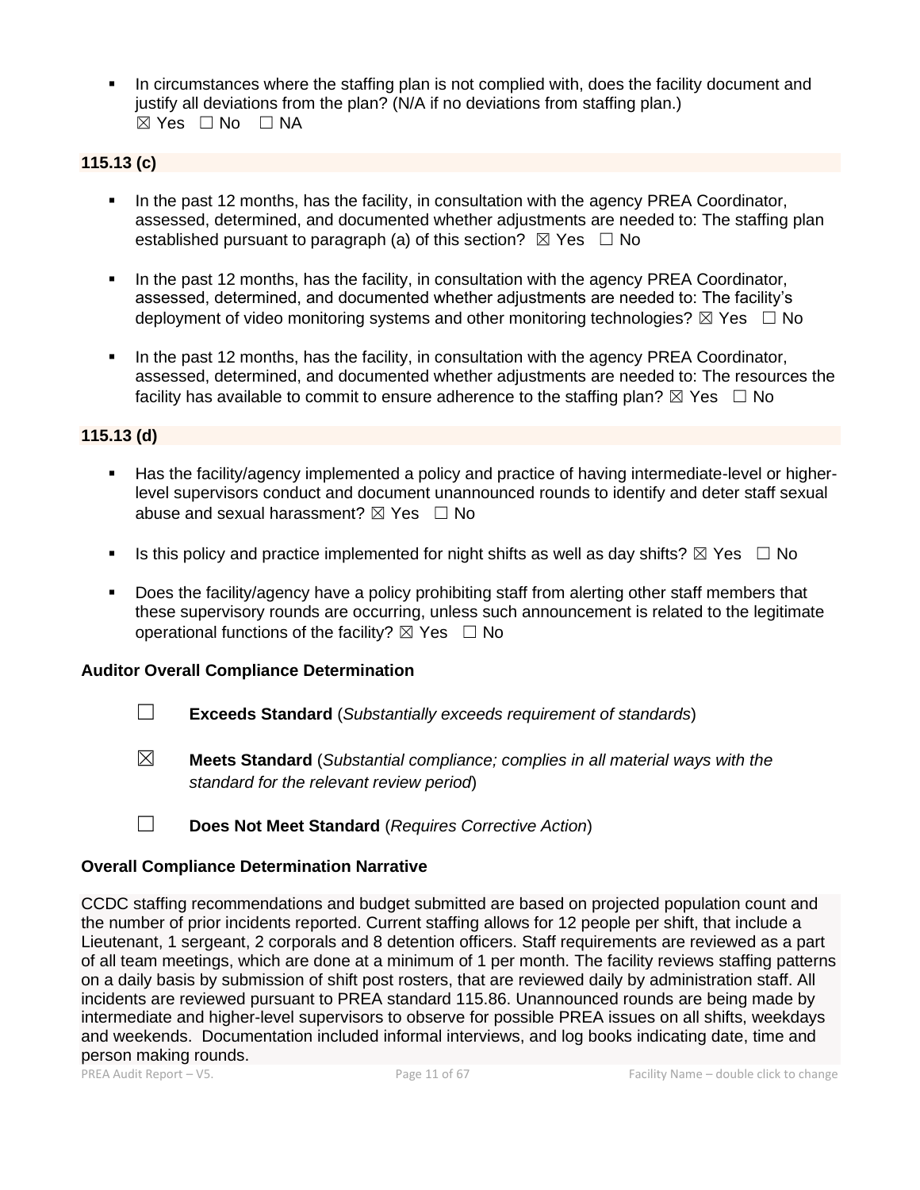- In circumstances where the staffing plan is not complied with, does the facility document and justify all deviations from the plan? (N/A if no deviations from staffing plan.)
  ☒ Yes ☐ No ☐ NA

**115.13 (c)**

- In the past 12 months, has the facility, in consultation with the agency PREA Coordinator, assessed, determined, and documented whether adjustments are needed to: The staffing plan established pursuant to paragraph (a) of this section? ☒ Yes ☐ No

- In the past 12 months, has the facility, in consultation with the agency PREA Coordinator, assessed, determined, and documented whether adjustments are needed to: The facility's deployment of video monitoring systems and other monitoring technologies? ☒ Yes ☐ No

- In the past 12 months, has the facility, in consultation with the agency PREA Coordinator, assessed, determined, and documented whether adjustments are needed to: The resources the facility has available to commit to ensure adherence to the staffing plan? ☒ Yes ☐ No

**115.13 (d)**

- Has the facility/agency implemented a policy and practice of having intermediate-level or higher-level supervisors conduct and document unannounced rounds to identify and deter staff sexual abuse and sexual harassment? ☒ Yes ☐ No

- Is this policy and practice implemented for night shifts as well as day shifts? ☒ Yes ☐ No

- Does the facility/agency have a policy prohibiting staff from alerting other staff members that these supervisory rounds are occurring, unless such announcement is related to the legitimate operational functions of the facility? ☒ Yes ☐ No

**Auditor Overall Compliance Determination**

☐ **Exceeds Standard** (*Substantially exceeds requirement of standards*)

☒ **Meets Standard** (*Substantial compliance; complies in all material ways with the standard for the relevant review period*)

☐ **Does Not Meet Standard** (*Requires Corrective Action*)

**Overall Compliance Determination Narrative**

CCDC staffing recommendations and budget submitted are based on projected population count and the number of prior incidents reported. Current staffing allows for 12 people per shift, that include a Lieutenant, 1 sergeant, 2 corporals and 8 detention officers. Staff requirements are reviewed as a part of all team meetings, which are done at a minimum of 1 per month. The facility reviews staffing patterns on a daily basis by submission of shift post rosters, that are reviewed daily by administration staff. All incidents are reviewed pursuant to PREA standard 115.86. Unannounced rounds are being made by intermediate and higher-level supervisors to observe for possible PREA issues on all shifts, weekdays and weekends. Documentation included informal interviews, and log books indicating date, time and person making rounds.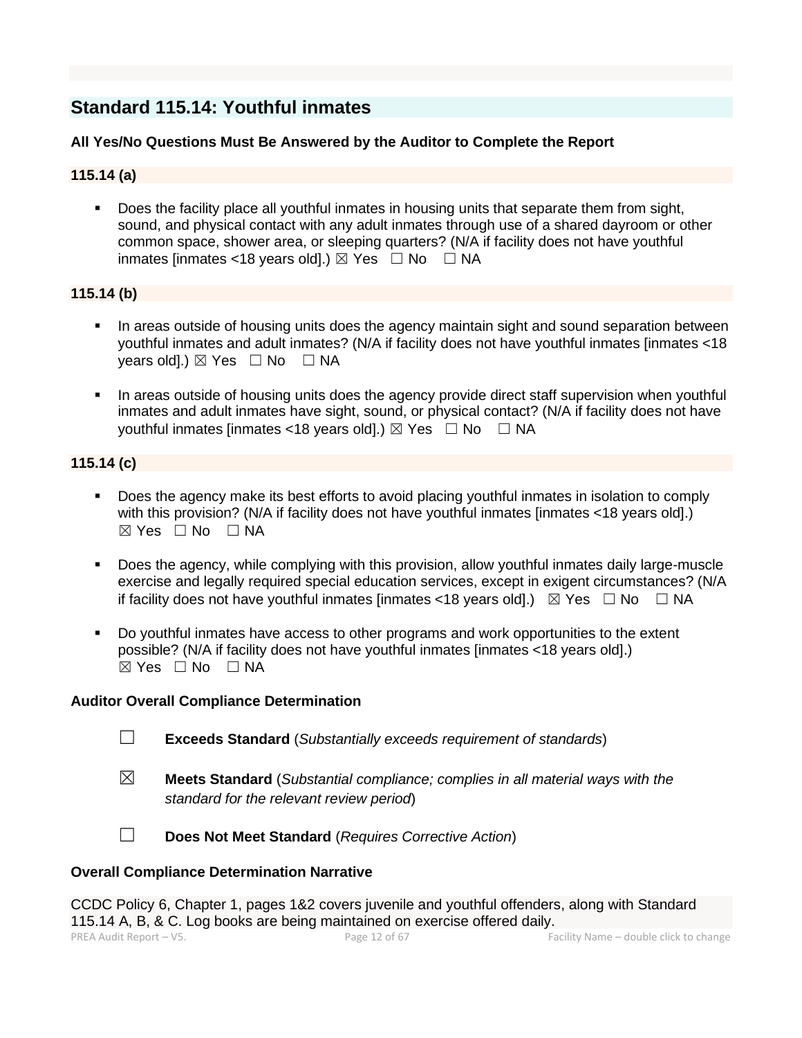## Standard 115.14: Youthful inmates

**All Yes/No Questions Must Be Answered by the Auditor to Complete the Report**

### 115.14 (a)

- Does the facility place all youthful inmates in housing units that separate them from sight, sound, and physical contact with any adult inmates through use of a shared dayroom or other common space, shower area, or sleeping quarters? (N/A if facility does not have youthful inmates [inmates <18 years old].) ☒ Yes ☐ No ☐ NA

### 115.14 (b)

- In areas outside of housing units does the agency maintain sight and sound separation between youthful inmates and adult inmates? (N/A if facility does not have youthful inmates [inmates <18 years old].) ☒ Yes ☐ No ☐ NA
- In areas outside of housing units does the agency provide direct staff supervision when youthful inmates and adult inmates have sight, sound, or physical contact? (N/A if facility does not have youthful inmates [inmates <18 years old].) ☒ Yes ☐ No ☐ NA

### 115.14 (c)

- Does the agency make its best efforts to avoid placing youthful inmates in isolation to comply with this provision? (N/A if facility does not have youthful inmates [inmates <18 years old].) ☒ Yes ☐ No ☐ NA
- Does the agency, while complying with this provision, allow youthful inmates daily large-muscle exercise and legally required special education services, except in exigent circumstances? (N/A if facility does not have youthful inmates [inmates <18 years old].) ☒ Yes ☐ No ☐ NA
- Do youthful inmates have access to other programs and work opportunities to the extent possible? (N/A if facility does not have youthful inmates [inmates <18 years old].) ☒ Yes ☐ No ☐ NA

**Auditor Overall Compliance Determination**

☐ **Exceeds Standard** (*Substantially exceeds requirement of standards*)

☒ **Meets Standard** (*Substantial compliance; complies in all material ways with the standard for the relevant review period*)

☐ **Does Not Meet Standard** (*Requires Corrective Action*)

**Overall Compliance Determination Narrative**

CCDC Policy 6, Chapter 1, pages 1&2 covers juvenile and youthful offenders, along with Standard 115.14 A, B, & C. Log books are being maintained on exercise offered daily.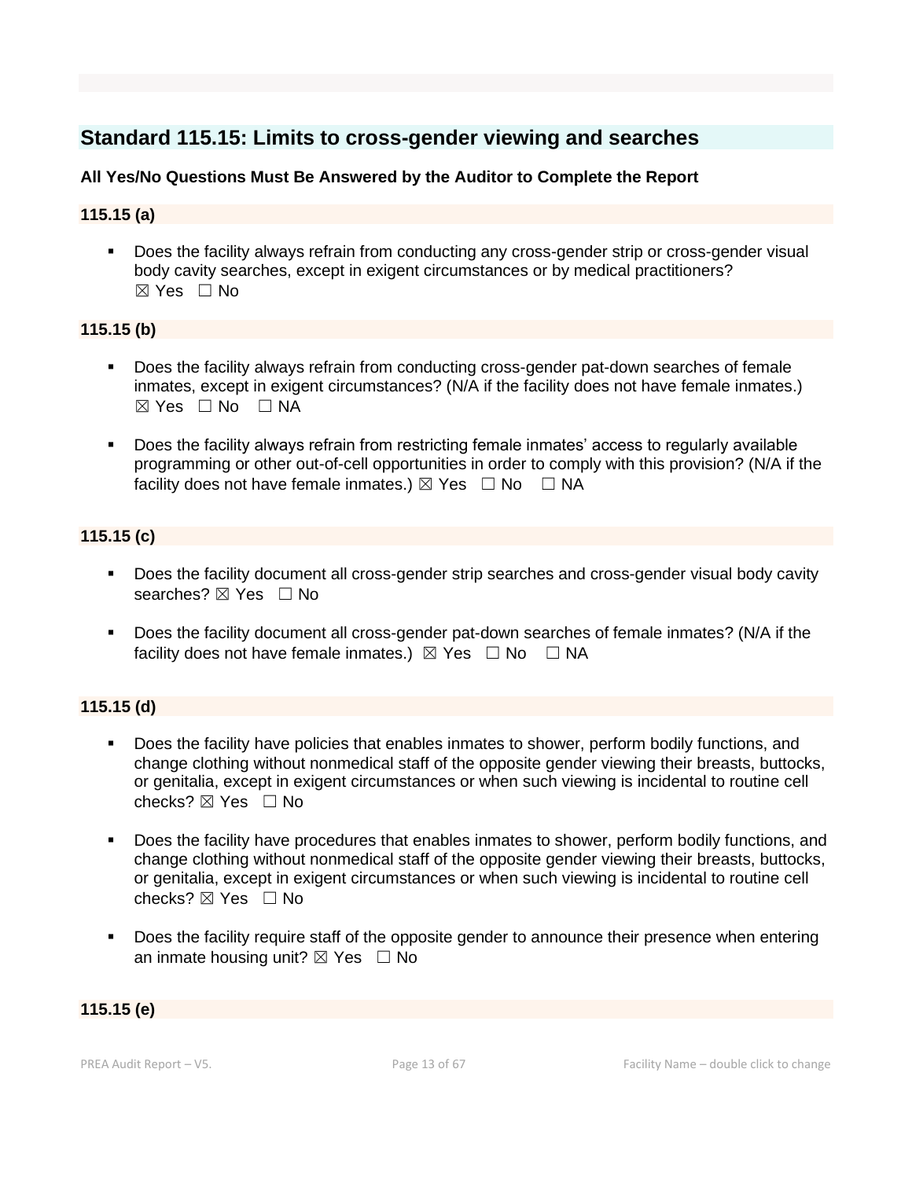## Standard 115.15: Limits to cross-gender viewing and searches

**All Yes/No Questions Must Be Answered by the Auditor to Complete the Report**

**115.15 (a)**

- Does the facility always refrain from conducting any cross-gender strip or cross-gender visual body cavity searches, except in exigent circumstances or by medical practitioners? ☒ Yes ☐ No

**115.15 (b)**

- Does the facility always refrain from conducting cross-gender pat-down searches of female inmates, except in exigent circumstances? (N/A if the facility does not have female inmates.) ☒ Yes ☐ No ☐ NA
- Does the facility always refrain from restricting female inmates' access to regularly available programming or other out-of-cell opportunities in order to comply with this provision? (N/A if the facility does not have female inmates.) ☒ Yes ☐ No ☐ NA

**115.15 (c)**

- Does the facility document all cross-gender strip searches and cross-gender visual body cavity searches? ☒ Yes ☐ No
- Does the facility document all cross-gender pat-down searches of female inmates? (N/A if the facility does not have female inmates.) ☒ Yes ☐ No ☐ NA

**115.15 (d)**

- Does the facility have policies that enables inmates to shower, perform bodily functions, and change clothing without nonmedical staff of the opposite gender viewing their breasts, buttocks, or genitalia, except in exigent circumstances or when such viewing is incidental to routine cell checks? ☒ Yes ☐ No
- Does the facility have procedures that enables inmates to shower, perform bodily functions, and change clothing without nonmedical staff of the opposite gender viewing their breasts, buttocks, or genitalia, except in exigent circumstances or when such viewing is incidental to routine cell checks? ☒ Yes ☐ No
- Does the facility require staff of the opposite gender to announce their presence when entering an inmate housing unit? ☒ Yes ☐ No

**115.15 (e)**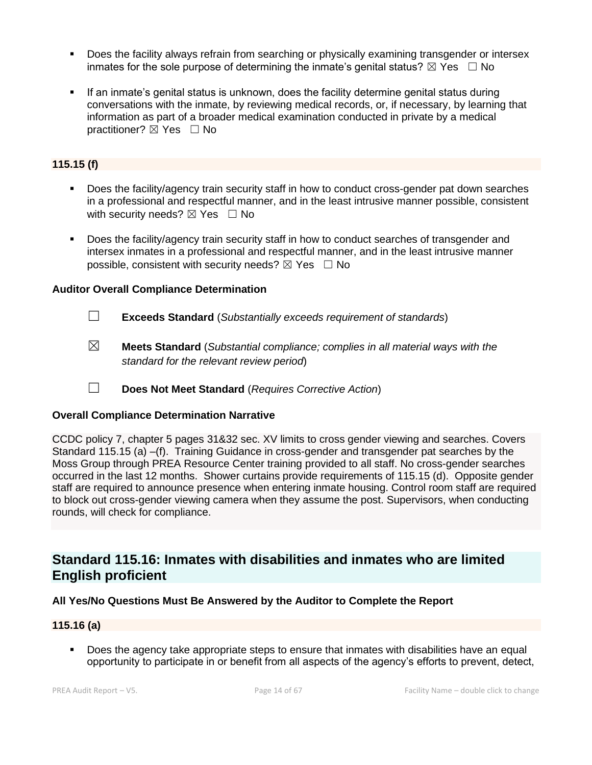- Does the facility always refrain from searching or physically examining transgender or intersex inmates for the sole purpose of determining the inmate's genital status? ☒ Yes ☐ No

- If an inmate's genital status is unknown, does the facility determine genital status during conversations with the inmate, by reviewing medical records, or, if necessary, by learning that information as part of a broader medical examination conducted in private by a medical practitioner? ☒ Yes ☐ No

**115.15 (f)**

- Does the facility/agency train security staff in how to conduct cross-gender pat down searches in a professional and respectful manner, and in the least intrusive manner possible, consistent with security needs? ☒ Yes ☐ No

- Does the facility/agency train security staff in how to conduct searches of transgender and intersex inmates in a professional and respectful manner, and in the least intrusive manner possible, consistent with security needs? ☒ Yes ☐ No

**Auditor Overall Compliance Determination**

☐ **Exceeds Standard** (*Substantially exceeds requirement of standards*)

☒ **Meets Standard** (*Substantial compliance; complies in all material ways with the standard for the relevant review period*)

☐ **Does Not Meet Standard** (*Requires Corrective Action*)

**Overall Compliance Determination Narrative**

CCDC policy 7, chapter 5 pages 31&32 sec. XV limits to cross gender viewing and searches. Covers Standard 115.15 (a) –(f). Training Guidance in cross-gender and transgender pat searches by the Moss Group through PREA Resource Center training provided to all staff. No cross-gender searches occurred in the last 12 months. Shower curtains provide requirements of 115.15 (d). Opposite gender staff are required to announce presence when entering inmate housing. Control room staff are required to block out cross-gender viewing camera when they assume the post. Supervisors, when conducting rounds, will check for compliance.

## Standard 115.16: Inmates with disabilities and inmates who are limited English proficient

**All Yes/No Questions Must Be Answered by the Auditor to Complete the Report**

**115.16 (a)**

- Does the agency take appropriate steps to ensure that inmates with disabilities have an equal opportunity to participate in or benefit from all aspects of the agency's efforts to prevent, detect,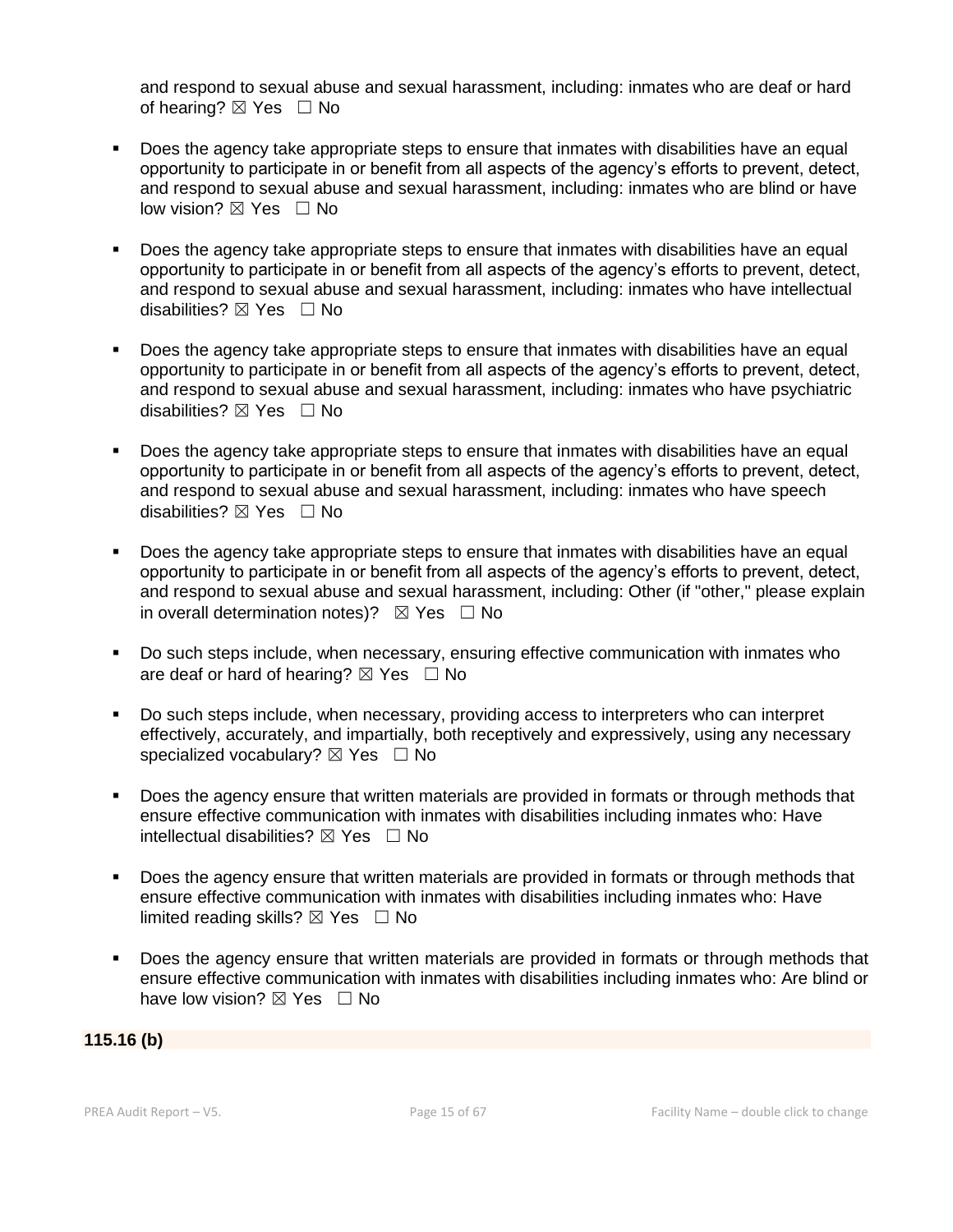and respond to sexual abuse and sexual harassment, including: inmates who are deaf or hard of hearing? ☒ Yes ☐ No

- Does the agency take appropriate steps to ensure that inmates with disabilities have an equal opportunity to participate in or benefit from all aspects of the agency's efforts to prevent, detect, and respond to sexual abuse and sexual harassment, including: inmates who are blind or have low vision? ☒ Yes ☐ No

- Does the agency take appropriate steps to ensure that inmates with disabilities have an equal opportunity to participate in or benefit from all aspects of the agency's efforts to prevent, detect, and respond to sexual abuse and sexual harassment, including: inmates who have intellectual disabilities? ☒ Yes ☐ No

- Does the agency take appropriate steps to ensure that inmates with disabilities have an equal opportunity to participate in or benefit from all aspects of the agency's efforts to prevent, detect, and respond to sexual abuse and sexual harassment, including: inmates who have psychiatric disabilities? ☒ Yes ☐ No

- Does the agency take appropriate steps to ensure that inmates with disabilities have an equal opportunity to participate in or benefit from all aspects of the agency's efforts to prevent, detect, and respond to sexual abuse and sexual harassment, including: inmates who have speech disabilities? ☒ Yes ☐ No

- Does the agency take appropriate steps to ensure that inmates with disabilities have an equal opportunity to participate in or benefit from all aspects of the agency's efforts to prevent, detect, and respond to sexual abuse and sexual harassment, including: Other (if "other," please explain in overall determination notes)? ☒ Yes ☐ No

- Do such steps include, when necessary, ensuring effective communication with inmates who are deaf or hard of hearing? ☒ Yes ☐ No

- Do such steps include, when necessary, providing access to interpreters who can interpret effectively, accurately, and impartially, both receptively and expressively, using any necessary specialized vocabulary? ☒ Yes ☐ No

- Does the agency ensure that written materials are provided in formats or through methods that ensure effective communication with inmates with disabilities including inmates who: Have intellectual disabilities? ☒ Yes ☐ No

- Does the agency ensure that written materials are provided in formats or through methods that ensure effective communication with inmates with disabilities including inmates who: Have limited reading skills? ☒ Yes ☐ No

- Does the agency ensure that written materials are provided in formats or through methods that ensure effective communication with inmates with disabilities including inmates who: Are blind or have low vision? ☒ Yes ☐ No

**115.16 (b)**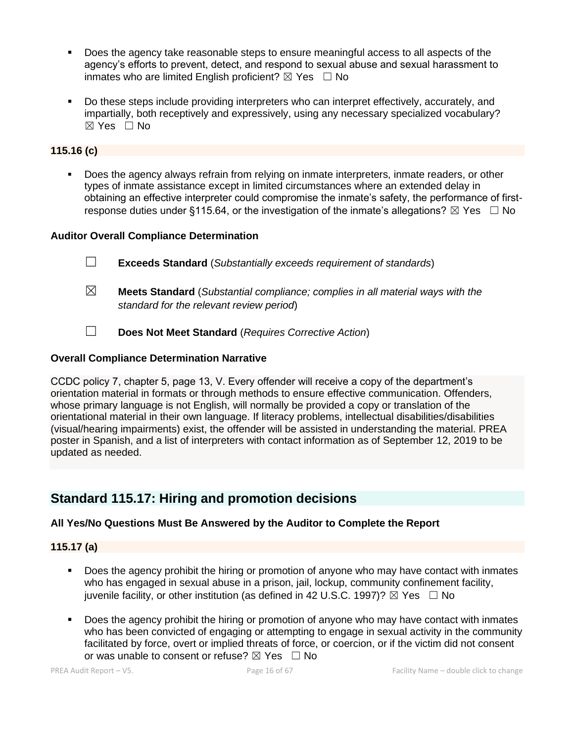- Does the agency take reasonable steps to ensure meaningful access to all aspects of the agency's efforts to prevent, detect, and respond to sexual abuse and sexual harassment to inmates who are limited English proficient? ☒ Yes ☐ No

- Do these steps include providing interpreters who can interpret effectively, accurately, and impartially, both receptively and expressively, using any necessary specialized vocabulary? ☒ Yes ☐ No

**115.16 (c)**

- Does the agency always refrain from relying on inmate interpreters, inmate readers, or other types of inmate assistance except in limited circumstances where an extended delay in obtaining an effective interpreter could compromise the inmate's safety, the performance of first-response duties under §115.64, or the investigation of the inmate's allegations? ☒ Yes ☐ No

**Auditor Overall Compliance Determination**

☐ **Exceeds Standard** (*Substantially exceeds requirement of standards*)

☒ **Meets Standard** (*Substantial compliance; complies in all material ways with the standard for the relevant review period*)

☐ **Does Not Meet Standard** (*Requires Corrective Action*)

**Overall Compliance Determination Narrative**

CCDC policy 7, chapter 5, page 13, V. Every offender will receive a copy of the department's orientation material in formats or through methods to ensure effective communication. Offenders, whose primary language is not English, will normally be provided a copy or translation of the orientational material in their own language. If literacy problems, intellectual disabilities/disabilities (visual/hearing impairments) exist, the offender will be assisted in understanding the material. PREA poster in Spanish, and a list of interpreters with contact information as of September 12, 2019 to be updated as needed.

## Standard 115.17: Hiring and promotion decisions

**All Yes/No Questions Must Be Answered by the Auditor to Complete the Report**

**115.17 (a)**

- Does the agency prohibit the hiring or promotion of anyone who may have contact with inmates who has engaged in sexual abuse in a prison, jail, lockup, community confinement facility, juvenile facility, or other institution (as defined in 42 U.S.C. 1997)? ☒ Yes ☐ No

- Does the agency prohibit the hiring or promotion of anyone who may have contact with inmates who has been convicted of engaging or attempting to engage in sexual activity in the community facilitated by force, overt or implied threats of force, or coercion, or if the victim did not consent or was unable to consent or refuse? ☒ Yes ☐ No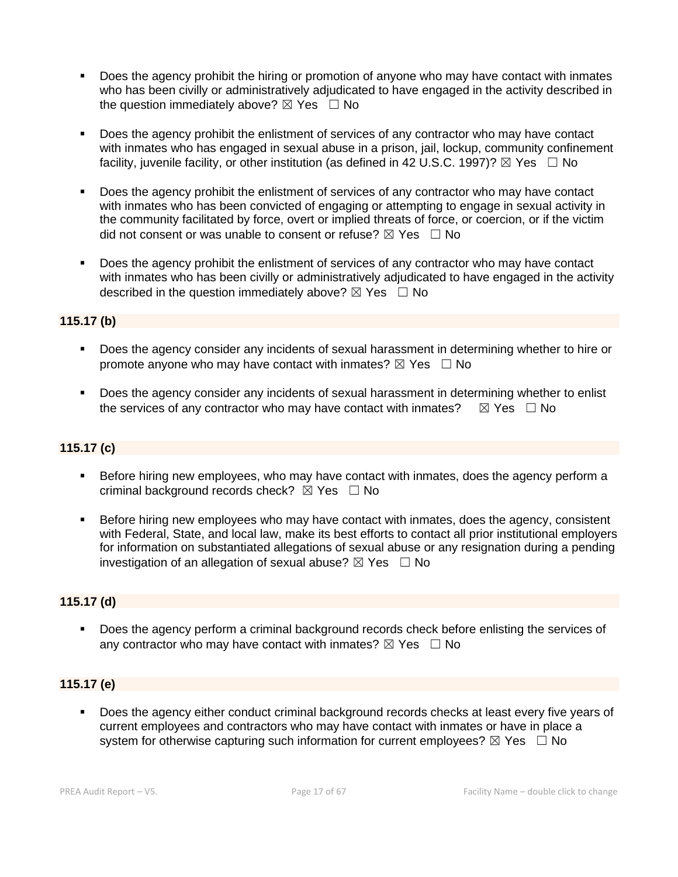- Does the agency prohibit the hiring or promotion of anyone who may have contact with inmates who has been civilly or administratively adjudicated to have engaged in the activity described in the question immediately above? ☒ Yes ☐ No

- Does the agency prohibit the enlistment of services of any contractor who may have contact with inmates who has engaged in sexual abuse in a prison, jail, lockup, community confinement facility, juvenile facility, or other institution (as defined in 42 U.S.C. 1997)? ☒ Yes ☐ No

- Does the agency prohibit the enlistment of services of any contractor who may have contact with inmates who has been convicted of engaging or attempting to engage in sexual activity in the community facilitated by force, overt or implied threats of force, or coercion, or if the victim did not consent or was unable to consent or refuse? ☒ Yes ☐ No

- Does the agency prohibit the enlistment of services of any contractor who may have contact with inmates who has been civilly or administratively adjudicated to have engaged in the activity described in the question immediately above? ☒ Yes ☐ No

**115.17 (b)**

- Does the agency consider any incidents of sexual harassment in determining whether to hire or promote anyone who may have contact with inmates? ☒ Yes ☐ No

- Does the agency consider any incidents of sexual harassment in determining whether to enlist the services of any contractor who may have contact with inmates? ☒ Yes ☐ No

**115.17 (c)**

- Before hiring new employees, who may have contact with inmates, does the agency perform a criminal background records check? ☒ Yes ☐ No

- Before hiring new employees who may have contact with inmates, does the agency, consistent with Federal, State, and local law, make its best efforts to contact all prior institutional employers for information on substantiated allegations of sexual abuse or any resignation during a pending investigation of an allegation of sexual abuse? ☒ Yes ☐ No

**115.17 (d)**

- Does the agency perform a criminal background records check before enlisting the services of any contractor who may have contact with inmates? ☒ Yes ☐ No

**115.17 (e)**

- Does the agency either conduct criminal background records checks at least every five years of current employees and contractors who may have contact with inmates or have in place a system for otherwise capturing such information for current employees? ☒ Yes ☐ No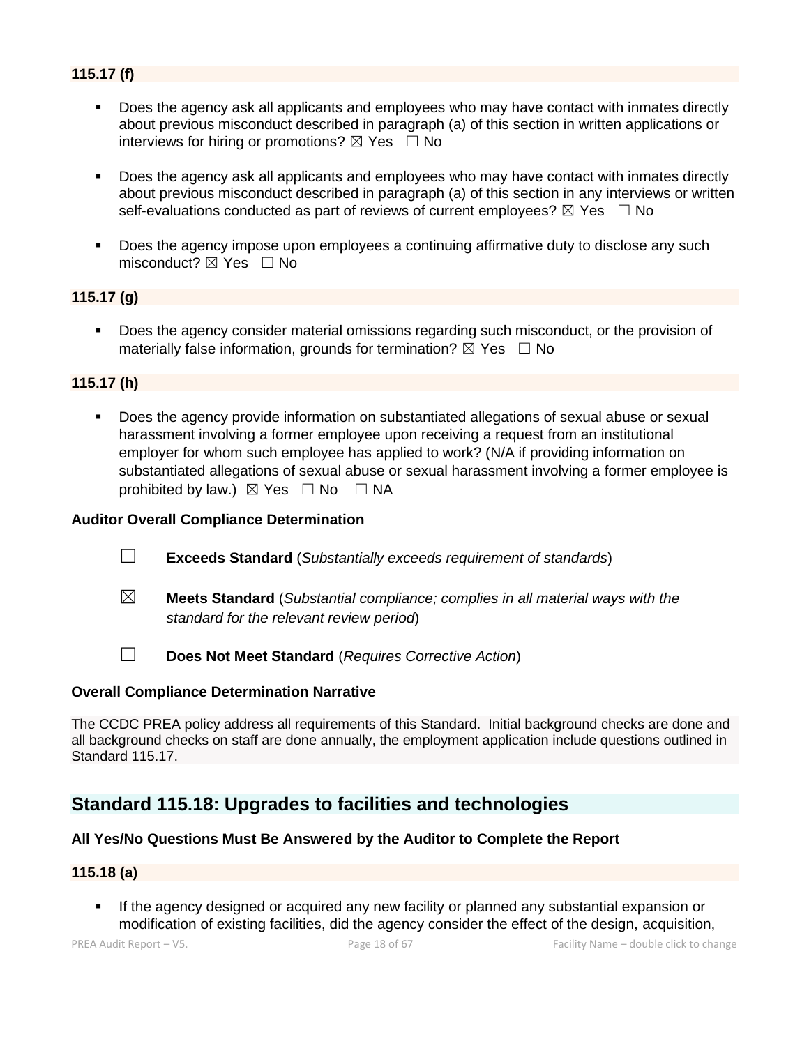**115.17 (f)**

- Does the agency ask all applicants and employees who may have contact with inmates directly about previous misconduct described in paragraph (a) of this section in written applications or interviews for hiring or promotions? ☒ Yes ☐ No

- Does the agency ask all applicants and employees who may have contact with inmates directly about previous misconduct described in paragraph (a) of this section in any interviews or written self-evaluations conducted as part of reviews of current employees? ☒ Yes ☐ No

- Does the agency impose upon employees a continuing affirmative duty to disclose any such misconduct? ☒ Yes ☐ No

**115.17 (g)**

- Does the agency consider material omissions regarding such misconduct, or the provision of materially false information, grounds for termination? ☒ Yes ☐ No

**115.17 (h)**

- Does the agency provide information on substantiated allegations of sexual abuse or sexual harassment involving a former employee upon receiving a request from an institutional employer for whom such employee has applied to work? (N/A if providing information on substantiated allegations of sexual abuse or sexual harassment involving a former employee is prohibited by law.) ☒ Yes ☐ No ☐ NA

**Auditor Overall Compliance Determination**

☐ **Exceeds Standard** (*Substantially exceeds requirement of standards*)

☒ **Meets Standard** (*Substantial compliance; complies in all material ways with the standard for the relevant review period*)

☐ **Does Not Meet Standard** (*Requires Corrective Action*)

**Overall Compliance Determination Narrative**

The CCDC PREA policy address all requirements of this Standard. Initial background checks are done and all background checks on staff are done annually, the employment application include questions outlined in Standard 115.17.

## Standard 115.18: Upgrades to facilities and technologies

**All Yes/No Questions Must Be Answered by the Auditor to Complete the Report**

**115.18 (a)**

- If the agency designed or acquired any new facility or planned any substantial expansion or modification of existing facilities, did the agency consider the effect of the design, acquisition,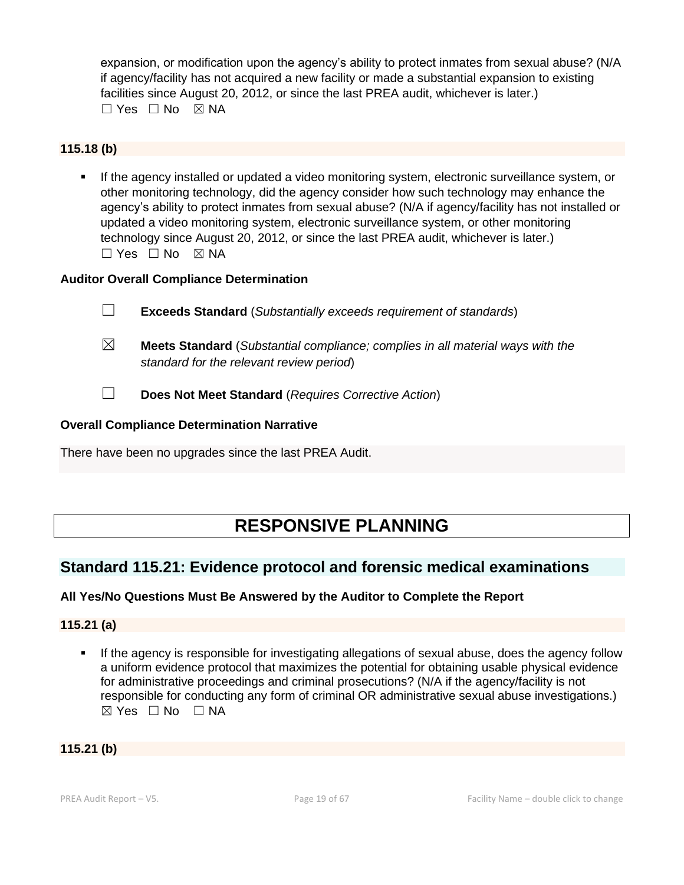expansion, or modification upon the agency's ability to protect inmates from sexual abuse? (N/A if agency/facility has not acquired a new facility or made a substantial expansion to existing facilities since August 20, 2012, or since the last PREA audit, whichever is later.)
☐ Yes ☐ No ☒ NA

**115.18 (b)**

- If the agency installed or updated a video monitoring system, electronic surveillance system, or other monitoring technology, did the agency consider how such technology may enhance the agency's ability to protect inmates from sexual abuse? (N/A if agency/facility has not installed or updated a video monitoring system, electronic surveillance system, or other monitoring technology since August 20, 2012, or since the last PREA audit, whichever is later.)
☐ Yes ☐ No ☒ NA

**Auditor Overall Compliance Determination**

☐ **Exceeds Standard** (*Substantially exceeds requirement of standards*)

☒ **Meets Standard** (*Substantial compliance; complies in all material ways with the standard for the relevant review period*)

☐ **Does Not Meet Standard** (*Requires Corrective Action*)

**Overall Compliance Determination Narrative**

There have been no upgrades since the last PREA Audit.

# RESPONSIVE PLANNING

## Standard 115.21: Evidence protocol and forensic medical examinations

**All Yes/No Questions Must Be Answered by the Auditor to Complete the Report**

**115.21 (a)**

- If the agency is responsible for investigating allegations of sexual abuse, does the agency follow a uniform evidence protocol that maximizes the potential for obtaining usable physical evidence for administrative proceedings and criminal prosecutions? (N/A if the agency/facility is not responsible for conducting any form of criminal OR administrative sexual abuse investigations.)
☒ Yes ☐ No ☐ NA

**115.21 (b)**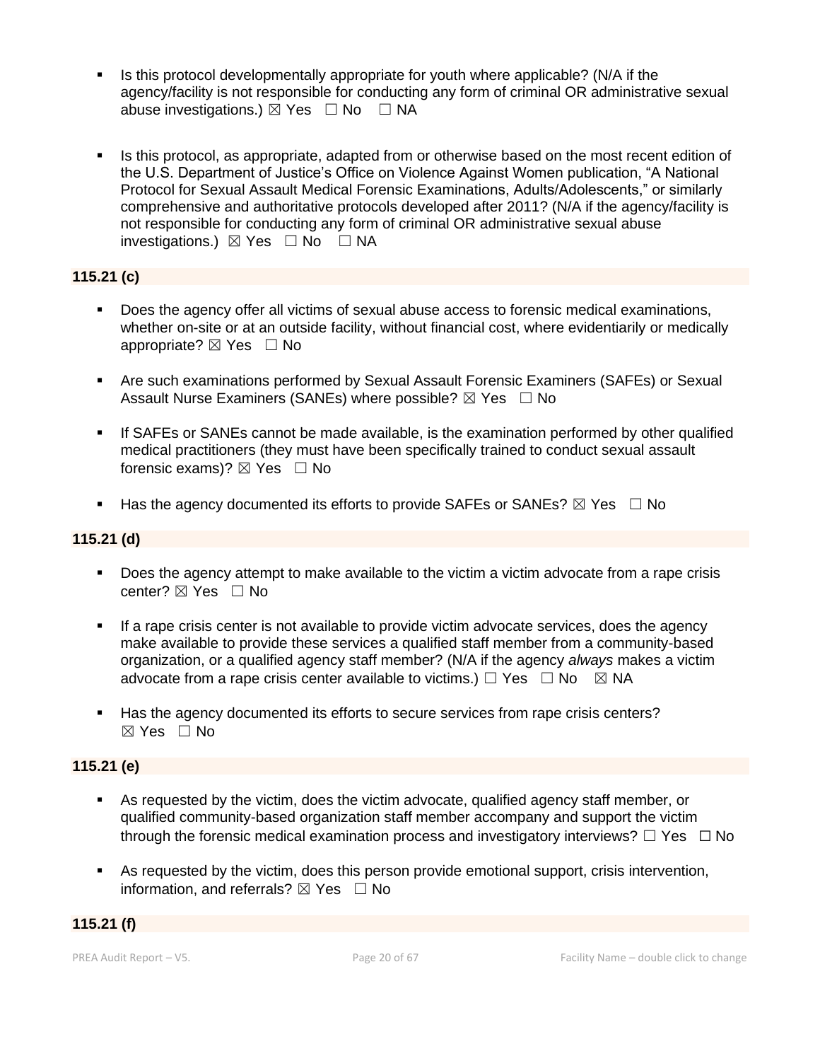- Is this protocol developmentally appropriate for youth where applicable? (N/A if the agency/facility is not responsible for conducting any form of criminal OR administrative sexual abuse investigations.) ☒ Yes ☐ No ☐ NA

- Is this protocol, as appropriate, adapted from or otherwise based on the most recent edition of the U.S. Department of Justice's Office on Violence Against Women publication, "A National Protocol for Sexual Assault Medical Forensic Examinations, Adults/Adolescents," or similarly comprehensive and authoritative protocols developed after 2011? (N/A if the agency/facility is not responsible for conducting any form of criminal OR administrative sexual abuse investigations.) ☒ Yes ☐ No ☐ NA

**115.21 (c)**

- Does the agency offer all victims of sexual abuse access to forensic medical examinations, whether on-site or at an outside facility, without financial cost, where evidentiarily or medically appropriate? ☒ Yes ☐ No

- Are such examinations performed by Sexual Assault Forensic Examiners (SAFEs) or Sexual Assault Nurse Examiners (SANEs) where possible? ☒ Yes ☐ No

- If SAFEs or SANEs cannot be made available, is the examination performed by other qualified medical practitioners (they must have been specifically trained to conduct sexual assault forensic exams)? ☒ Yes ☐ No

- Has the agency documented its efforts to provide SAFEs or SANEs? ☒ Yes ☐ No

**115.21 (d)**

- Does the agency attempt to make available to the victim a victim advocate from a rape crisis center? ☒ Yes ☐ No

- If a rape crisis center is not available to provide victim advocate services, does the agency make available to provide these services a qualified staff member from a community-based organization, or a qualified agency staff member? (N/A if the agency *always* makes a victim advocate from a rape crisis center available to victims.) ☐ Yes ☐ No ☒ NA

- Has the agency documented its efforts to secure services from rape crisis centers? ☒ Yes ☐ No

**115.21 (e)**

- As requested by the victim, does the victim advocate, qualified agency staff member, or qualified community-based organization staff member accompany and support the victim through the forensic medical examination process and investigatory interviews? ☐ Yes ☐ No

- As requested by the victim, does this person provide emotional support, crisis intervention, information, and referrals? ☒ Yes ☐ No

**115.21 (f)**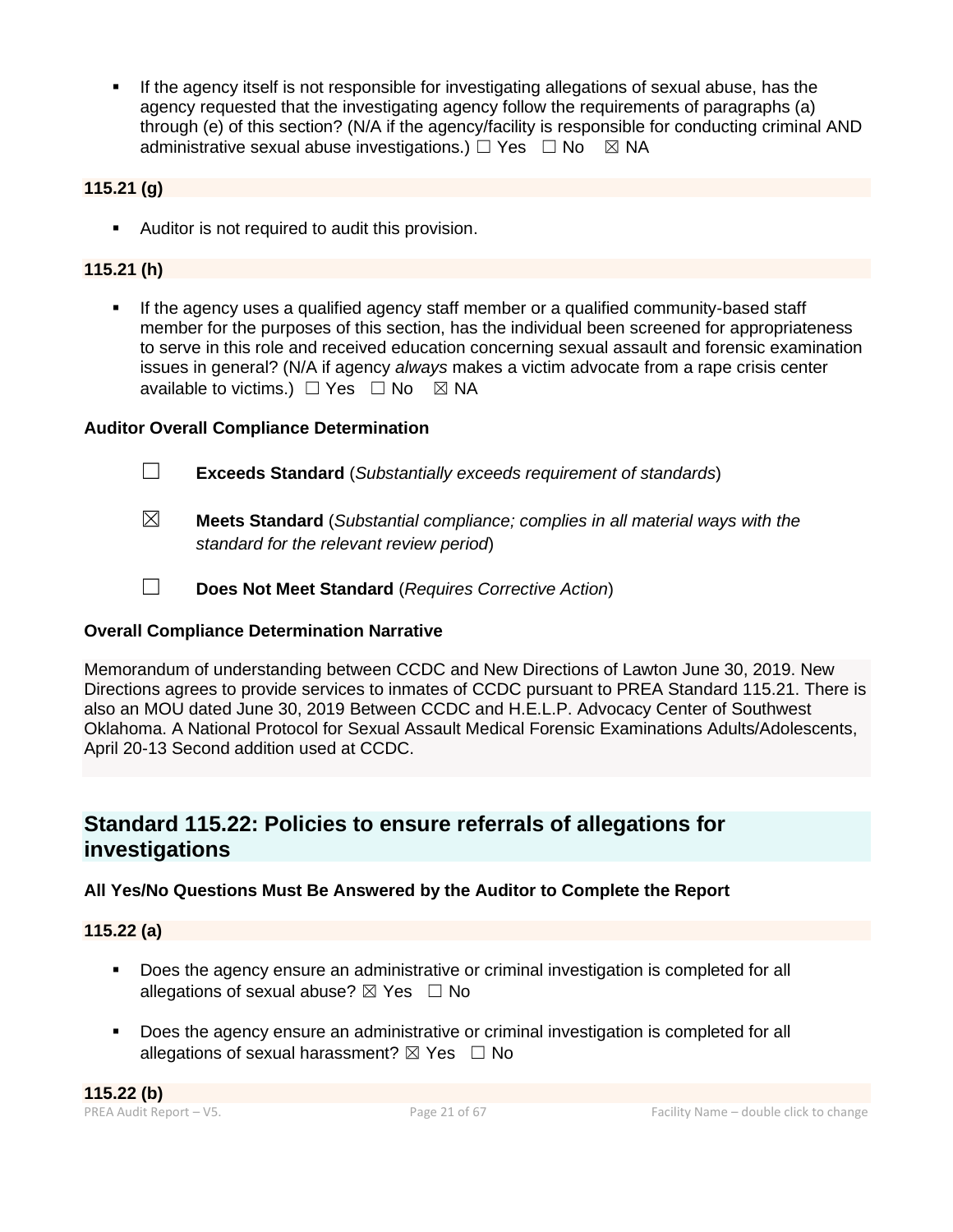- If the agency itself is not responsible for investigating allegations of sexual abuse, has the agency requested that the investigating agency follow the requirements of paragraphs (a) through (e) of this section? (N/A if the agency/facility is responsible for conducting criminal AND administrative sexual abuse investigations.) ☐ Yes ☐ No ☒ NA

**115.21 (g)**

- Auditor is not required to audit this provision.

**115.21 (h)**

- If the agency uses a qualified agency staff member or a qualified community-based staff member for the purposes of this section, has the individual been screened for appropriateness to serve in this role and received education concerning sexual assault and forensic examination issues in general? (N/A if agency *always* makes a victim advocate from a rape crisis center available to victims.) ☐ Yes ☐ No ☒ NA

**Auditor Overall Compliance Determination**

☐ **Exceeds Standard** (*Substantially exceeds requirement of standards*)

☒ **Meets Standard** (*Substantial compliance; complies in all material ways with the standard for the relevant review period*)

☐ **Does Not Meet Standard** (*Requires Corrective Action*)

**Overall Compliance Determination Narrative**

Memorandum of understanding between CCDC and New Directions of Lawton June 30, 2019. New Directions agrees to provide services to inmates of CCDC pursuant to PREA Standard 115.21. There is also an MOU dated June 30, 2019 Between CCDC and H.E.L.P. Advocacy Center of Southwest Oklahoma. A National Protocol for Sexual Assault Medical Forensic Examinations Adults/Adolescents, April 20-13 Second addition used at CCDC.

## Standard 115.22: Policies to ensure referrals of allegations for investigations

**All Yes/No Questions Must Be Answered by the Auditor to Complete the Report**

**115.22 (a)**

- Does the agency ensure an administrative or criminal investigation is completed for all allegations of sexual abuse? ☒ Yes ☐ No

- Does the agency ensure an administrative or criminal investigation is completed for all allegations of sexual harassment? ☒ Yes ☐ No

**115.22 (b)**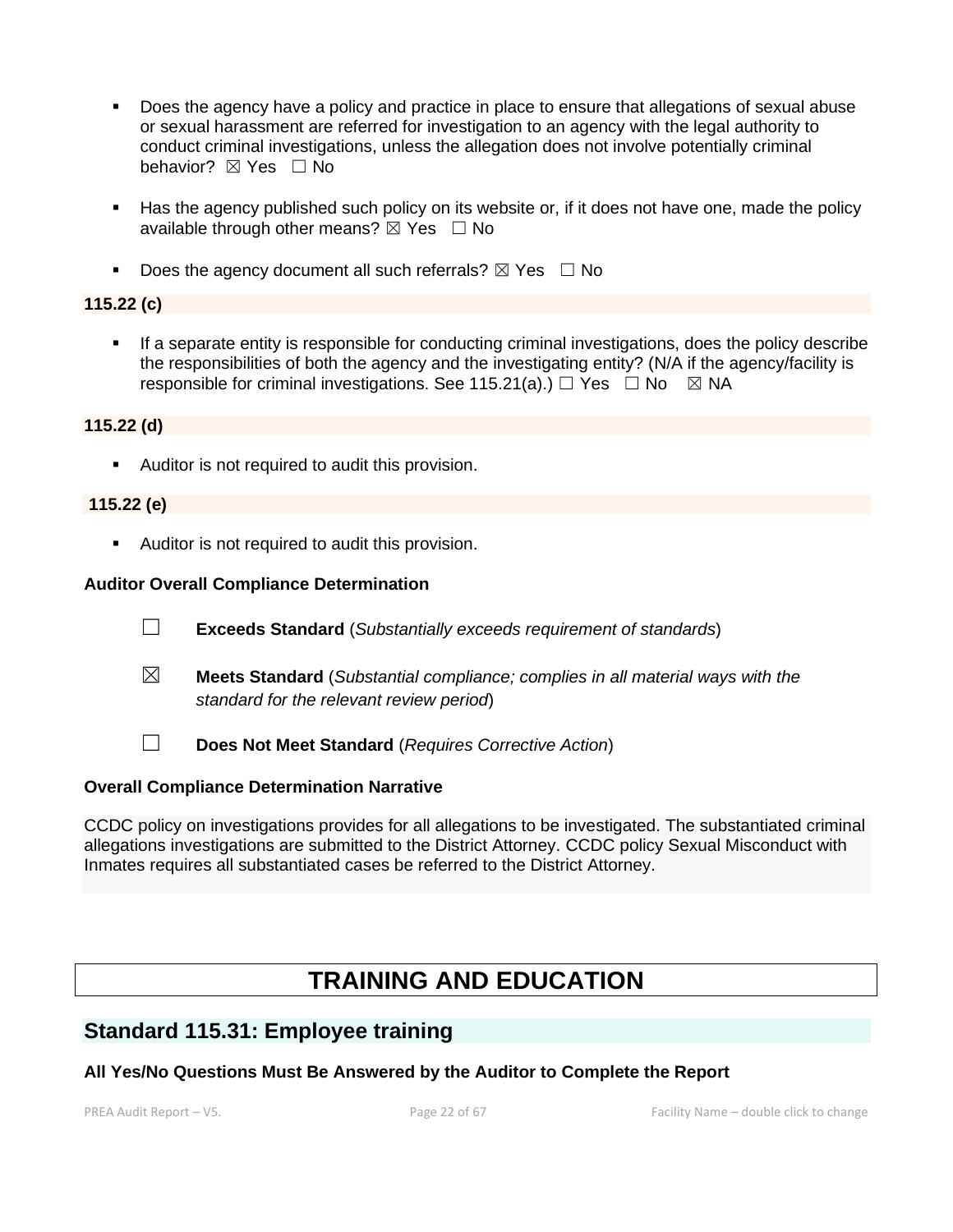- Does the agency have a policy and practice in place to ensure that allegations of sexual abuse or sexual harassment are referred for investigation to an agency with the legal authority to conduct criminal investigations, unless the allegation does not involve potentially criminal behavior? ☒ Yes ☐ No

- Has the agency published such policy on its website or, if it does not have one, made the policy available through other means? ☒ Yes ☐ No

- Does the agency document all such referrals? ☒ Yes ☐ No

**115.22 (c)**

- If a separate entity is responsible for conducting criminal investigations, does the policy describe the responsibilities of both the agency and the investigating entity? (N/A if the agency/facility is responsible for criminal investigations. See 115.21(a).) ☐ Yes ☐ No ☒ NA

**115.22 (d)**

- Auditor is not required to audit this provision.

**115.22 (e)**

- Auditor is not required to audit this provision.

**Auditor Overall Compliance Determination**

☐ **Exceeds Standard** (*Substantially exceeds requirement of standards*)

☒ **Meets Standard** (*Substantial compliance; complies in all material ways with the standard for the relevant review period*)

☐ **Does Not Meet Standard** (*Requires Corrective Action*)

**Overall Compliance Determination Narrative**

CCDC policy on investigations provides for all allegations to be investigated. The substantiated criminal allegations investigations are submitted to the District Attorney. CCDC policy Sexual Misconduct with Inmates requires all substantiated cases be referred to the District Attorney.

# TRAINING AND EDUCATION

## Standard 115.31: Employee training

**All Yes/No Questions Must Be Answered by the Auditor to Complete the Report**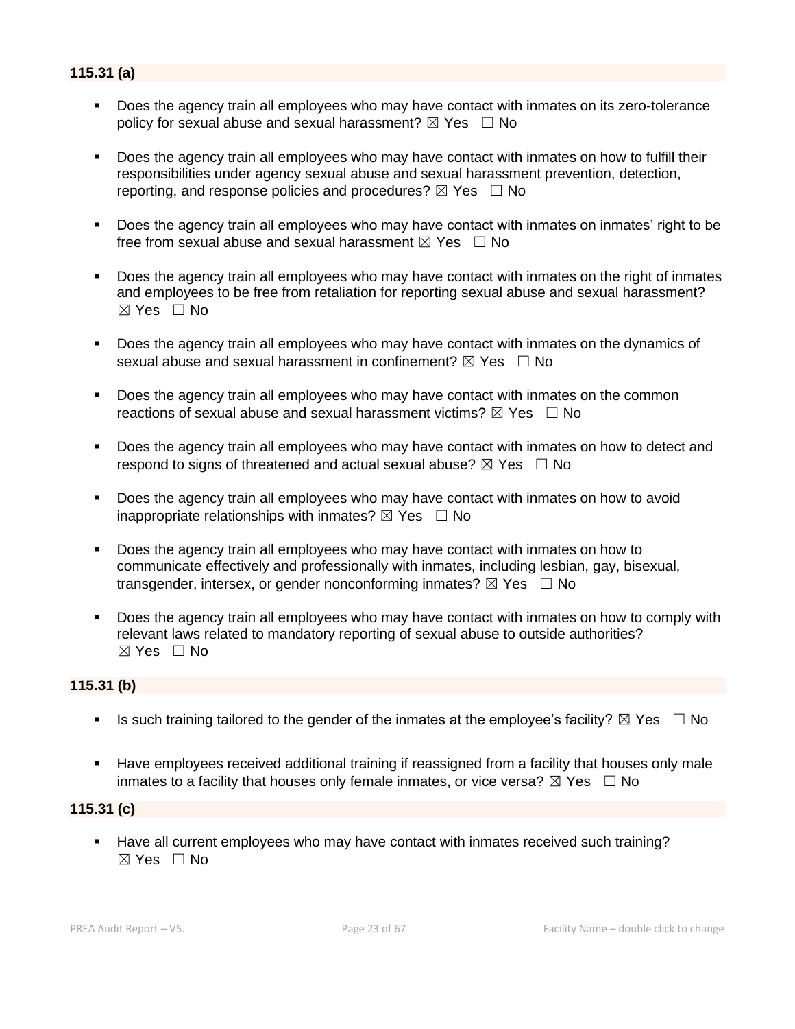**115.31 (a)**

- Does the agency train all employees who may have contact with inmates on its zero-tolerance policy for sexual abuse and sexual harassment? ☒ Yes ☐ No

- Does the agency train all employees who may have contact with inmates on how to fulfill their responsibilities under agency sexual abuse and sexual harassment prevention, detection, reporting, and response policies and procedures? ☒ Yes ☐ No

- Does the agency train all employees who may have contact with inmates on inmates' right to be free from sexual abuse and sexual harassment ☒ Yes ☐ No

- Does the agency train all employees who may have contact with inmates on the right of inmates and employees to be free from retaliation for reporting sexual abuse and sexual harassment? ☒ Yes ☐ No

- Does the agency train all employees who may have contact with inmates on the dynamics of sexual abuse and sexual harassment in confinement? ☒ Yes ☐ No

- Does the agency train all employees who may have contact with inmates on the common reactions of sexual abuse and sexual harassment victims? ☒ Yes ☐ No

- Does the agency train all employees who may have contact with inmates on how to detect and respond to signs of threatened and actual sexual abuse? ☒ Yes ☐ No

- Does the agency train all employees who may have contact with inmates on how to avoid inappropriate relationships with inmates? ☒ Yes ☐ No

- Does the agency train all employees who may have contact with inmates on how to communicate effectively and professionally with inmates, including lesbian, gay, bisexual, transgender, intersex, or gender nonconforming inmates? ☒ Yes ☐ No

- Does the agency train all employees who may have contact with inmates on how to comply with relevant laws related to mandatory reporting of sexual abuse to outside authorities? ☒ Yes ☐ No

**115.31 (b)**

- Is such training tailored to the gender of the inmates at the employee's facility? ☒ Yes ☐ No

- Have employees received additional training if reassigned from a facility that houses only male inmates to a facility that houses only female inmates, or vice versa? ☒ Yes ☐ No

**115.31 (c)**

- Have all current employees who may have contact with inmates received such training? ☒ Yes ☐ No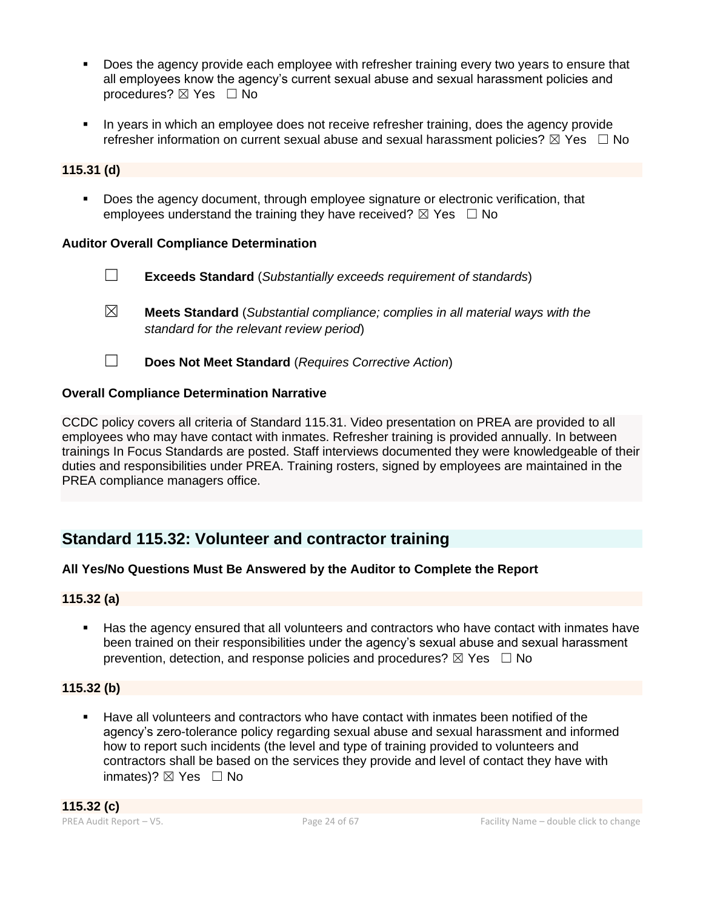- Does the agency provide each employee with refresher training every two years to ensure that all employees know the agency's current sexual abuse and sexual harassment policies and procedures? ☒ Yes ☐ No

- In years in which an employee does not receive refresher training, does the agency provide refresher information on current sexual abuse and sexual harassment policies? ☒ Yes ☐ No

**115.31 (d)**

- Does the agency document, through employee signature or electronic verification, that employees understand the training they have received? ☒ Yes ☐ No

**Auditor Overall Compliance Determination**

☐ **Exceeds Standard** (*Substantially exceeds requirement of standards*)

☒ **Meets Standard** (*Substantial compliance; complies in all material ways with the standard for the relevant review period*)

☐ **Does Not Meet Standard** (*Requires Corrective Action*)

**Overall Compliance Determination Narrative**

CCDC policy covers all criteria of Standard 115.31. Video presentation on PREA are provided to all employees who may have contact with inmates. Refresher training is provided annually. In between trainings In Focus Standards are posted. Staff interviews documented they were knowledgeable of their duties and responsibilities under PREA. Training rosters, signed by employees are maintained in the PREA compliance managers office.

## Standard 115.32: Volunteer and contractor training

**All Yes/No Questions Must Be Answered by the Auditor to Complete the Report**

**115.32 (a)**

- Has the agency ensured that all volunteers and contractors who have contact with inmates have been trained on their responsibilities under the agency's sexual abuse and sexual harassment prevention, detection, and response policies and procedures? ☒ Yes ☐ No

**115.32 (b)**

- Have all volunteers and contractors who have contact with inmates been notified of the agency's zero-tolerance policy regarding sexual abuse and sexual harassment and informed how to report such incidents (the level and type of training provided to volunteers and contractors shall be based on the services they provide and level of contact they have with inmates)? ☒ Yes ☐ No

**115.32 (c)**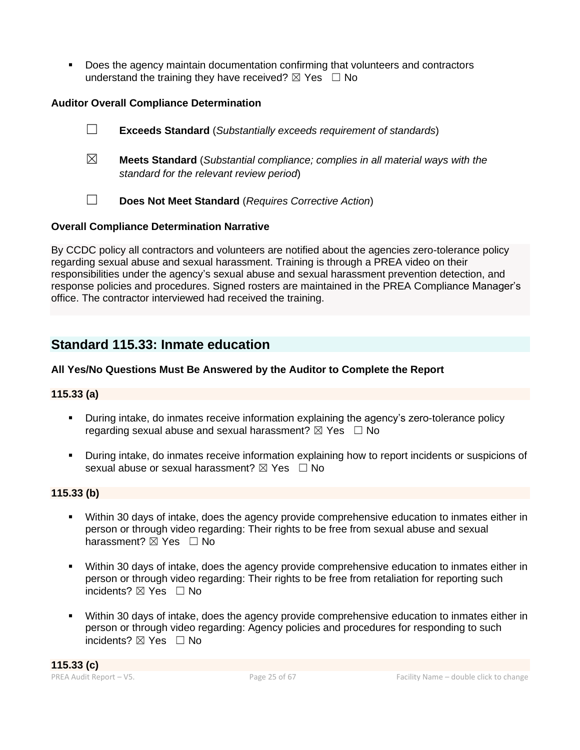- Does the agency maintain documentation confirming that volunteers and contractors understand the training they have received? ☒ Yes ☐ No

**Auditor Overall Compliance Determination**

☐ **Exceeds Standard** (*Substantially exceeds requirement of standards*)

☒ **Meets Standard** (*Substantial compliance; complies in all material ways with the standard for the relevant review period*)

☐ **Does Not Meet Standard** (*Requires Corrective Action*)

**Overall Compliance Determination Narrative**

By CCDC policy all contractors and volunteers are notified about the agencies zero-tolerance policy regarding sexual abuse and sexual harassment. Training is through a PREA video on their responsibilities under the agency's sexual abuse and sexual harassment prevention detection, and response policies and procedures. Signed rosters are maintained in the PREA Compliance Manager's office. The contractor interviewed had received the training.

## Standard 115.33: Inmate education

**All Yes/No Questions Must Be Answered by the Auditor to Complete the Report**

**115.33 (a)**

- During intake, do inmates receive information explaining the agency's zero-tolerance policy regarding sexual abuse and sexual harassment? ☒ Yes ☐ No
- During intake, do inmates receive information explaining how to report incidents or suspicions of sexual abuse or sexual harassment? ☒ Yes ☐ No

**115.33 (b)**

- Within 30 days of intake, does the agency provide comprehensive education to inmates either in person or through video regarding: Their rights to be free from sexual abuse and sexual harassment? ☒ Yes ☐ No
- Within 30 days of intake, does the agency provide comprehensive education to inmates either in person or through video regarding: Their rights to be free from retaliation for reporting such incidents? ☒ Yes ☐ No
- Within 30 days of intake, does the agency provide comprehensive education to inmates either in person or through video regarding: Agency policies and procedures for responding to such incidents? ☒ Yes ☐ No

**115.33 (c)**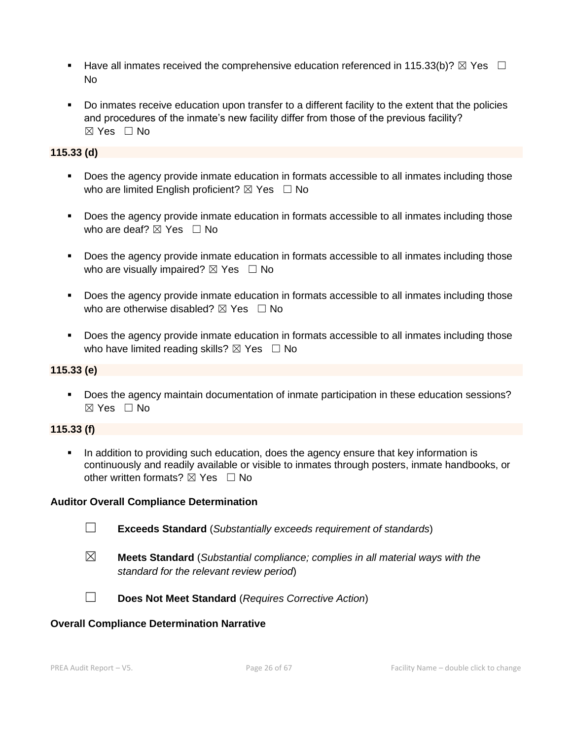- Have all inmates received the comprehensive education referenced in 115.33(b)? ☒ Yes ☐ No

- Do inmates receive education upon transfer to a different facility to the extent that the policies and procedures of the inmate's new facility differ from those of the previous facility? ☒ Yes ☐ No

**115.33 (d)**

- Does the agency provide inmate education in formats accessible to all inmates including those who are limited English proficient? ☒ Yes ☐ No

- Does the agency provide inmate education in formats accessible to all inmates including those who are deaf? ☒ Yes ☐ No

- Does the agency provide inmate education in formats accessible to all inmates including those who are visually impaired? ☒ Yes ☐ No

- Does the agency provide inmate education in formats accessible to all inmates including those who are otherwise disabled? ☒ Yes ☐ No

- Does the agency provide inmate education in formats accessible to all inmates including those who have limited reading skills? ☒ Yes ☐ No

**115.33 (e)**

- Does the agency maintain documentation of inmate participation in these education sessions? ☒ Yes ☐ No

**115.33 (f)**

- In addition to providing such education, does the agency ensure that key information is continuously and readily available or visible to inmates through posters, inmate handbooks, or other written formats? ☒ Yes ☐ No

**Auditor Overall Compliance Determination**

☐ **Exceeds Standard** (*Substantially exceeds requirement of standards*)

☒ **Meets Standard** (*Substantial compliance; complies in all material ways with the standard for the relevant review period*)

☐ **Does Not Meet Standard** (*Requires Corrective Action*)

**Overall Compliance Determination Narrative**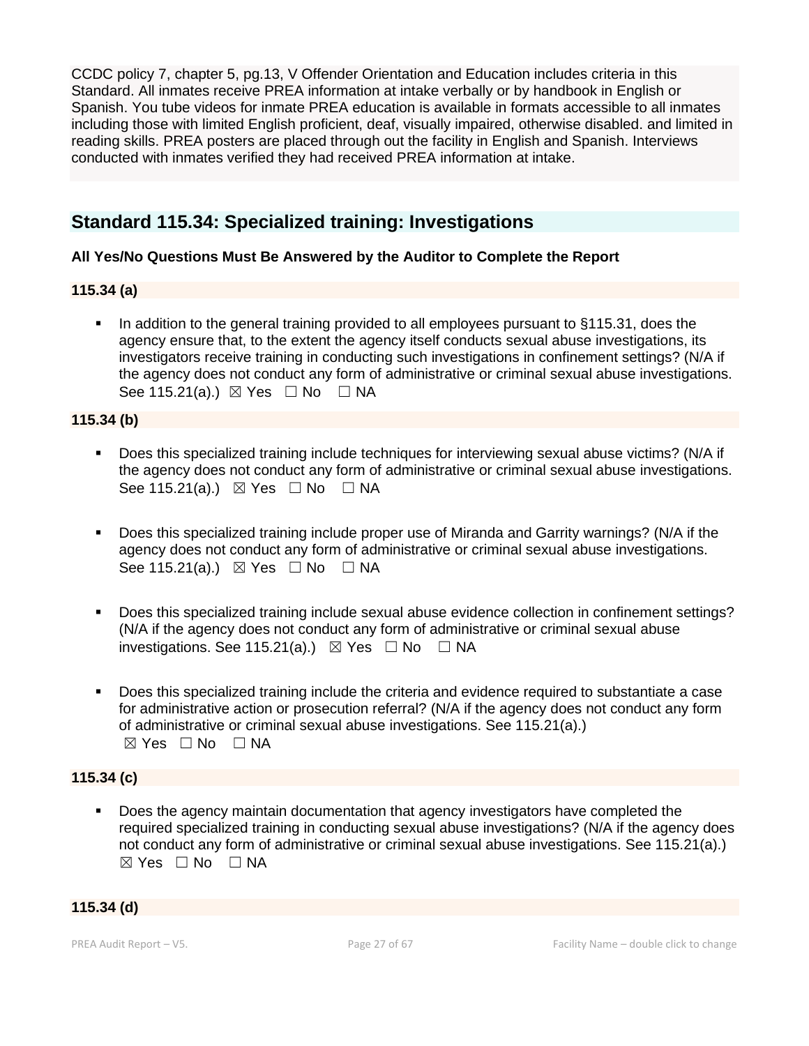CCDC policy 7, chapter 5, pg.13, V Offender Orientation and Education includes criteria in this Standard. All inmates receive PREA information at intake verbally or by handbook in English or Spanish. You tube videos for inmate PREA education is available in formats accessible to all inmates including those with limited English proficient, deaf, visually impaired, otherwise disabled. and limited in reading skills. PREA posters are placed through out the facility in English and Spanish. Interviews conducted with inmates verified they had received PREA information at intake.

## Standard 115.34: Specialized training: Investigations

**All Yes/No Questions Must Be Answered by the Auditor to Complete the Report**

**115.34 (a)**

- In addition to the general training provided to all employees pursuant to §115.31, does the agency ensure that, to the extent the agency itself conducts sexual abuse investigations, its investigators receive training in conducting such investigations in confinement settings? (N/A if the agency does not conduct any form of administrative or criminal sexual abuse investigations. See 115.21(a).) ☒ Yes ☐ No ☐ NA

**115.34 (b)**

- Does this specialized training include techniques for interviewing sexual abuse victims? (N/A if the agency does not conduct any form of administrative or criminal sexual abuse investigations. See 115.21(a).) ☒ Yes ☐ No ☐ NA

- Does this specialized training include proper use of Miranda and Garrity warnings? (N/A if the agency does not conduct any form of administrative or criminal sexual abuse investigations. See 115.21(a).) ☒ Yes ☐ No ☐ NA

- Does this specialized training include sexual abuse evidence collection in confinement settings? (N/A if the agency does not conduct any form of administrative or criminal sexual abuse investigations. See 115.21(a).) ☒ Yes ☐ No ☐ NA

- Does this specialized training include the criteria and evidence required to substantiate a case for administrative action or prosecution referral? (N/A if the agency does not conduct any form of administrative or criminal sexual abuse investigations. See 115.21(a).) ☒ Yes ☐ No ☐ NA

**115.34 (c)**

- Does the agency maintain documentation that agency investigators have completed the required specialized training in conducting sexual abuse investigations? (N/A if the agency does not conduct any form of administrative or criminal sexual abuse investigations. See 115.21(a).) ☒ Yes ☐ No ☐ NA

**115.34 (d)**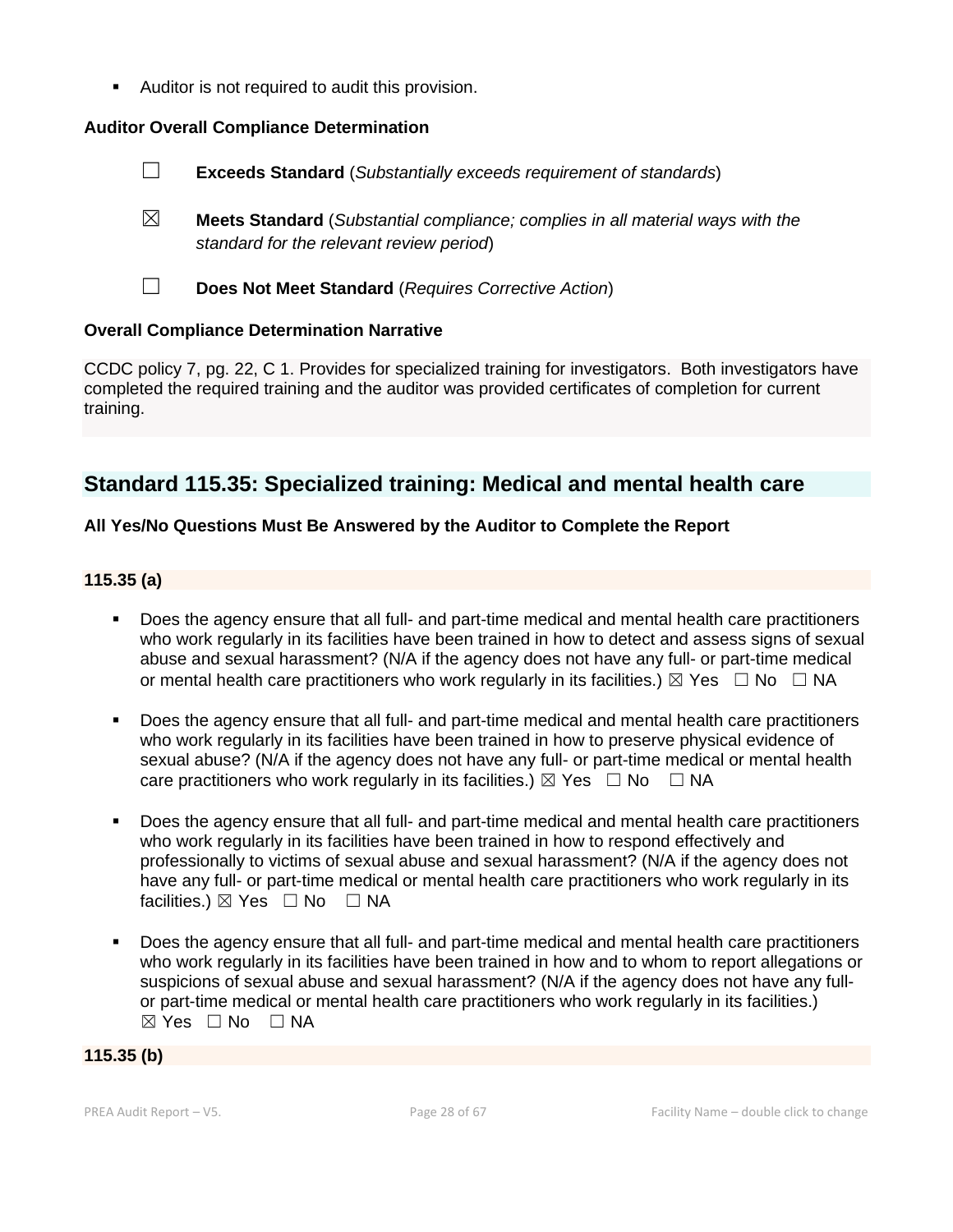- Auditor is not required to audit this provision.

**Auditor Overall Compliance Determination**

☐ **Exceeds Standard** (*Substantially exceeds requirement of standards*)

☒ **Meets Standard** (*Substantial compliance; complies in all material ways with the standard for the relevant review period*)

☐ **Does Not Meet Standard** (*Requires Corrective Action*)

**Overall Compliance Determination Narrative**

CCDC policy 7, pg. 22, C 1. Provides for specialized training for investigators. Both investigators have completed the required training and the auditor was provided certificates of completion for current training.

## Standard 115.35: Specialized training: Medical and mental health care

**All Yes/No Questions Must Be Answered by the Auditor to Complete the Report**

**115.35 (a)**

- Does the agency ensure that all full- and part-time medical and mental health care practitioners who work regularly in its facilities have been trained in how to detect and assess signs of sexual abuse and sexual harassment? (N/A if the agency does not have any full- or part-time medical or mental health care practitioners who work regularly in its facilities.) ☒ Yes ☐ No ☐ NA
- Does the agency ensure that all full- and part-time medical and mental health care practitioners who work regularly in its facilities have been trained in how to preserve physical evidence of sexual abuse? (N/A if the agency does not have any full- or part-time medical or mental health care practitioners who work regularly in its facilities.) ☒ Yes ☐ No ☐ NA
- Does the agency ensure that all full- and part-time medical and mental health care practitioners who work regularly in its facilities have been trained in how to respond effectively and professionally to victims of sexual abuse and sexual harassment? (N/A if the agency does not have any full- or part-time medical or mental health care practitioners who work regularly in its facilities.) ☒ Yes ☐ No ☐ NA
- Does the agency ensure that all full- and part-time medical and mental health care practitioners who work regularly in its facilities have been trained in how and to whom to report allegations or suspicions of sexual abuse and sexual harassment? (N/A if the agency does not have any full- or part-time medical or mental health care practitioners who work regularly in its facilities.) ☒ Yes ☐ No ☐ NA

**115.35 (b)**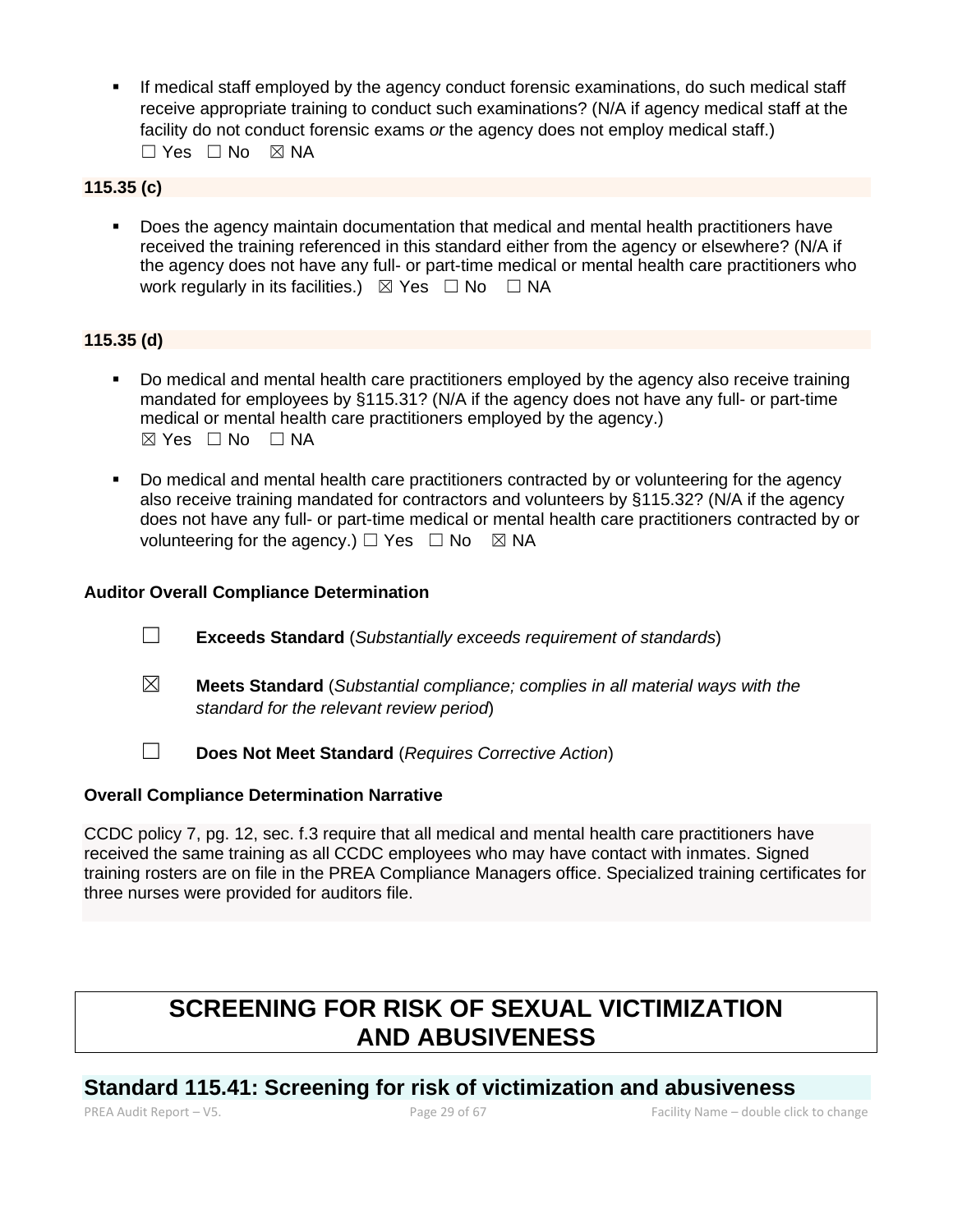- If medical staff employed by the agency conduct forensic examinations, do such medical staff receive appropriate training to conduct such examinations? (N/A if agency medical staff at the facility do not conduct forensic exams *or* the agency does not employ medical staff.)
  ☐ Yes ☐ No ☒ NA

**115.35 (c)**

- Does the agency maintain documentation that medical and mental health practitioners have received the training referenced in this standard either from the agency or elsewhere? (N/A if the agency does not have any full- or part-time medical or mental health care practitioners who work regularly in its facilities.) ☒ Yes ☐ No ☐ NA

**115.35 (d)**

- Do medical and mental health care practitioners employed by the agency also receive training mandated for employees by §115.31? (N/A if the agency does not have any full- or part-time medical or mental health care practitioners employed by the agency.)
  ☒ Yes ☐ No ☐ NA

- Do medical and mental health care practitioners contracted by or volunteering for the agency also receive training mandated for contractors and volunteers by §115.32? (N/A if the agency does not have any full- or part-time medical or mental health care practitioners contracted by or volunteering for the agency.) ☐ Yes ☐ No ☒ NA

**Auditor Overall Compliance Determination**

☐ **Exceeds Standard** (*Substantially exceeds requirement of standards*)

☒ **Meets Standard** (*Substantial compliance; complies in all material ways with the standard for the relevant review period*)

☐ **Does Not Meet Standard** (*Requires Corrective Action*)

**Overall Compliance Determination Narrative**

CCDC policy 7, pg. 12, sec. f.3 require that all medical and mental health care practitioners have received the same training as all CCDC employees who may have contact with inmates. Signed training rosters are on file in the PREA Compliance Managers office. Specialized training certificates for three nurses were provided for auditors file.

# SCREENING FOR RISK OF SEXUAL VICTIMIZATION AND ABUSIVENESS

## Standard 115.41: Screening for risk of victimization and abusiveness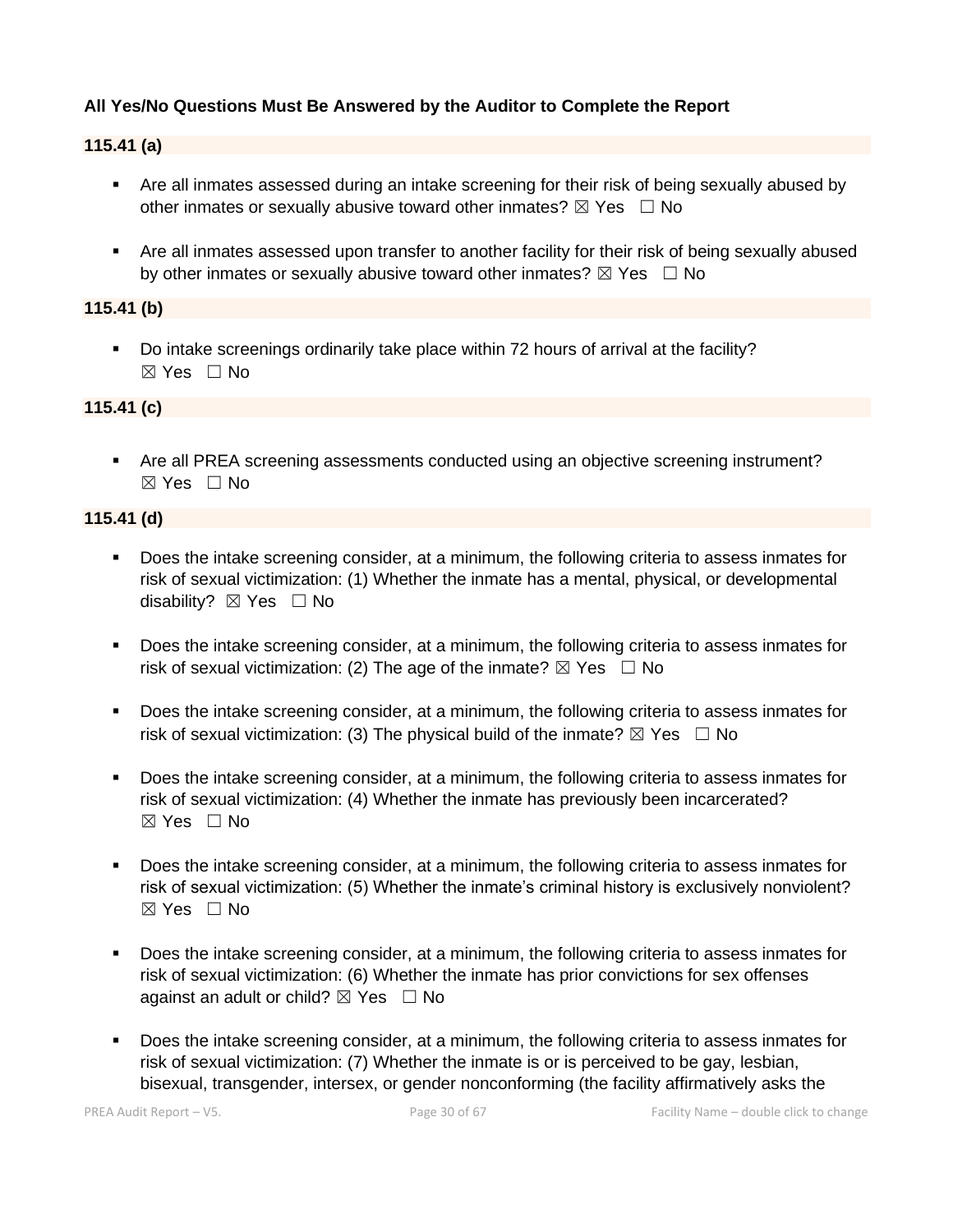**All Yes/No Questions Must Be Answered by the Auditor to Complete the Report**

**115.41 (a)**

- Are all inmates assessed during an intake screening for their risk of being sexually abused by other inmates or sexually abusive toward other inmates? ☒ Yes ☐ No
- Are all inmates assessed upon transfer to another facility for their risk of being sexually abused by other inmates or sexually abusive toward other inmates? ☒ Yes ☐ No

**115.41 (b)**

- Do intake screenings ordinarily take place within 72 hours of arrival at the facility? ☒ Yes ☐ No

**115.41 (c)**

- Are all PREA screening assessments conducted using an objective screening instrument? ☒ Yes ☐ No

**115.41 (d)**

- Does the intake screening consider, at a minimum, the following criteria to assess inmates for risk of sexual victimization: (1) Whether the inmate has a mental, physical, or developmental disability? ☒ Yes ☐ No
- Does the intake screening consider, at a minimum, the following criteria to assess inmates for risk of sexual victimization: (2) The age of the inmate? ☒ Yes ☐ No
- Does the intake screening consider, at a minimum, the following criteria to assess inmates for risk of sexual victimization: (3) The physical build of the inmate? ☒ Yes ☐ No
- Does the intake screening consider, at a minimum, the following criteria to assess inmates for risk of sexual victimization: (4) Whether the inmate has previously been incarcerated? ☒ Yes ☐ No
- Does the intake screening consider, at a minimum, the following criteria to assess inmates for risk of sexual victimization: (5) Whether the inmate's criminal history is exclusively nonviolent? ☒ Yes ☐ No
- Does the intake screening consider, at a minimum, the following criteria to assess inmates for risk of sexual victimization: (6) Whether the inmate has prior convictions for sex offenses against an adult or child? ☒ Yes ☐ No
- Does the intake screening consider, at a minimum, the following criteria to assess inmates for risk of sexual victimization: (7) Whether the inmate is or is perceived to be gay, lesbian, bisexual, transgender, intersex, or gender nonconforming (the facility affirmatively asks the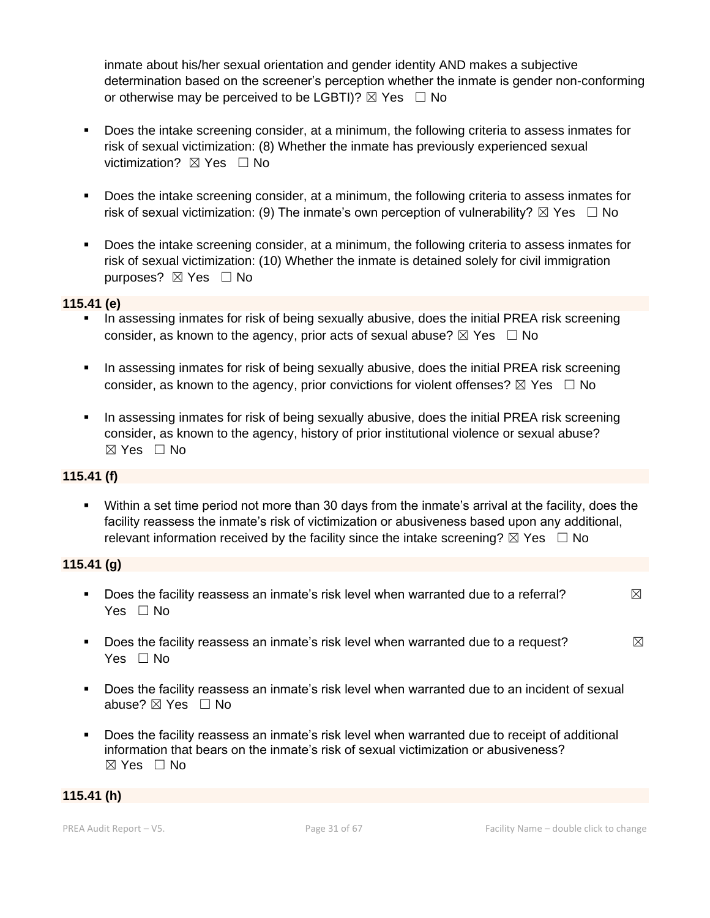inmate about his/her sexual orientation and gender identity AND makes a subjective determination based on the screener's perception whether the inmate is gender non-conforming or otherwise may be perceived to be LGBTI)? ☒ Yes ☐ No

- Does the intake screening consider, at a minimum, the following criteria to assess inmates for risk of sexual victimization: (8) Whether the inmate has previously experienced sexual victimization? ☒ Yes ☐ No

- Does the intake screening consider, at a minimum, the following criteria to assess inmates for risk of sexual victimization: (9) The inmate's own perception of vulnerability? ☒ Yes ☐ No

- Does the intake screening consider, at a minimum, the following criteria to assess inmates for risk of sexual victimization: (10) Whether the inmate is detained solely for civil immigration purposes? ☒ Yes ☐ No

**115.41 (e)**

- In assessing inmates for risk of being sexually abusive, does the initial PREA risk screening consider, as known to the agency, prior acts of sexual abuse? ☒ Yes ☐ No

- In assessing inmates for risk of being sexually abusive, does the initial PREA risk screening consider, as known to the agency, prior convictions for violent offenses? ☒ Yes ☐ No

- In assessing inmates for risk of being sexually abusive, does the initial PREA risk screening consider, as known to the agency, history of prior institutional violence or sexual abuse? ☒ Yes ☐ No

**115.41 (f)**

- Within a set time period not more than 30 days from the inmate's arrival at the facility, does the facility reassess the inmate's risk of victimization or abusiveness based upon any additional, relevant information received by the facility since the intake screening? ☒ Yes ☐ No

**115.41 (g)**

- Does the facility reassess an inmate's risk level when warranted due to a referral? ☒ Yes ☐ No

- Does the facility reassess an inmate's risk level when warranted due to a request? ☒ Yes ☐ No

- Does the facility reassess an inmate's risk level when warranted due to an incident of sexual abuse? ☒ Yes ☐ No

- Does the facility reassess an inmate's risk level when warranted due to receipt of additional information that bears on the inmate's risk of sexual victimization or abusiveness? ☒ Yes ☐ No

**115.41 (h)**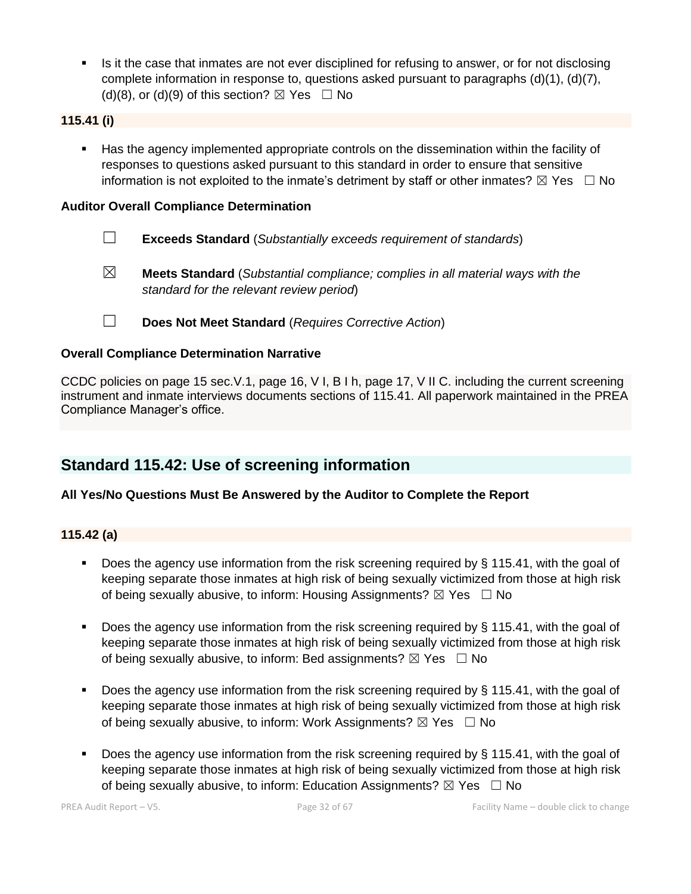- Is it the case that inmates are not ever disciplined for refusing to answer, or for not disclosing complete information in response to, questions asked pursuant to paragraphs (d)(1), (d)(7), (d)(8), or (d)(9) of this section? ☒ Yes ☐ No

**115.41 (i)**

- Has the agency implemented appropriate controls on the dissemination within the facility of responses to questions asked pursuant to this standard in order to ensure that sensitive information is not exploited to the inmate's detriment by staff or other inmates? ☒ Yes ☐ No

**Auditor Overall Compliance Determination**

☐ **Exceeds Standard** (*Substantially exceeds requirement of standards*)

☒ **Meets Standard** (*Substantial compliance; complies in all material ways with the standard for the relevant review period*)

☐ **Does Not Meet Standard** (*Requires Corrective Action*)

**Overall Compliance Determination Narrative**

CCDC policies on page 15 sec.V.1, page 16, V I, B I h, page 17, V II C. including the current screening instrument and inmate interviews documents sections of 115.41. All paperwork maintained in the PREA Compliance Manager's office.

## Standard 115.42: Use of screening information

**All Yes/No Questions Must Be Answered by the Auditor to Complete the Report**

**115.42 (a)**

- Does the agency use information from the risk screening required by § 115.41, with the goal of keeping separate those inmates at high risk of being sexually victimized from those at high risk of being sexually abusive, to inform: Housing Assignments? ☒ Yes ☐ No
- Does the agency use information from the risk screening required by § 115.41, with the goal of keeping separate those inmates at high risk of being sexually victimized from those at high risk of being sexually abusive, to inform: Bed assignments? ☒ Yes ☐ No
- Does the agency use information from the risk screening required by § 115.41, with the goal of keeping separate those inmates at high risk of being sexually victimized from those at high risk of being sexually abusive, to inform: Work Assignments? ☒ Yes ☐ No
- Does the agency use information from the risk screening required by § 115.41, with the goal of keeping separate those inmates at high risk of being sexually victimized from those at high risk of being sexually abusive, to inform: Education Assignments? ☒ Yes ☐ No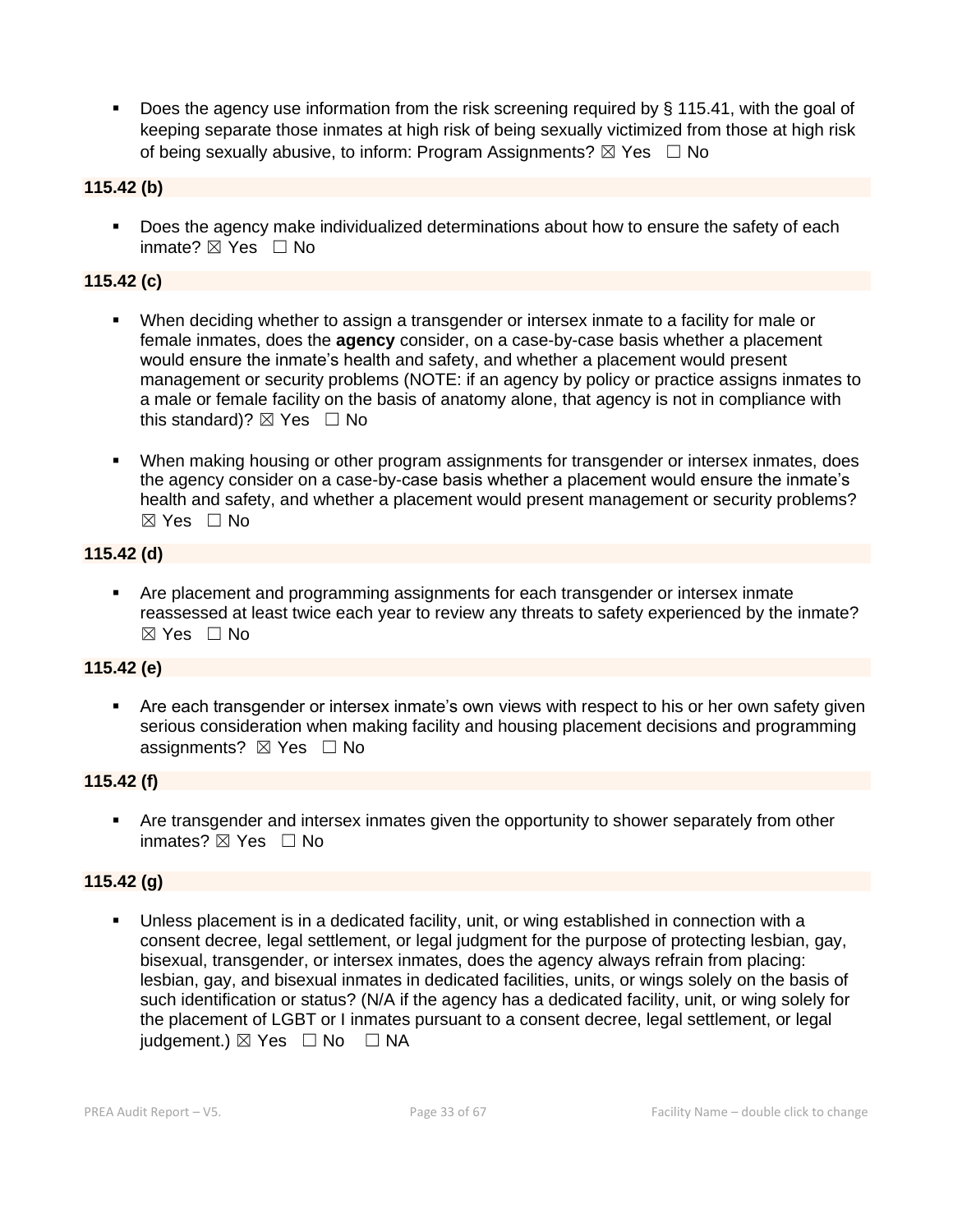- Does the agency use information from the risk screening required by § 115.41, with the goal of keeping separate those inmates at high risk of being sexually victimized from those at high risk of being sexually abusive, to inform: Program Assignments? ☒ Yes ☐ No

**115.42 (b)**

- Does the agency make individualized determinations about how to ensure the safety of each inmate? ☒ Yes ☐ No

**115.42 (c)**

- When deciding whether to assign a transgender or intersex inmate to a facility for male or female inmates, does the **agency** consider, on a case-by-case basis whether a placement would ensure the inmate's health and safety, and whether a placement would present management or security problems (NOTE: if an agency by policy or practice assigns inmates to a male or female facility on the basis of anatomy alone, that agency is not in compliance with this standard)? ☒ Yes ☐ No

- When making housing or other program assignments for transgender or intersex inmates, does the agency consider on a case-by-case basis whether a placement would ensure the inmate's health and safety, and whether a placement would present management or security problems? ☒ Yes ☐ No

**115.42 (d)**

- Are placement and programming assignments for each transgender or intersex inmate reassessed at least twice each year to review any threats to safety experienced by the inmate? ☒ Yes ☐ No

**115.42 (e)**

- Are each transgender or intersex inmate's own views with respect to his or her own safety given serious consideration when making facility and housing placement decisions and programming assignments? ☒ Yes ☐ No

**115.42 (f)**

- Are transgender and intersex inmates given the opportunity to shower separately from other inmates? ☒ Yes ☐ No

**115.42 (g)**

- Unless placement is in a dedicated facility, unit, or wing established in connection with a consent decree, legal settlement, or legal judgment for the purpose of protecting lesbian, gay, bisexual, transgender, or intersex inmates, does the agency always refrain from placing: lesbian, gay, and bisexual inmates in dedicated facilities, units, or wings solely on the basis of such identification or status? (N/A if the agency has a dedicated facility, unit, or wing solely for the placement of LGBT or I inmates pursuant to a consent decree, legal settlement, or legal judgement.) ☒ Yes ☐ No ☐ NA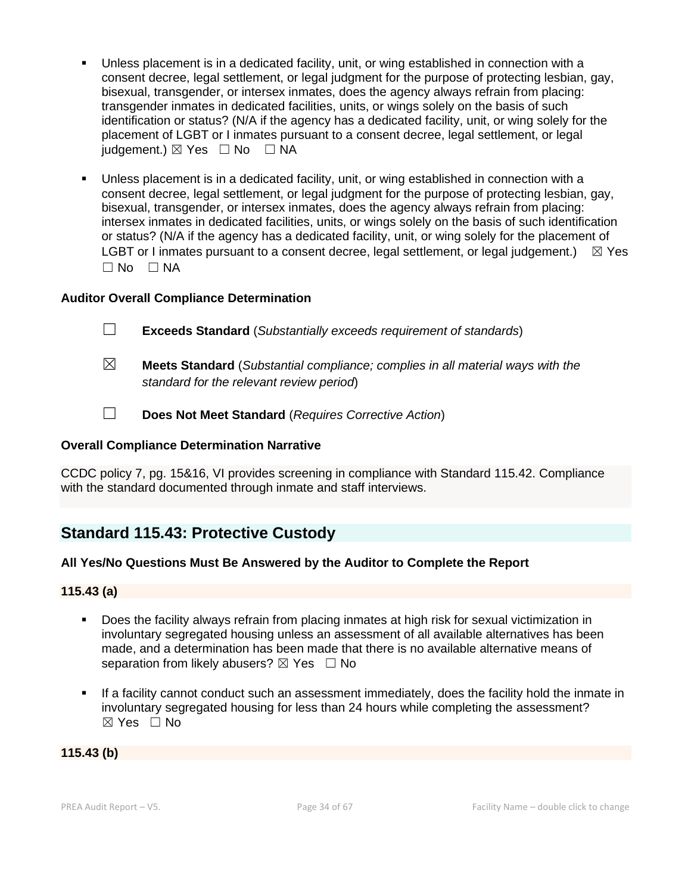- Unless placement is in a dedicated facility, unit, or wing established in connection with a consent decree, legal settlement, or legal judgment for the purpose of protecting lesbian, gay, bisexual, transgender, or intersex inmates, does the agency always refrain from placing: transgender inmates in dedicated facilities, units, or wings solely on the basis of such identification or status? (N/A if the agency has a dedicated facility, unit, or wing solely for the placement of LGBT or I inmates pursuant to a consent decree, legal settlement, or legal judgement.) ☒ Yes ☐ No ☐ NA

- Unless placement is in a dedicated facility, unit, or wing established in connection with a consent decree, legal settlement, or legal judgment for the purpose of protecting lesbian, gay, bisexual, transgender, or intersex inmates, does the agency always refrain from placing: intersex inmates in dedicated facilities, units, or wings solely on the basis of such identification or status? (N/A if the agency has a dedicated facility, unit, or wing solely for the placement of LGBT or I inmates pursuant to a consent decree, legal settlement, or legal judgement.) ☒ Yes ☐ No ☐ NA

**Auditor Overall Compliance Determination**

☐ **Exceeds Standard** (*Substantially exceeds requirement of standards*)

☒ **Meets Standard** (*Substantial compliance; complies in all material ways with the standard for the relevant review period*)

☐ **Does Not Meet Standard** (*Requires Corrective Action*)

**Overall Compliance Determination Narrative**

CCDC policy 7, pg. 15&16, VI provides screening in compliance with Standard 115.42. Compliance with the standard documented through inmate and staff interviews.

## Standard 115.43: Protective Custody

**All Yes/No Questions Must Be Answered by the Auditor to Complete the Report**

**115.43 (a)**

- Does the facility always refrain from placing inmates at high risk for sexual victimization in involuntary segregated housing unless an assessment of all available alternatives has been made, and a determination has been made that there is no available alternative means of separation from likely abusers? ☒ Yes ☐ No

- If a facility cannot conduct such an assessment immediately, does the facility hold the inmate in involuntary segregated housing for less than 24 hours while completing the assessment? ☒ Yes ☐ No

**115.43 (b)**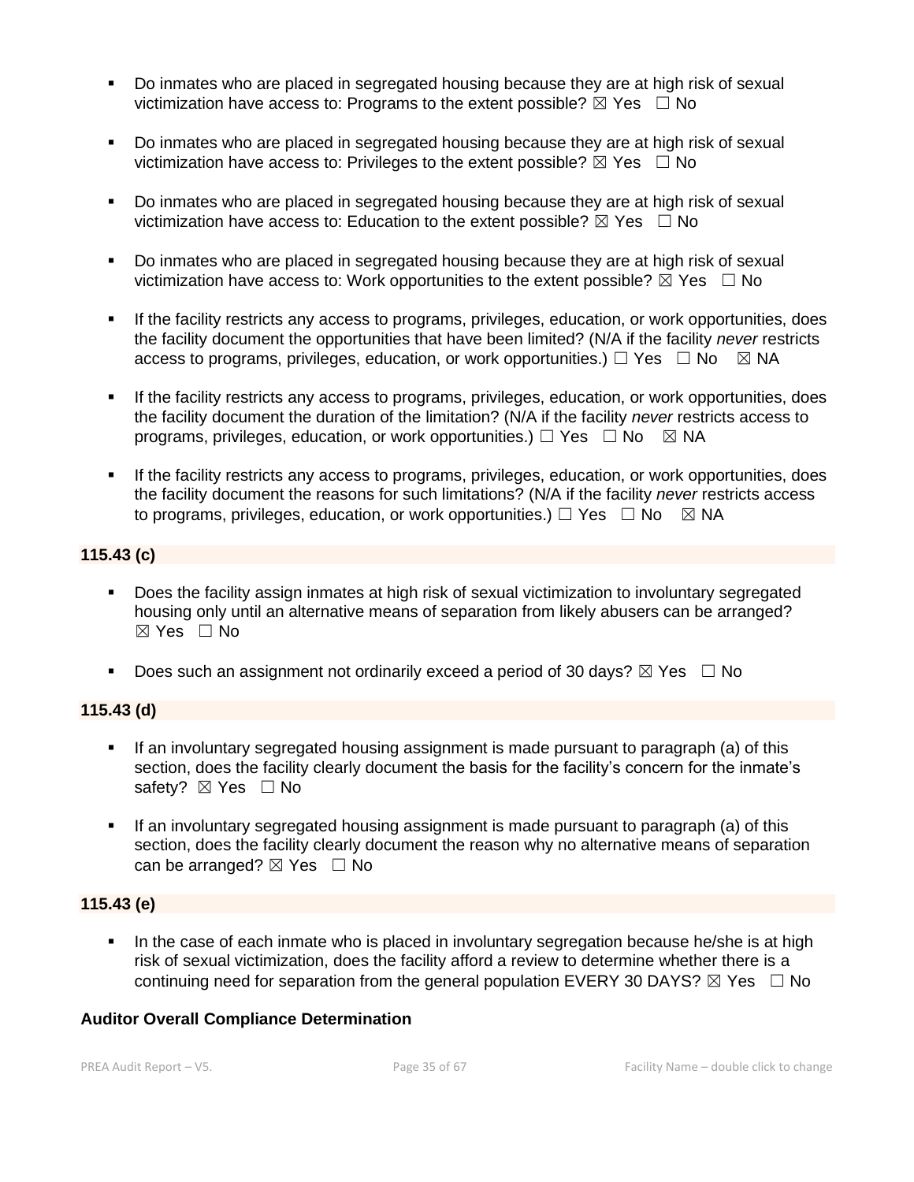- Do inmates who are placed in segregated housing because they are at high risk of sexual victimization have access to: Programs to the extent possible? ☒ Yes ☐ No

- Do inmates who are placed in segregated housing because they are at high risk of sexual victimization have access to: Privileges to the extent possible? ☒ Yes ☐ No

- Do inmates who are placed in segregated housing because they are at high risk of sexual victimization have access to: Education to the extent possible? ☒ Yes ☐ No

- Do inmates who are placed in segregated housing because they are at high risk of sexual victimization have access to: Work opportunities to the extent possible? ☒ Yes ☐ No

- If the facility restricts any access to programs, privileges, education, or work opportunities, does the facility document the opportunities that have been limited? (N/A if the facility *never* restricts access to programs, privileges, education, or work opportunities.) ☐ Yes ☐ No ☒ NA

- If the facility restricts any access to programs, privileges, education, or work opportunities, does the facility document the duration of the limitation? (N/A if the facility *never* restricts access to programs, privileges, education, or work opportunities.) ☐ Yes ☐ No ☒ NA

- If the facility restricts any access to programs, privileges, education, or work opportunities, does the facility document the reasons for such limitations? (N/A if the facility *never* restricts access to programs, privileges, education, or work opportunities.) ☐ Yes ☐ No ☒ NA

**115.43 (c)**

- Does the facility assign inmates at high risk of sexual victimization to involuntary segregated housing only until an alternative means of separation from likely abusers can be arranged? ☒ Yes ☐ No

- Does such an assignment not ordinarily exceed a period of 30 days? ☒ Yes ☐ No

**115.43 (d)**

- If an involuntary segregated housing assignment is made pursuant to paragraph (a) of this section, does the facility clearly document the basis for the facility's concern for the inmate's safety? ☒ Yes ☐ No

- If an involuntary segregated housing assignment is made pursuant to paragraph (a) of this section, does the facility clearly document the reason why no alternative means of separation can be arranged? ☒ Yes ☐ No

**115.43 (e)**

- In the case of each inmate who is placed in involuntary segregation because he/she is at high risk of sexual victimization, does the facility afford a review to determine whether there is a continuing need for separation from the general population EVERY 30 DAYS? ☒ Yes ☐ No

**Auditor Overall Compliance Determination**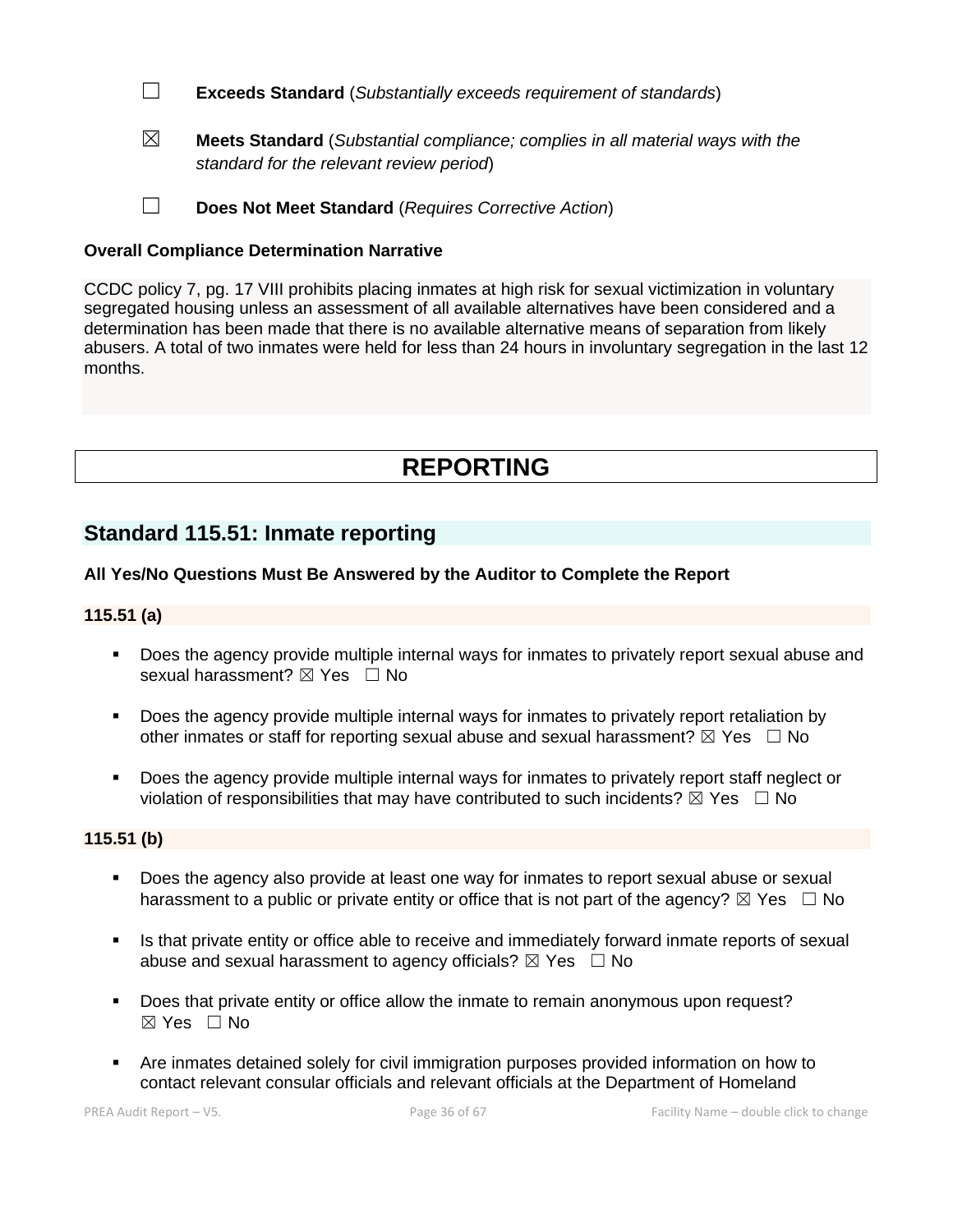☐ **Exceeds Standard** (*Substantially exceeds requirement of standards*)

☒ **Meets Standard** (*Substantial compliance; complies in all material ways with the standard for the relevant review period*)

☐ **Does Not Meet Standard** (*Requires Corrective Action*)

**Overall Compliance Determination Narrative**

CCDC policy 7, pg. 17 VIII prohibits placing inmates at high risk for sexual victimization in voluntary segregated housing unless an assessment of all available alternatives have been considered and a determination has been made that there is no available alternative means of separation from likely abusers. A total of two inmates were held for less than 24 hours in involuntary segregation in the last 12 months.

# REPORTING

## Standard 115.51: Inmate reporting

**All Yes/No Questions Must Be Answered by the Auditor to Complete the Report**

**115.51 (a)**

- Does the agency provide multiple internal ways for inmates to privately report sexual abuse and sexual harassment? ☒ Yes ☐ No
- Does the agency provide multiple internal ways for inmates to privately report retaliation by other inmates or staff for reporting sexual abuse and sexual harassment? ☒ Yes ☐ No
- Does the agency provide multiple internal ways for inmates to privately report staff neglect or violation of responsibilities that may have contributed to such incidents? ☒ Yes ☐ No

**115.51 (b)**

- Does the agency also provide at least one way for inmates to report sexual abuse or sexual harassment to a public or private entity or office that is not part of the agency? ☒ Yes ☐ No
- Is that private entity or office able to receive and immediately forward inmate reports of sexual abuse and sexual harassment to agency officials? ☒ Yes ☐ No
- Does that private entity or office allow the inmate to remain anonymous upon request? ☒ Yes ☐ No
- Are inmates detained solely for civil immigration purposes provided information on how to contact relevant consular officials and relevant officials at the Department of Homeland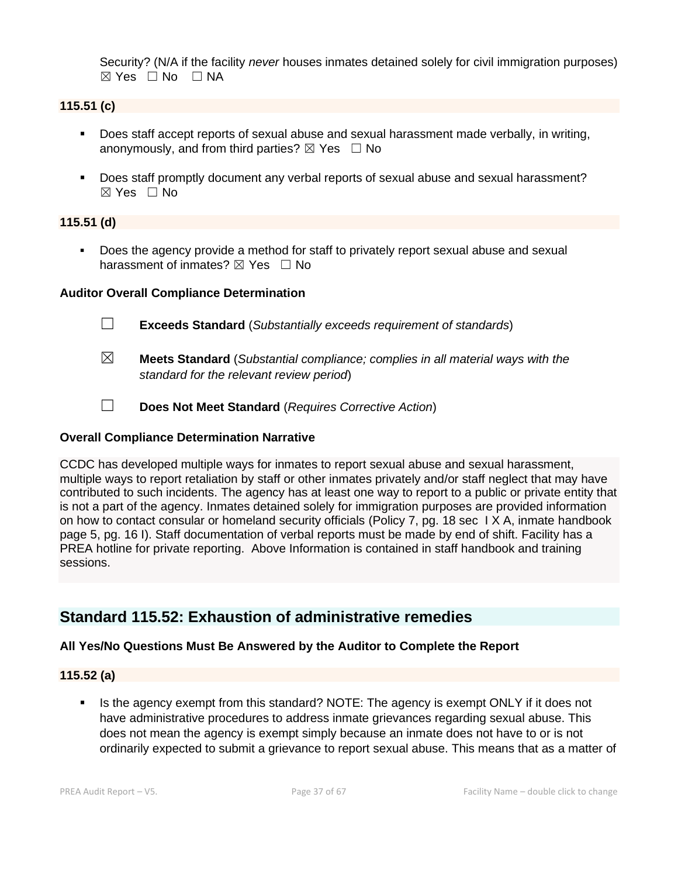Security? (N/A if the facility *never* houses inmates detained solely for civil immigration purposes) ☒ Yes ☐ No ☐ NA

**115.51 (c)**

- Does staff accept reports of sexual abuse and sexual harassment made verbally, in writing, anonymously, and from third parties? ☒ Yes ☐ No
- Does staff promptly document any verbal reports of sexual abuse and sexual harassment? ☒ Yes ☐ No

**115.51 (d)**

- Does the agency provide a method for staff to privately report sexual abuse and sexual harassment of inmates? ☒ Yes ☐ No

**Auditor Overall Compliance Determination**

☐ **Exceeds Standard** (*Substantially exceeds requirement of standards*)

☒ **Meets Standard** (*Substantial compliance; complies in all material ways with the standard for the relevant review period*)

☐ **Does Not Meet Standard** (*Requires Corrective Action*)

**Overall Compliance Determination Narrative**

CCDC has developed multiple ways for inmates to report sexual abuse and sexual harassment, multiple ways to report retaliation by staff or other inmates privately and/or staff neglect that may have contributed to such incidents. The agency has at least one way to report to a public or private entity that is not a part of the agency. Inmates detained solely for immigration purposes are provided information on how to contact consular or homeland security officials (Policy 7, pg. 18 sec I X A, inmate handbook page 5, pg. 16 I). Staff documentation of verbal reports must be made by end of shift. Facility has a PREA hotline for private reporting. Above Information is contained in staff handbook and training sessions.

## Standard 115.52: Exhaustion of administrative remedies

**All Yes/No Questions Must Be Answered by the Auditor to Complete the Report**

**115.52 (a)**

- Is the agency exempt from this standard? NOTE: The agency is exempt ONLY if it does not have administrative procedures to address inmate grievances regarding sexual abuse. This does not mean the agency is exempt simply because an inmate does not have to or is not ordinarily expected to submit a grievance to report sexual abuse. This means that as a matter of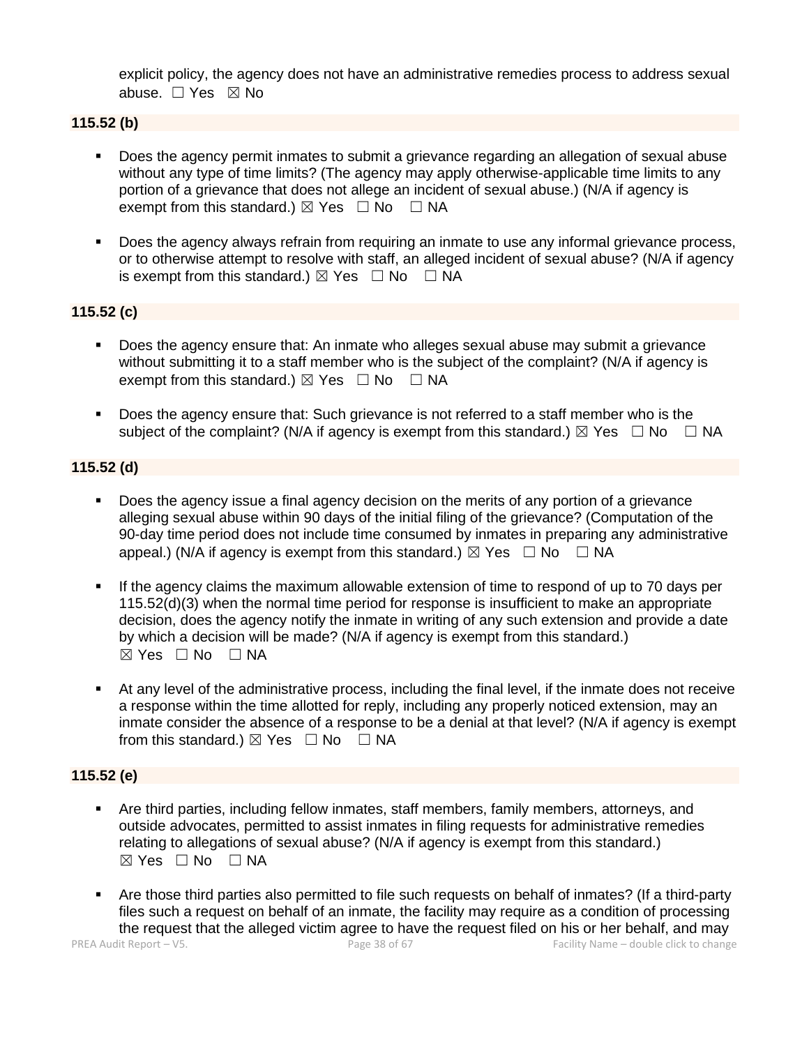explicit policy, the agency does not have an administrative remedies process to address sexual abuse. ☐ Yes ☒ No

**115.52 (b)**

- Does the agency permit inmates to submit a grievance regarding an allegation of sexual abuse without any type of time limits? (The agency may apply otherwise-applicable time limits to any portion of a grievance that does not allege an incident of sexual abuse.) (N/A if agency is exempt from this standard.) ☒ Yes ☐ No ☐ NA

- Does the agency always refrain from requiring an inmate to use any informal grievance process, or to otherwise attempt to resolve with staff, an alleged incident of sexual abuse? (N/A if agency is exempt from this standard.) ☒ Yes ☐ No ☐ NA

**115.52 (c)**

- Does the agency ensure that: An inmate who alleges sexual abuse may submit a grievance without submitting it to a staff member who is the subject of the complaint? (N/A if agency is exempt from this standard.) ☒ Yes ☐ No ☐ NA

- Does the agency ensure that: Such grievance is not referred to a staff member who is the subject of the complaint? (N/A if agency is exempt from this standard.) ☒ Yes ☐ No ☐ NA

**115.52 (d)**

- Does the agency issue a final agency decision on the merits of any portion of a grievance alleging sexual abuse within 90 days of the initial filing of the grievance? (Computation of the 90-day time period does not include time consumed by inmates in preparing any administrative appeal.) (N/A if agency is exempt from this standard.) ☒ Yes ☐ No ☐ NA

- If the agency claims the maximum allowable extension of time to respond of up to 70 days per 115.52(d)(3) when the normal time period for response is insufficient to make an appropriate decision, does the agency notify the inmate in writing of any such extension and provide a date by which a decision will be made? (N/A if agency is exempt from this standard.) ☒ Yes ☐ No ☐ NA

- At any level of the administrative process, including the final level, if the inmate does not receive a response within the time allotted for reply, including any properly noticed extension, may an inmate consider the absence of a response to be a denial at that level? (N/A if agency is exempt from this standard.) ☒ Yes ☐ No ☐ NA

**115.52 (e)**

- Are third parties, including fellow inmates, staff members, family members, attorneys, and outside advocates, permitted to assist inmates in filing requests for administrative remedies relating to allegations of sexual abuse? (N/A if agency is exempt from this standard.) ☒ Yes ☐ No ☐ NA

- Are those third parties also permitted to file such requests on behalf of inmates? (If a third-party files such a request on behalf of an inmate, the facility may require as a condition of processing the request that the alleged victim agree to have the request filed on his or her behalf, and may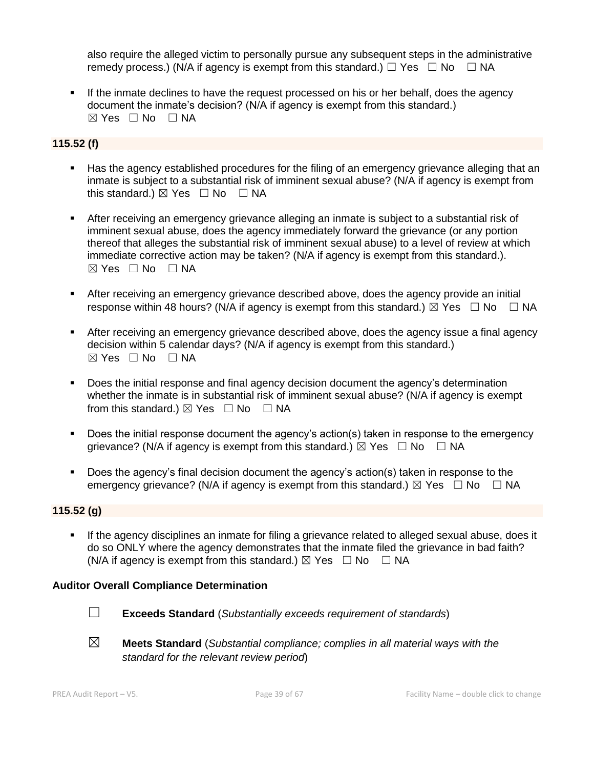also require the alleged victim to personally pursue any subsequent steps in the administrative remedy process.) (N/A if agency is exempt from this standard.) ☐ Yes ☐ No ☐ NA

- If the inmate declines to have the request processed on his or her behalf, does the agency document the inmate's decision? (N/A if agency is exempt from this standard.) ☒ Yes ☐ No ☐ NA

**115.52 (f)**

- Has the agency established procedures for the filing of an emergency grievance alleging that an inmate is subject to a substantial risk of imminent sexual abuse? (N/A if agency is exempt from this standard.) ☒ Yes ☐ No ☐ NA

- After receiving an emergency grievance alleging an inmate is subject to a substantial risk of imminent sexual abuse, does the agency immediately forward the grievance (or any portion thereof that alleges the substantial risk of imminent sexual abuse) to a level of review at which immediate corrective action may be taken? (N/A if agency is exempt from this standard.). ☒ Yes ☐ No ☐ NA

- After receiving an emergency grievance described above, does the agency provide an initial response within 48 hours? (N/A if agency is exempt from this standard.) ☒ Yes ☐ No ☐ NA

- After receiving an emergency grievance described above, does the agency issue a final agency decision within 5 calendar days? (N/A if agency is exempt from this standard.) ☒ Yes ☐ No ☐ NA

- Does the initial response and final agency decision document the agency's determination whether the inmate is in substantial risk of imminent sexual abuse? (N/A if agency is exempt from this standard.) ☒ Yes ☐ No ☐ NA

- Does the initial response document the agency's action(s) taken in response to the emergency grievance? (N/A if agency is exempt from this standard.) ☒ Yes ☐ No ☐ NA

- Does the agency's final decision document the agency's action(s) taken in response to the emergency grievance? (N/A if agency is exempt from this standard.) ☒ Yes ☐ No ☐ NA

**115.52 (g)**

- If the agency disciplines an inmate for filing a grievance related to alleged sexual abuse, does it do so ONLY where the agency demonstrates that the inmate filed the grievance in bad faith? (N/A if agency is exempt from this standard.) ☒ Yes ☐ No ☐ NA

**Auditor Overall Compliance Determination**

☐ **Exceeds Standard** (*Substantially exceeds requirement of standards*)

☒ **Meets Standard** (*Substantial compliance; complies in all material ways with the standard for the relevant review period*)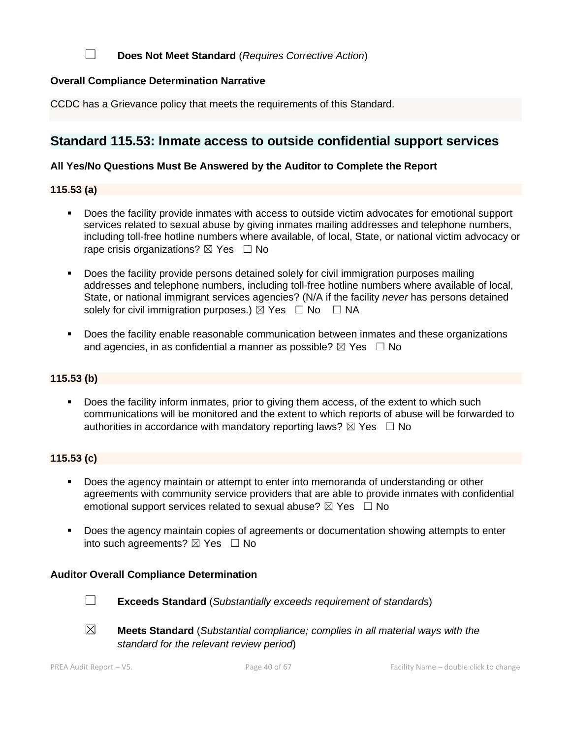☐ **Does Not Meet Standard** (*Requires Corrective Action*)

**Overall Compliance Determination Narrative**

CCDC has a Grievance policy that meets the requirements of this Standard.

## Standard 115.53: Inmate access to outside confidential support services

**All Yes/No Questions Must Be Answered by the Auditor to Complete the Report**

**115.53 (a)**

- Does the facility provide inmates with access to outside victim advocates for emotional support services related to sexual abuse by giving inmates mailing addresses and telephone numbers, including toll-free hotline numbers where available, of local, State, or national victim advocacy or rape crisis organizations? ☒ Yes ☐ No
- Does the facility provide persons detained solely for civil immigration purposes mailing addresses and telephone numbers, including toll-free hotline numbers where available of local, State, or national immigrant services agencies? (N/A if the facility *never* has persons detained solely for civil immigration purposes.) ☒ Yes ☐ No ☐ NA
- Does the facility enable reasonable communication between inmates and these organizations and agencies, in as confidential a manner as possible? ☒ Yes ☐ No

**115.53 (b)**

- Does the facility inform inmates, prior to giving them access, of the extent to which such communications will be monitored and the extent to which reports of abuse will be forwarded to authorities in accordance with mandatory reporting laws? ☒ Yes ☐ No

**115.53 (c)**

- Does the agency maintain or attempt to enter into memoranda of understanding or other agreements with community service providers that are able to provide inmates with confidential emotional support services related to sexual abuse? ☒ Yes ☐ No
- Does the agency maintain copies of agreements or documentation showing attempts to enter into such agreements? ☒ Yes ☐ No

**Auditor Overall Compliance Determination**

☐ **Exceeds Standard** (*Substantially exceeds requirement of standards*)

☒ **Meets Standard** (*Substantial compliance; complies in all material ways with the standard for the relevant review period*)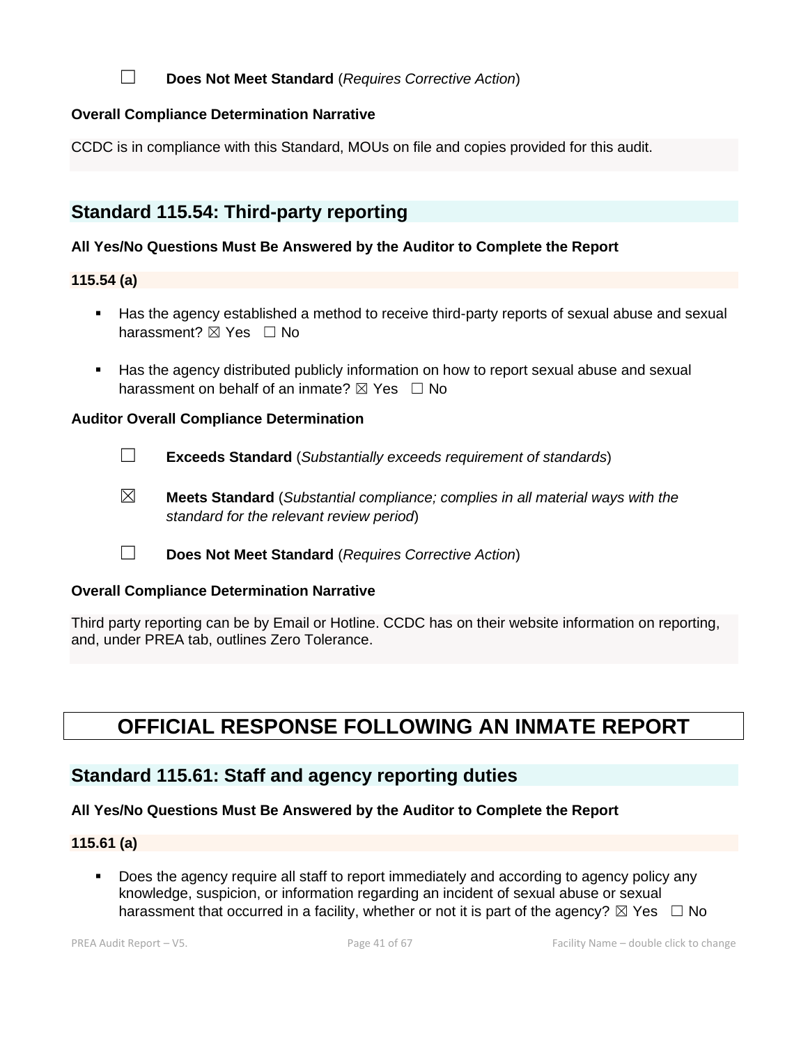☐ **Does Not Meet Standard** (*Requires Corrective Action*)

**Overall Compliance Determination Narrative**

CCDC is in compliance with this Standard, MOUs on file and copies provided for this audit.

## Standard 115.54: Third-party reporting

**All Yes/No Questions Must Be Answered by the Auditor to Complete the Report**

**115.54 (a)**

- Has the agency established a method to receive third-party reports of sexual abuse and sexual harassment? ☒ Yes ☐ No
- Has the agency distributed publicly information on how to report sexual abuse and sexual harassment on behalf of an inmate? ☒ Yes ☐ No

**Auditor Overall Compliance Determination**

☐ **Exceeds Standard** (*Substantially exceeds requirement of standards*)

☒ **Meets Standard** (*Substantial compliance; complies in all material ways with the standard for the relevant review period*)

☐ **Does Not Meet Standard** (*Requires Corrective Action*)

**Overall Compliance Determination Narrative**

Third party reporting can be by Email or Hotline. CCDC has on their website information on reporting, and, under PREA tab, outlines Zero Tolerance.

# OFFICIAL RESPONSE FOLLOWING AN INMATE REPORT

## Standard 115.61: Staff and agency reporting duties

**All Yes/No Questions Must Be Answered by the Auditor to Complete the Report**

**115.61 (a)**

- Does the agency require all staff to report immediately and according to agency policy any knowledge, suspicion, or information regarding an incident of sexual abuse or sexual harassment that occurred in a facility, whether or not it is part of the agency? ☒ Yes ☐ No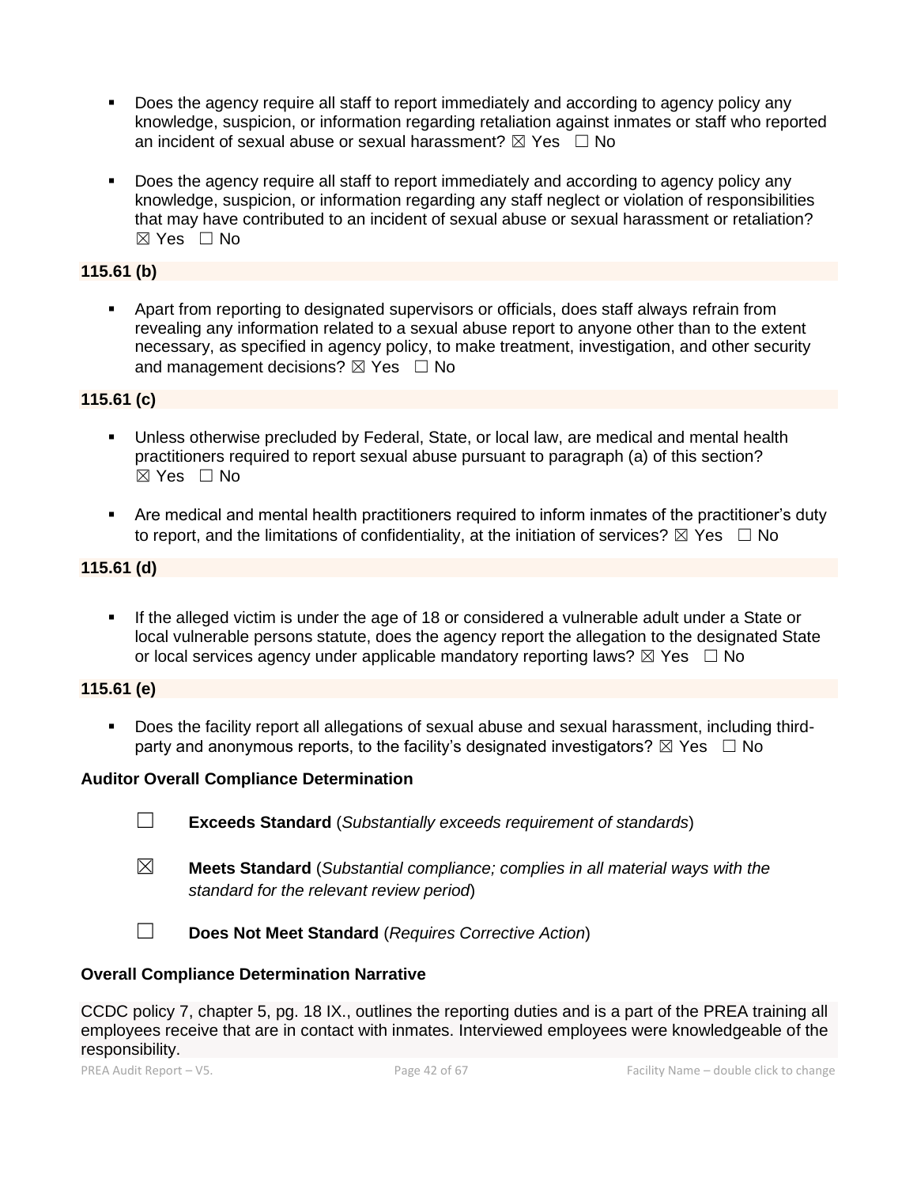- Does the agency require all staff to report immediately and according to agency policy any knowledge, suspicion, or information regarding retaliation against inmates or staff who reported an incident of sexual abuse or sexual harassment? ☒ Yes ☐ No

- Does the agency require all staff to report immediately and according to agency policy any knowledge, suspicion, or information regarding any staff neglect or violation of responsibilities that may have contributed to an incident of sexual abuse or sexual harassment or retaliation? ☒ Yes ☐ No

**115.61 (b)**

- Apart from reporting to designated supervisors or officials, does staff always refrain from revealing any information related to a sexual abuse report to anyone other than to the extent necessary, as specified in agency policy, to make treatment, investigation, and other security and management decisions? ☒ Yes ☐ No

**115.61 (c)**

- Unless otherwise precluded by Federal, State, or local law, are medical and mental health practitioners required to report sexual abuse pursuant to paragraph (a) of this section? ☒ Yes ☐ No

- Are medical and mental health practitioners required to inform inmates of the practitioner's duty to report, and the limitations of confidentiality, at the initiation of services? ☒ Yes ☐ No

**115.61 (d)**

- If the alleged victim is under the age of 18 or considered a vulnerable adult under a State or local vulnerable persons statute, does the agency report the allegation to the designated State or local services agency under applicable mandatory reporting laws? ☒ Yes ☐ No

**115.61 (e)**

- Does the facility report all allegations of sexual abuse and sexual harassment, including third-party and anonymous reports, to the facility's designated investigators? ☒ Yes ☐ No

**Auditor Overall Compliance Determination**

☐ **Exceeds Standard** (*Substantially exceeds requirement of standards*)

☒ **Meets Standard** (*Substantial compliance; complies in all material ways with the standard for the relevant review period*)

☐ **Does Not Meet Standard** (*Requires Corrective Action*)

**Overall Compliance Determination Narrative**

CCDC policy 7, chapter 5, pg. 18 IX., outlines the reporting duties and is a part of the PREA training all employees receive that are in contact with inmates. Interviewed employees were knowledgeable of the responsibility.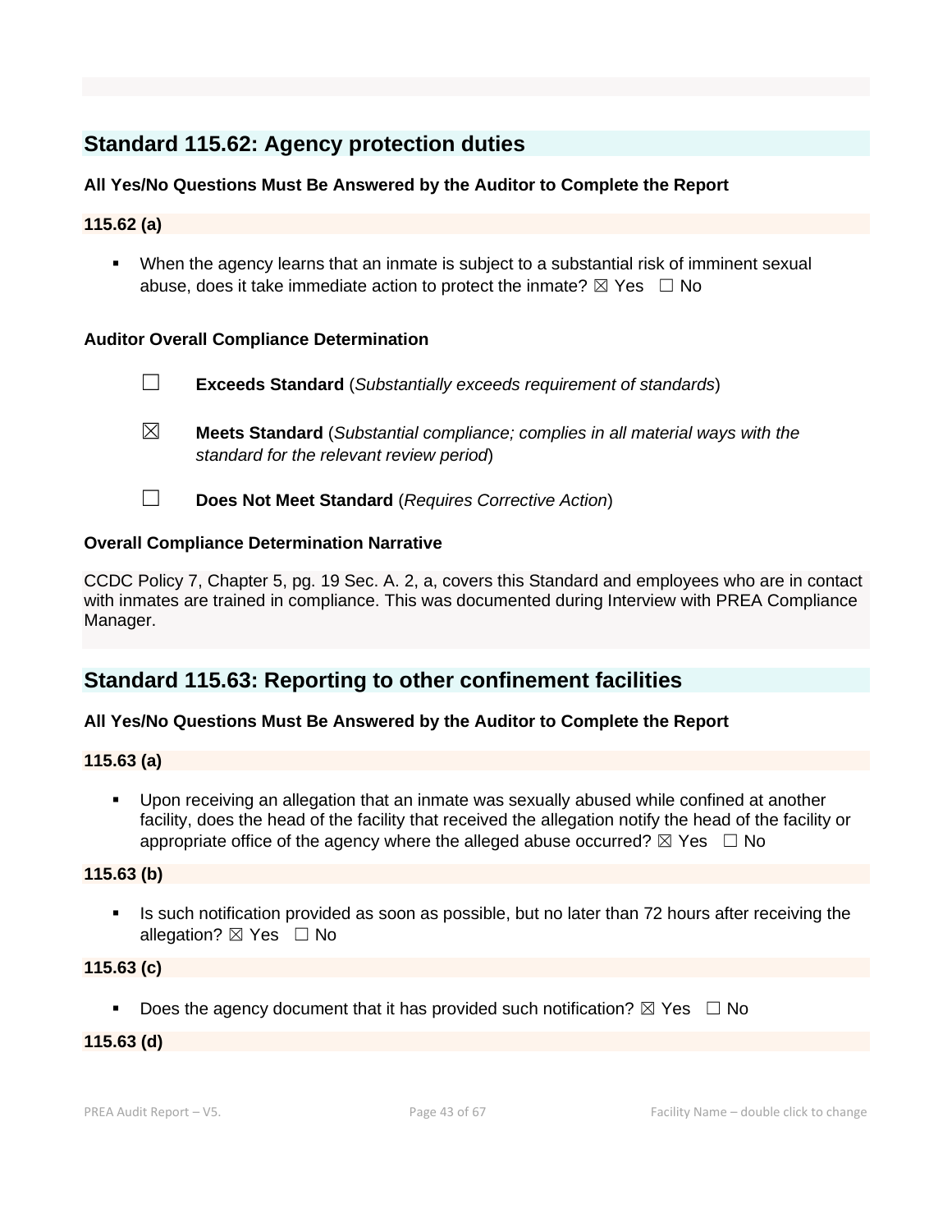## Standard 115.62: Agency protection duties

**All Yes/No Questions Must Be Answered by the Auditor to Complete the Report**

**115.62 (a)**

- When the agency learns that an inmate is subject to a substantial risk of imminent sexual abuse, does it take immediate action to protect the inmate? ☒ Yes ☐ No

**Auditor Overall Compliance Determination**

☐ **Exceeds Standard** (*Substantially exceeds requirement of standards*)

☒ **Meets Standard** (*Substantial compliance; complies in all material ways with the standard for the relevant review period*)

☐ **Does Not Meet Standard** (*Requires Corrective Action*)

**Overall Compliance Determination Narrative**

CCDC Policy 7, Chapter 5, pg. 19 Sec. A. 2, a, covers this Standard and employees who are in contact with inmates are trained in compliance. This was documented during Interview with PREA Compliance Manager.

## Standard 115.63: Reporting to other confinement facilities

**All Yes/No Questions Must Be Answered by the Auditor to Complete the Report**

**115.63 (a)**

- Upon receiving an allegation that an inmate was sexually abused while confined at another facility, does the head of the facility that received the allegation notify the head of the facility or appropriate office of the agency where the alleged abuse occurred? ☒ Yes ☐ No

**115.63 (b)**

- Is such notification provided as soon as possible, but no later than 72 hours after receiving the allegation? ☒ Yes ☐ No

**115.63 (c)**

- Does the agency document that it has provided such notification? ☒ Yes ☐ No

**115.63 (d)**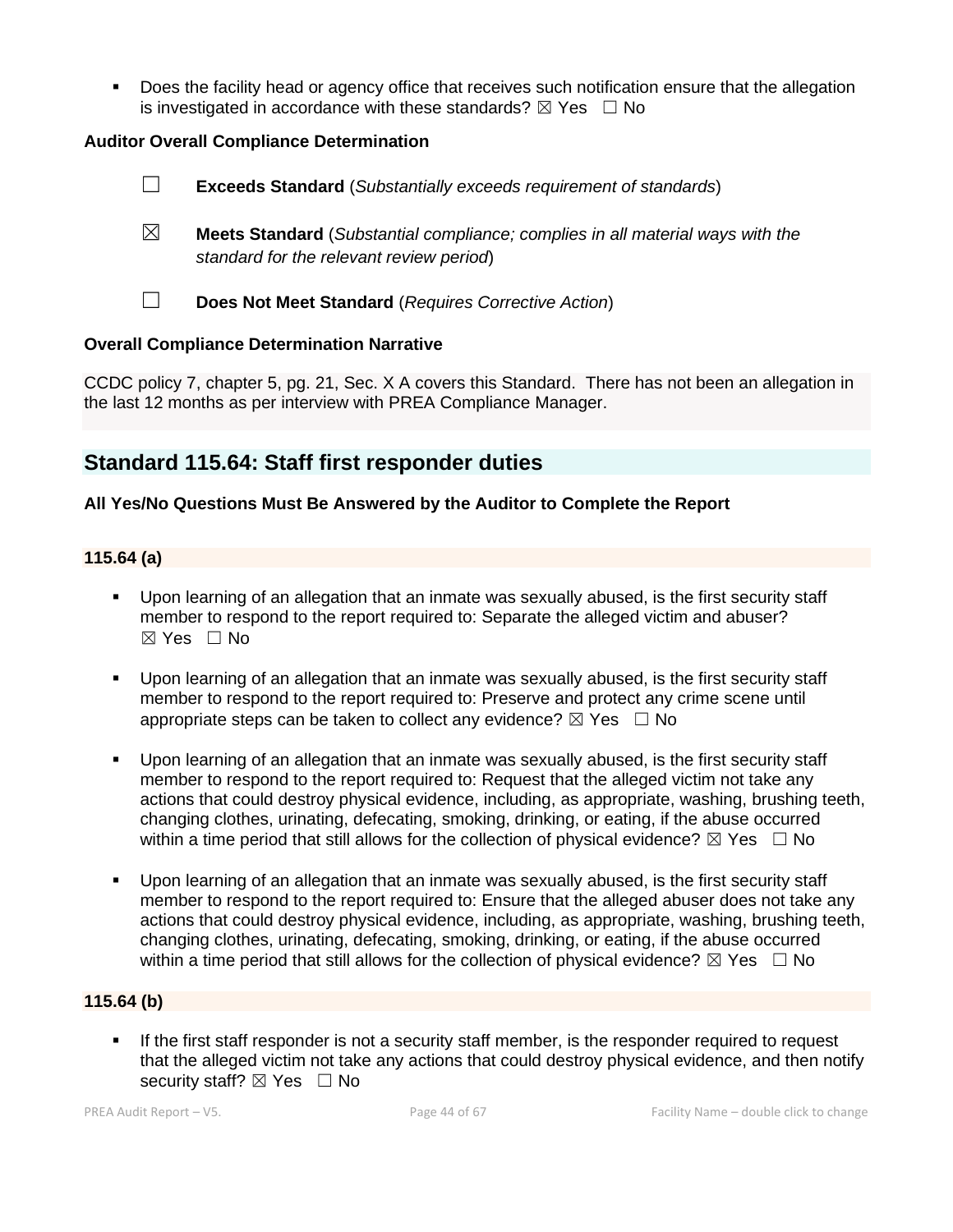- Does the facility head or agency office that receives such notification ensure that the allegation is investigated in accordance with these standards? ☒ Yes ☐ No

**Auditor Overall Compliance Determination**

☐ **Exceeds Standard** (*Substantially exceeds requirement of standards*)

☒ **Meets Standard** (*Substantial compliance; complies in all material ways with the standard for the relevant review period*)

☐ **Does Not Meet Standard** (*Requires Corrective Action*)

**Overall Compliance Determination Narrative**

CCDC policy 7, chapter 5, pg. 21, Sec. X A covers this Standard. There has not been an allegation in the last 12 months as per interview with PREA Compliance Manager.

## Standard 115.64: Staff first responder duties

**All Yes/No Questions Must Be Answered by the Auditor to Complete the Report**

**115.64 (a)**

- Upon learning of an allegation that an inmate was sexually abused, is the first security staff member to respond to the report required to: Separate the alleged victim and abuser? ☒ Yes ☐ No
- Upon learning of an allegation that an inmate was sexually abused, is the first security staff member to respond to the report required to: Preserve and protect any crime scene until appropriate steps can be taken to collect any evidence? ☒ Yes ☐ No
- Upon learning of an allegation that an inmate was sexually abused, is the first security staff member to respond to the report required to: Request that the alleged victim not take any actions that could destroy physical evidence, including, as appropriate, washing, brushing teeth, changing clothes, urinating, defecating, smoking, drinking, or eating, if the abuse occurred within a time period that still allows for the collection of physical evidence? ☒ Yes ☐ No
- Upon learning of an allegation that an inmate was sexually abused, is the first security staff member to respond to the report required to: Ensure that the alleged abuser does not take any actions that could destroy physical evidence, including, as appropriate, washing, brushing teeth, changing clothes, urinating, defecating, smoking, drinking, or eating, if the abuse occurred within a time period that still allows for the collection of physical evidence? ☒ Yes ☐ No

**115.64 (b)**

- If the first staff responder is not a security staff member, is the responder required to request that the alleged victim not take any actions that could destroy physical evidence, and then notify security staff? ☒ Yes ☐ No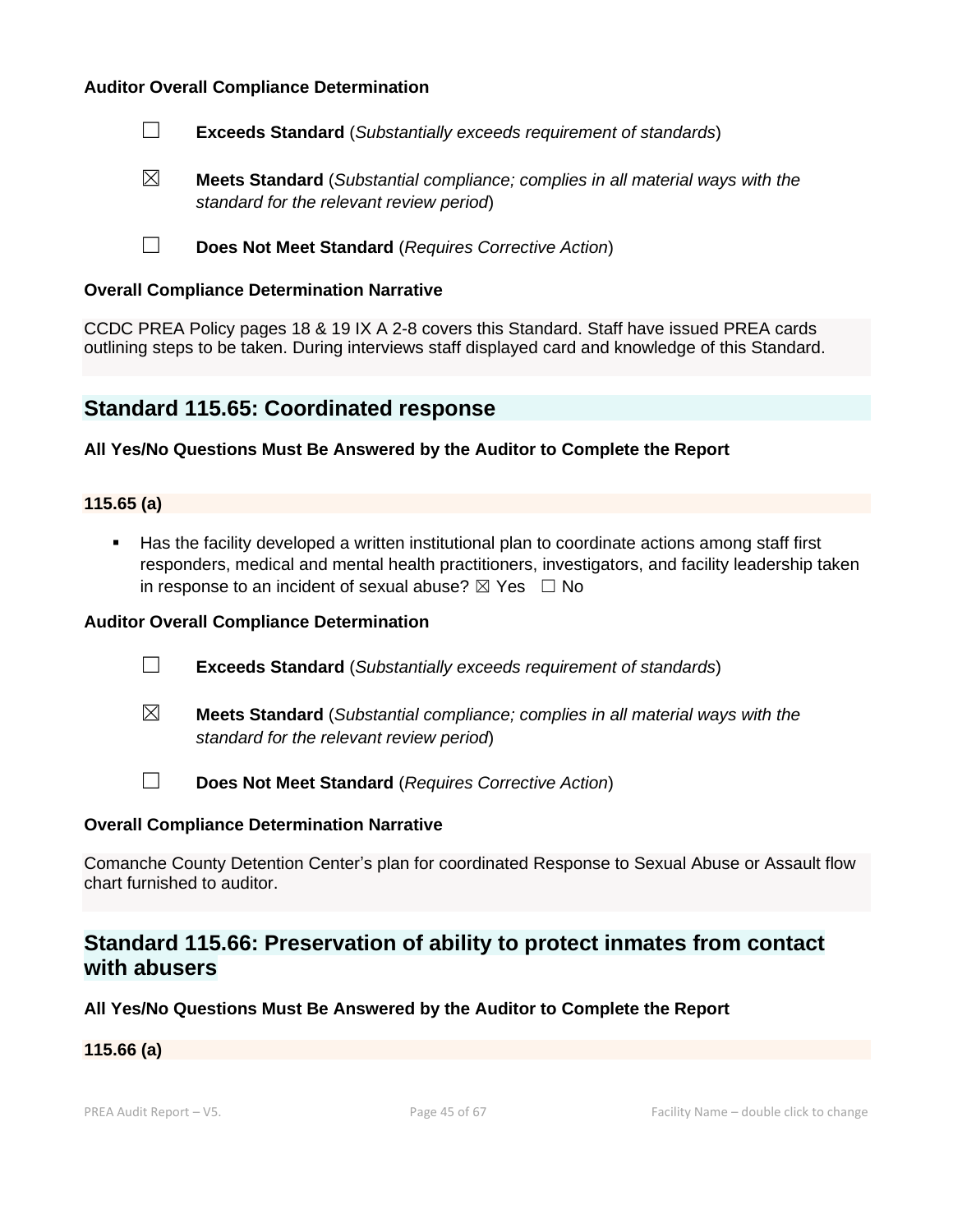**Auditor Overall Compliance Determination**

☐ **Exceeds Standard** (*Substantially exceeds requirement of standards*)

☒ **Meets Standard** (*Substantial compliance; complies in all material ways with the standard for the relevant review period*)

☐ **Does Not Meet Standard** (*Requires Corrective Action*)

**Overall Compliance Determination Narrative**

CCDC PREA Policy pages 18 & 19 IX A 2-8 covers this Standard. Staff have issued PREA cards outlining steps to be taken. During interviews staff displayed card and knowledge of this Standard.

## Standard 115.65: Coordinated response

**All Yes/No Questions Must Be Answered by the Auditor to Complete the Report**

**115.65 (a)**

- Has the facility developed a written institutional plan to coordinate actions among staff first responders, medical and mental health practitioners, investigators, and facility leadership taken in response to an incident of sexual abuse? ☒ Yes ☐ No

**Auditor Overall Compliance Determination**

☐ **Exceeds Standard** (*Substantially exceeds requirement of standards*)

☒ **Meets Standard** (*Substantial compliance; complies in all material ways with the standard for the relevant review period*)

☐ **Does Not Meet Standard** (*Requires Corrective Action*)

**Overall Compliance Determination Narrative**

Comanche County Detention Center's plan for coordinated Response to Sexual Abuse or Assault flow chart furnished to auditor.

## Standard 115.66: Preservation of ability to protect inmates from contact with abusers

**All Yes/No Questions Must Be Answered by the Auditor to Complete the Report**

**115.66 (a)**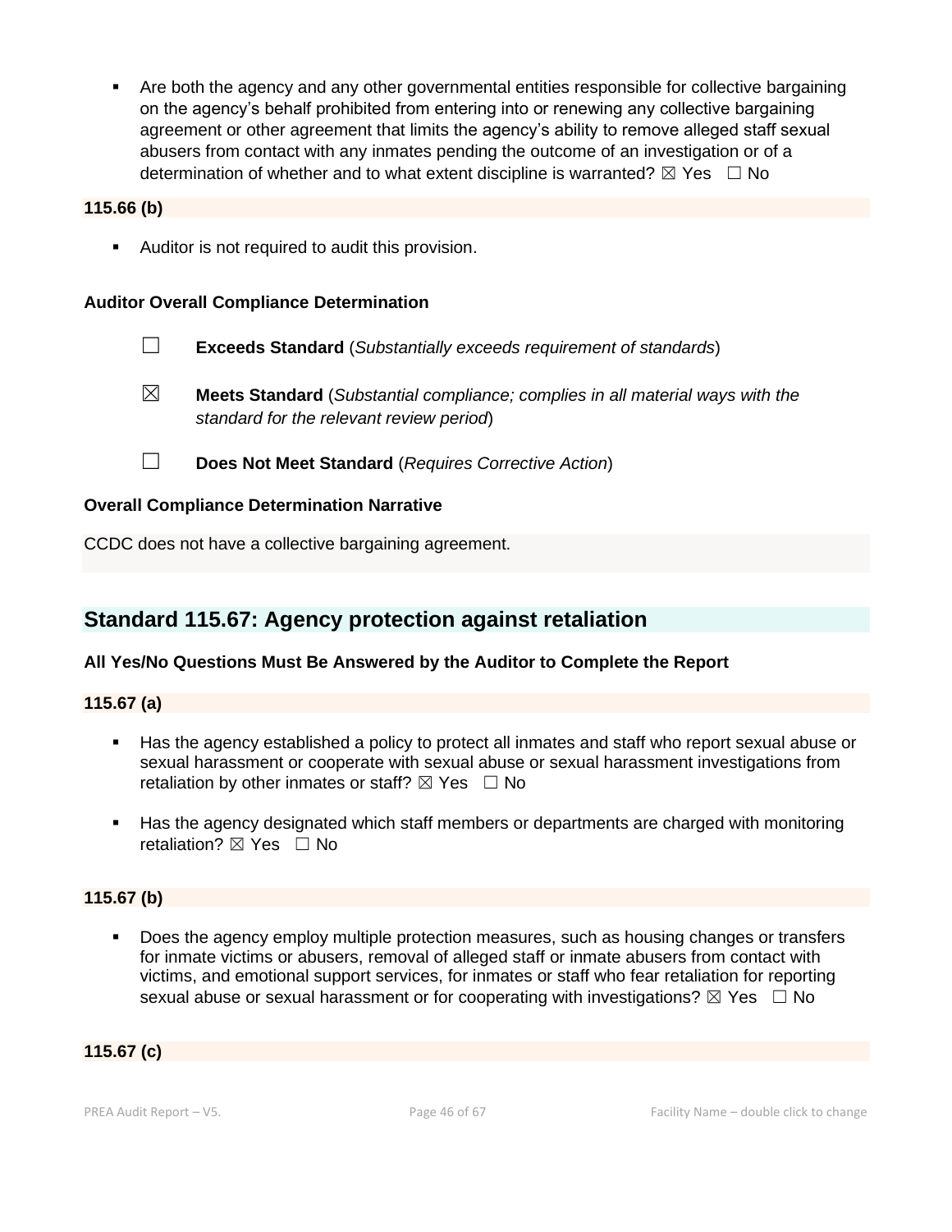- Are both the agency and any other governmental entities responsible for collective bargaining on the agency's behalf prohibited from entering into or renewing any collective bargaining agreement or other agreement that limits the agency's ability to remove alleged staff sexual abusers from contact with any inmates pending the outcome of an investigation or of a determination of whether and to what extent discipline is warranted? ☒ Yes ☐ No

**115.66 (b)**

- Auditor is not required to audit this provision.

**Auditor Overall Compliance Determination**

☐ **Exceeds Standard** (*Substantially exceeds requirement of standards*)

☒ **Meets Standard** (*Substantial compliance; complies in all material ways with the standard for the relevant review period*)

☐ **Does Not Meet Standard** (*Requires Corrective Action*)

**Overall Compliance Determination Narrative**

CCDC does not have a collective bargaining agreement.

## Standard 115.67: Agency protection against retaliation

**All Yes/No Questions Must Be Answered by the Auditor to Complete the Report**

**115.67 (a)**

- Has the agency established a policy to protect all inmates and staff who report sexual abuse or sexual harassment or cooperate with sexual abuse or sexual harassment investigations from retaliation by other inmates or staff? ☒ Yes ☐ No

- Has the agency designated which staff members or departments are charged with monitoring retaliation? ☒ Yes ☐ No

**115.67 (b)**

- Does the agency employ multiple protection measures, such as housing changes or transfers for inmate victims or abusers, removal of alleged staff or inmate abusers from contact with victims, and emotional support services, for inmates or staff who fear retaliation for reporting sexual abuse or sexual harassment or for cooperating with investigations? ☒ Yes ☐ No

**115.67 (c)**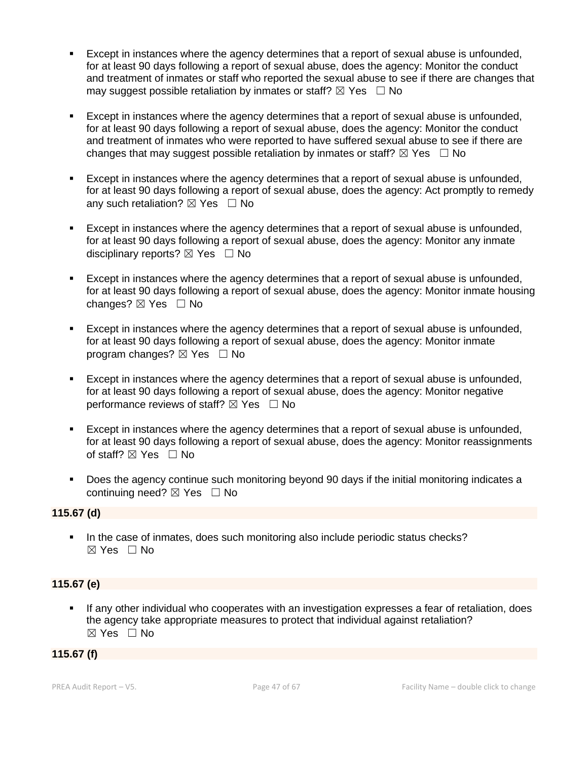- Except in instances where the agency determines that a report of sexual abuse is unfounded, for at least 90 days following a report of sexual abuse, does the agency: Monitor the conduct and treatment of inmates or staff who reported the sexual abuse to see if there are changes that may suggest possible retaliation by inmates or staff? ☒ Yes ☐ No

- Except in instances where the agency determines that a report of sexual abuse is unfounded, for at least 90 days following a report of sexual abuse, does the agency: Monitor the conduct and treatment of inmates who were reported to have suffered sexual abuse to see if there are changes that may suggest possible retaliation by inmates or staff? ☒ Yes ☐ No

- Except in instances where the agency determines that a report of sexual abuse is unfounded, for at least 90 days following a report of sexual abuse, does the agency: Act promptly to remedy any such retaliation? ☒ Yes ☐ No

- Except in instances where the agency determines that a report of sexual abuse is unfounded, for at least 90 days following a report of sexual abuse, does the agency: Monitor any inmate disciplinary reports? ☒ Yes ☐ No

- Except in instances where the agency determines that a report of sexual abuse is unfounded, for at least 90 days following a report of sexual abuse, does the agency: Monitor inmate housing changes? ☒ Yes ☐ No

- Except in instances where the agency determines that a report of sexual abuse is unfounded, for at least 90 days following a report of sexual abuse, does the agency: Monitor inmate program changes? ☒ Yes ☐ No

- Except in instances where the agency determines that a report of sexual abuse is unfounded, for at least 90 days following a report of sexual abuse, does the agency: Monitor negative performance reviews of staff? ☒ Yes ☐ No

- Except in instances where the agency determines that a report of sexual abuse is unfounded, for at least 90 days following a report of sexual abuse, does the agency: Monitor reassignments of staff? ☒ Yes ☐ No

- Does the agency continue such monitoring beyond 90 days if the initial monitoring indicates a continuing need? ☒ Yes ☐ No

**115.67 (d)**

- In the case of inmates, does such monitoring also include periodic status checks? ☒ Yes ☐ No

**115.67 (e)**

- If any other individual who cooperates with an investigation expresses a fear of retaliation, does the agency take appropriate measures to protect that individual against retaliation? ☒ Yes ☐ No

**115.67 (f)**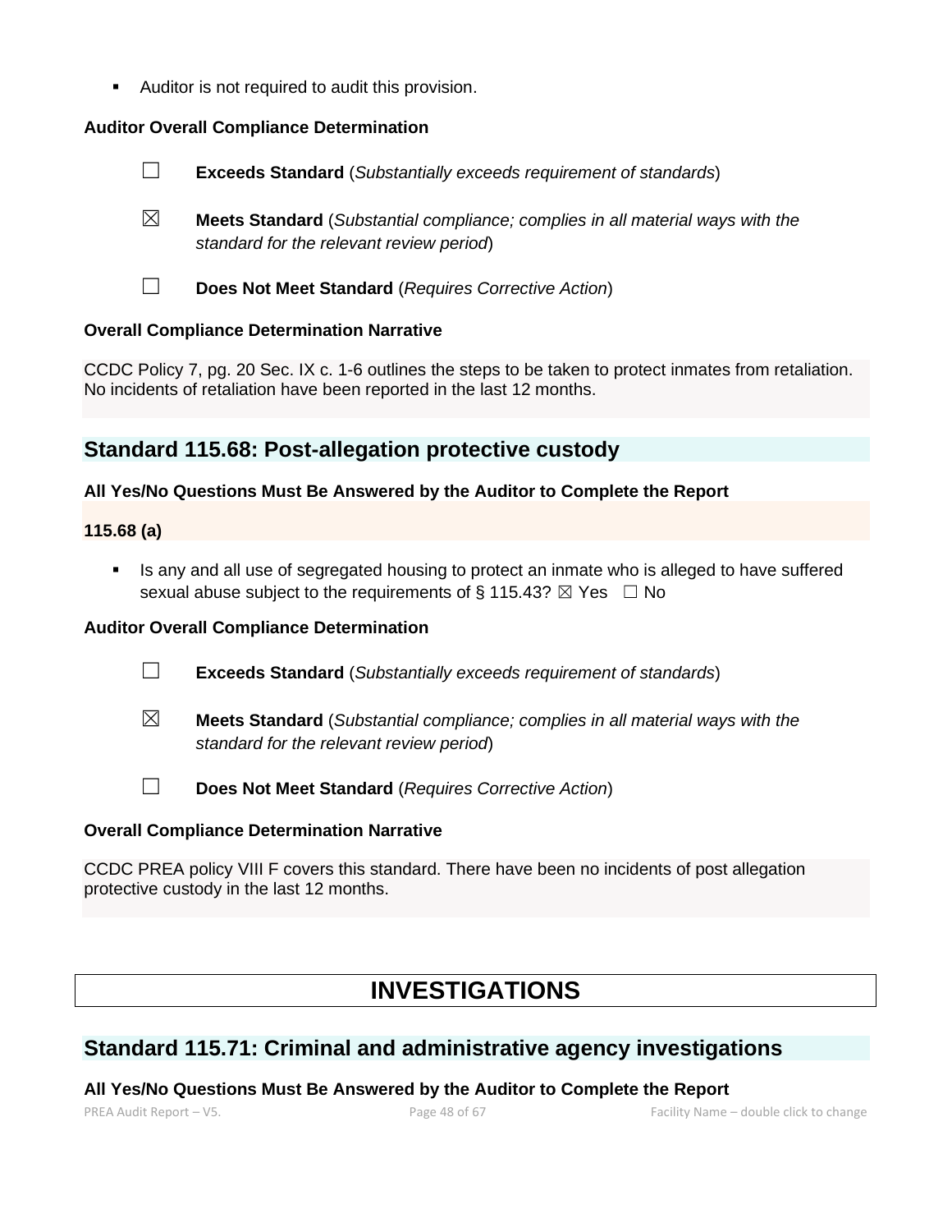- Auditor is not required to audit this provision.

**Auditor Overall Compliance Determination**

☐ **Exceeds Standard** (*Substantially exceeds requirement of standards*)

☒ **Meets Standard** (*Substantial compliance; complies in all material ways with the standard for the relevant review period*)

☐ **Does Not Meet Standard** (*Requires Corrective Action*)

**Overall Compliance Determination Narrative**

CCDC Policy 7, pg. 20 Sec. IX c. 1-6 outlines the steps to be taken to protect inmates from retaliation. No incidents of retaliation have been reported in the last 12 months.

## Standard 115.68: Post-allegation protective custody

**All Yes/No Questions Must Be Answered by the Auditor to Complete the Report**

**115.68 (a)**

- Is any and all use of segregated housing to protect an inmate who is alleged to have suffered sexual abuse subject to the requirements of § 115.43? ☒ Yes ☐ No

**Auditor Overall Compliance Determination**

☐ **Exceeds Standard** (*Substantially exceeds requirement of standards*)

☒ **Meets Standard** (*Substantial compliance; complies in all material ways with the standard for the relevant review period*)

☐ **Does Not Meet Standard** (*Requires Corrective Action*)

**Overall Compliance Determination Narrative**

CCDC PREA policy VIII F covers this standard. There have been no incidents of post allegation protective custody in the last 12 months.

# INVESTIGATIONS

## Standard 115.71: Criminal and administrative agency investigations

**All Yes/No Questions Must Be Answered by the Auditor to Complete the Report**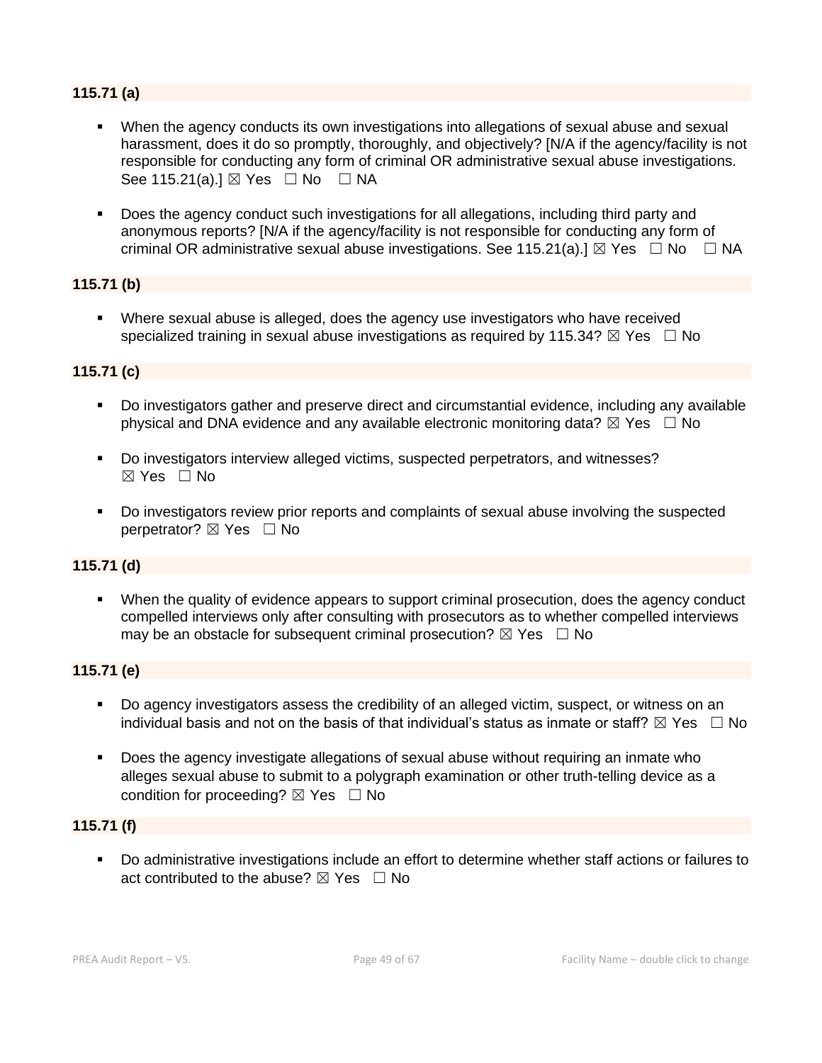**115.71 (a)**

- When the agency conducts its own investigations into allegations of sexual abuse and sexual harassment, does it do so promptly, thoroughly, and objectively? [N/A if the agency/facility is not responsible for conducting any form of criminal OR administrative sexual abuse investigations. See 115.21(a).] ☒ Yes ☐ No ☐ NA

- Does the agency conduct such investigations for all allegations, including third party and anonymous reports? [N/A if the agency/facility is not responsible for conducting any form of criminal OR administrative sexual abuse investigations. See 115.21(a).] ☒ Yes ☐ No ☐ NA

**115.71 (b)**

- Where sexual abuse is alleged, does the agency use investigators who have received specialized training in sexual abuse investigations as required by 115.34? ☒ Yes ☐ No

**115.71 (c)**

- Do investigators gather and preserve direct and circumstantial evidence, including any available physical and DNA evidence and any available electronic monitoring data? ☒ Yes ☐ No

- Do investigators interview alleged victims, suspected perpetrators, and witnesses? ☒ Yes ☐ No

- Do investigators review prior reports and complaints of sexual abuse involving the suspected perpetrator? ☒ Yes ☐ No

**115.71 (d)**

- When the quality of evidence appears to support criminal prosecution, does the agency conduct compelled interviews only after consulting with prosecutors as to whether compelled interviews may be an obstacle for subsequent criminal prosecution? ☒ Yes ☐ No

**115.71 (e)**

- Do agency investigators assess the credibility of an alleged victim, suspect, or witness on an individual basis and not on the basis of that individual's status as inmate or staff? ☒ Yes ☐ No

- Does the agency investigate allegations of sexual abuse without requiring an inmate who alleges sexual abuse to submit to a polygraph examination or other truth-telling device as a condition for proceeding? ☒ Yes ☐ No

**115.71 (f)**

- Do administrative investigations include an effort to determine whether staff actions or failures to act contributed to the abuse? ☒ Yes ☐ No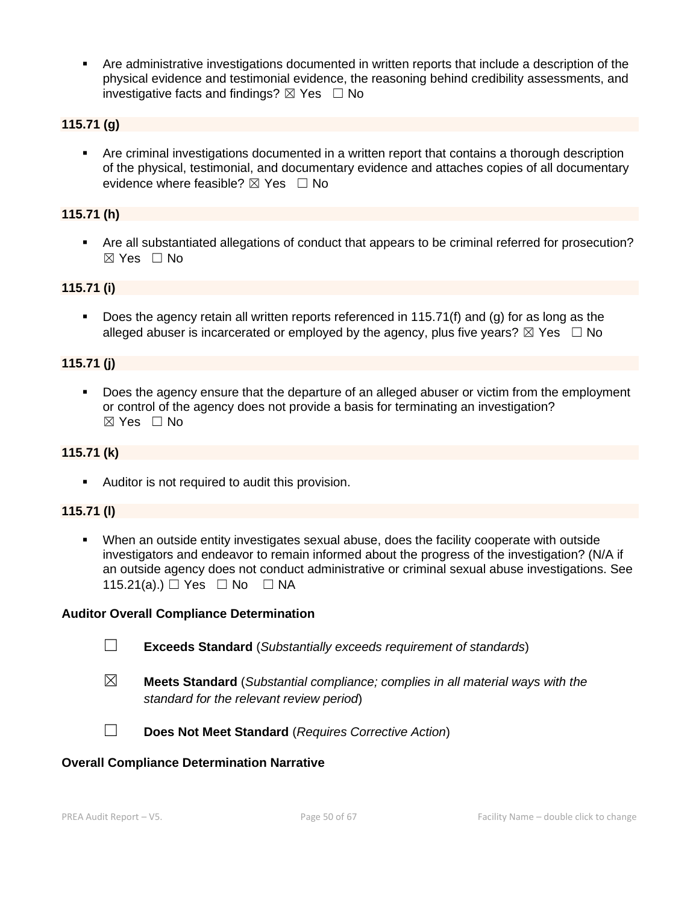- Are administrative investigations documented in written reports that include a description of the physical evidence and testimonial evidence, the reasoning behind credibility assessments, and investigative facts and findings? ☒ Yes ☐ No

**115.71 (g)**

- Are criminal investigations documented in a written report that contains a thorough description of the physical, testimonial, and documentary evidence and attaches copies of all documentary evidence where feasible? ☒ Yes ☐ No

**115.71 (h)**

- Are all substantiated allegations of conduct that appears to be criminal referred for prosecution? ☒ Yes ☐ No

**115.71 (i)**

- Does the agency retain all written reports referenced in 115.71(f) and (g) for as long as the alleged abuser is incarcerated or employed by the agency, plus five years? ☒ Yes ☐ No

**115.71 (j)**

- Does the agency ensure that the departure of an alleged abuser or victim from the employment or control of the agency does not provide a basis for terminating an investigation? ☒ Yes ☐ No

**115.71 (k)**

- Auditor is not required to audit this provision.

**115.71 (l)**

- When an outside entity investigates sexual abuse, does the facility cooperate with outside investigators and endeavor to remain informed about the progress of the investigation? (N/A if an outside agency does not conduct administrative or criminal sexual abuse investigations. See 115.21(a).) ☐ Yes ☐ No ☐ NA

**Auditor Overall Compliance Determination**

☐ **Exceeds Standard** (*Substantially exceeds requirement of standards*)

☒ **Meets Standard** (*Substantial compliance; complies in all material ways with the standard for the relevant review period*)

☐ **Does Not Meet Standard** (*Requires Corrective Action*)

**Overall Compliance Determination Narrative**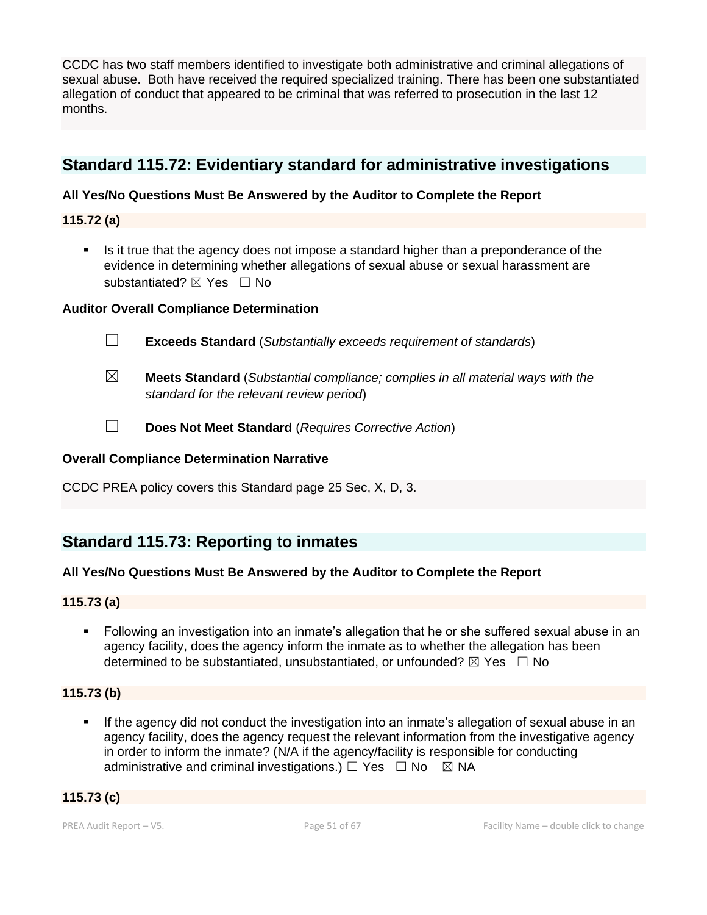CCDC has two staff members identified to investigate both administrative and criminal allegations of sexual abuse. Both have received the required specialized training. There has been one substantiated allegation of conduct that appeared to be criminal that was referred to prosecution in the last 12 months.

## Standard 115.72: Evidentiary standard for administrative investigations

**All Yes/No Questions Must Be Answered by the Auditor to Complete the Report**

**115.72 (a)**

- Is it true that the agency does not impose a standard higher than a preponderance of the evidence in determining whether allegations of sexual abuse or sexual harassment are substantiated? ☒ Yes ☐ No

**Auditor Overall Compliance Determination**

☐ **Exceeds Standard** (*Substantially exceeds requirement of standards*)

☒ **Meets Standard** (*Substantial compliance; complies in all material ways with the standard for the relevant review period*)

☐ **Does Not Meet Standard** (*Requires Corrective Action*)

**Overall Compliance Determination Narrative**

CCDC PREA policy covers this Standard page 25 Sec, X, D, 3.

## Standard 115.73: Reporting to inmates

**All Yes/No Questions Must Be Answered by the Auditor to Complete the Report**

**115.73 (a)**

- Following an investigation into an inmate's allegation that he or she suffered sexual abuse in an agency facility, does the agency inform the inmate as to whether the allegation has been determined to be substantiated, unsubstantiated, or unfounded? ☒ Yes ☐ No

**115.73 (b)**

- If the agency did not conduct the investigation into an inmate's allegation of sexual abuse in an agency facility, does the agency request the relevant information from the investigative agency in order to inform the inmate? (N/A if the agency/facility is responsible for conducting administrative and criminal investigations.) ☐ Yes ☐ No ☒ NA

**115.73 (c)**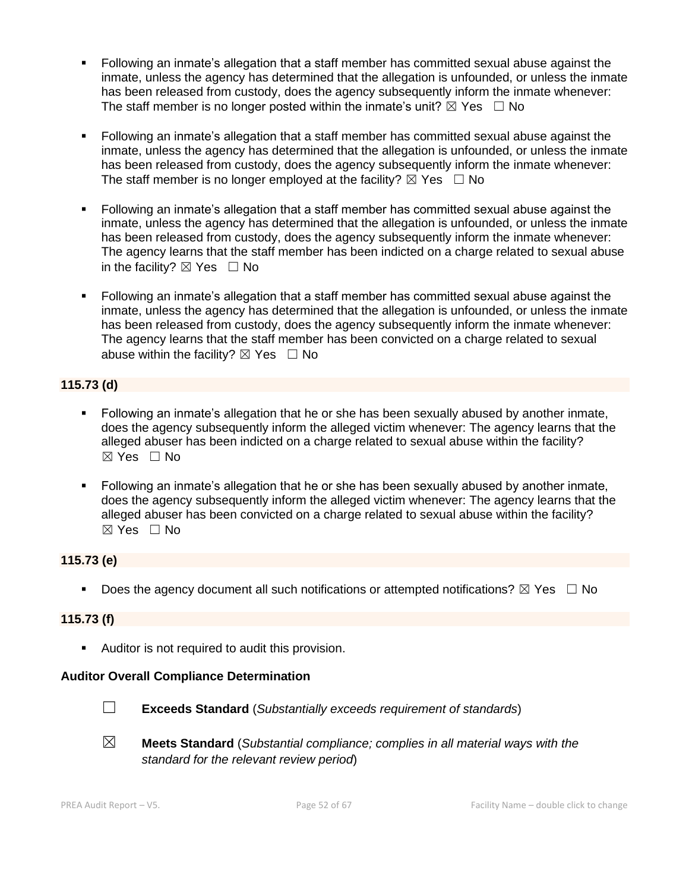- Following an inmate's allegation that a staff member has committed sexual abuse against the inmate, unless the agency has determined that the allegation is unfounded, or unless the inmate has been released from custody, does the agency subsequently inform the inmate whenever: The staff member is no longer posted within the inmate's unit? ☒ Yes ☐ No

- Following an inmate's allegation that a staff member has committed sexual abuse against the inmate, unless the agency has determined that the allegation is unfounded, or unless the inmate has been released from custody, does the agency subsequently inform the inmate whenever: The staff member is no longer employed at the facility? ☒ Yes ☐ No

- Following an inmate's allegation that a staff member has committed sexual abuse against the inmate, unless the agency has determined that the allegation is unfounded, or unless the inmate has been released from custody, does the agency subsequently inform the inmate whenever: The agency learns that the staff member has been indicted on a charge related to sexual abuse in the facility? ☒ Yes ☐ No

- Following an inmate's allegation that a staff member has committed sexual abuse against the inmate, unless the agency has determined that the allegation is unfounded, or unless the inmate has been released from custody, does the agency subsequently inform the inmate whenever: The agency learns that the staff member has been convicted on a charge related to sexual abuse within the facility? ☒ Yes ☐ No

**115.73 (d)**

- Following an inmate's allegation that he or she has been sexually abused by another inmate, does the agency subsequently inform the alleged victim whenever: The agency learns that the alleged abuser has been indicted on a charge related to sexual abuse within the facility? ☒ Yes ☐ No

- Following an inmate's allegation that he or she has been sexually abused by another inmate, does the agency subsequently inform the alleged victim whenever: The agency learns that the alleged abuser has been convicted on a charge related to sexual abuse within the facility? ☒ Yes ☐ No

**115.73 (e)**

- Does the agency document all such notifications or attempted notifications? ☒ Yes ☐ No

**115.73 (f)**

- Auditor is not required to audit this provision.

**Auditor Overall Compliance Determination**

☐ **Exceeds Standard** (*Substantially exceeds requirement of standards*)

☒ **Meets Standard** (*Substantial compliance; complies in all material ways with the standard for the relevant review period*)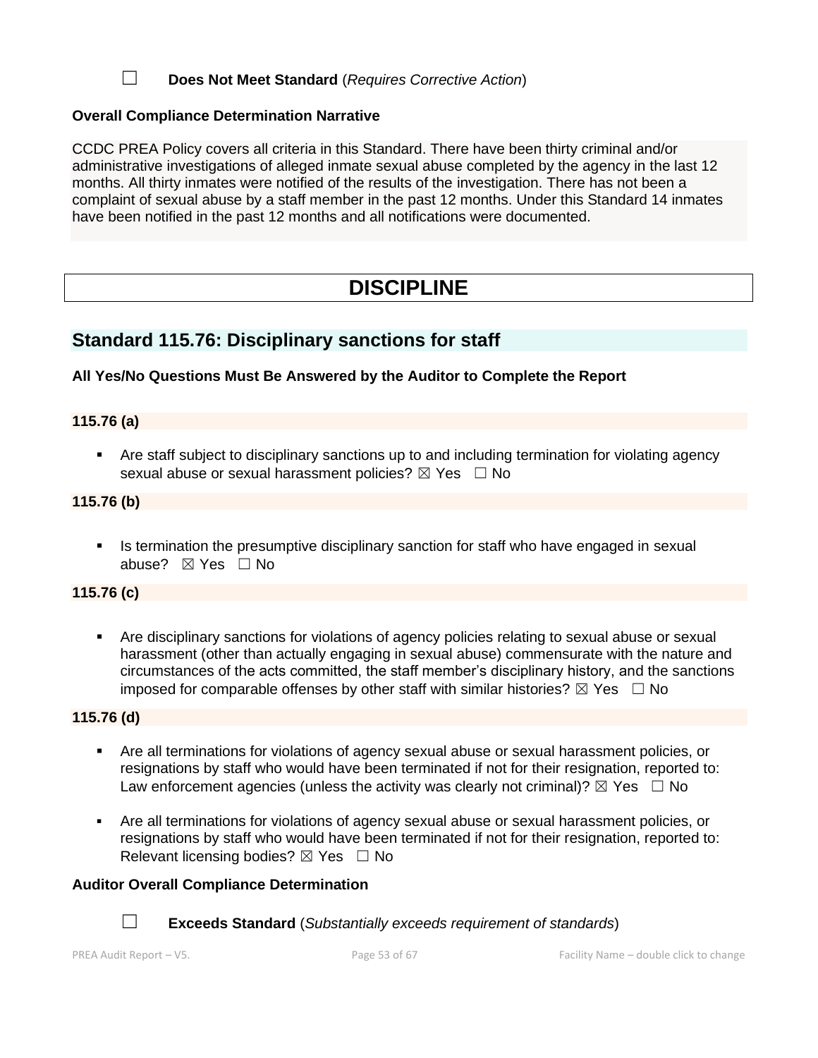☐ **Does Not Meet Standard** (*Requires Corrective Action*)

**Overall Compliance Determination Narrative**

CCDC PREA Policy covers all criteria in this Standard. There have been thirty criminal and/or administrative investigations of alleged inmate sexual abuse completed by the agency in the last 12 months. All thirty inmates were notified of the results of the investigation. There has not been a complaint of sexual abuse by a staff member in the past 12 months. Under this Standard 14 inmates have been notified in the past 12 months and all notifications were documented.

# DISCIPLINE

## Standard 115.76: Disciplinary sanctions for staff

**All Yes/No Questions Must Be Answered by the Auditor to Complete the Report**

**115.76 (a)**

- Are staff subject to disciplinary sanctions up to and including termination for violating agency sexual abuse or sexual harassment policies? ☒ Yes ☐ No

**115.76 (b)**

- Is termination the presumptive disciplinary sanction for staff who have engaged in sexual abuse? ☒ Yes ☐ No

**115.76 (c)**

- Are disciplinary sanctions for violations of agency policies relating to sexual abuse or sexual harassment (other than actually engaging in sexual abuse) commensurate with the nature and circumstances of the acts committed, the staff member's disciplinary history, and the sanctions imposed for comparable offenses by other staff with similar histories? ☒ Yes ☐ No

**115.76 (d)**

- Are all terminations for violations of agency sexual abuse or sexual harassment policies, or resignations by staff who would have been terminated if not for their resignation, reported to: Law enforcement agencies (unless the activity was clearly not criminal)? ☒ Yes ☐ No
- Are all terminations for violations of agency sexual abuse or sexual harassment policies, or resignations by staff who would have been terminated if not for their resignation, reported to: Relevant licensing bodies? ☒ Yes ☐ No

**Auditor Overall Compliance Determination**

☐ **Exceeds Standard** (*Substantially exceeds requirement of standards*)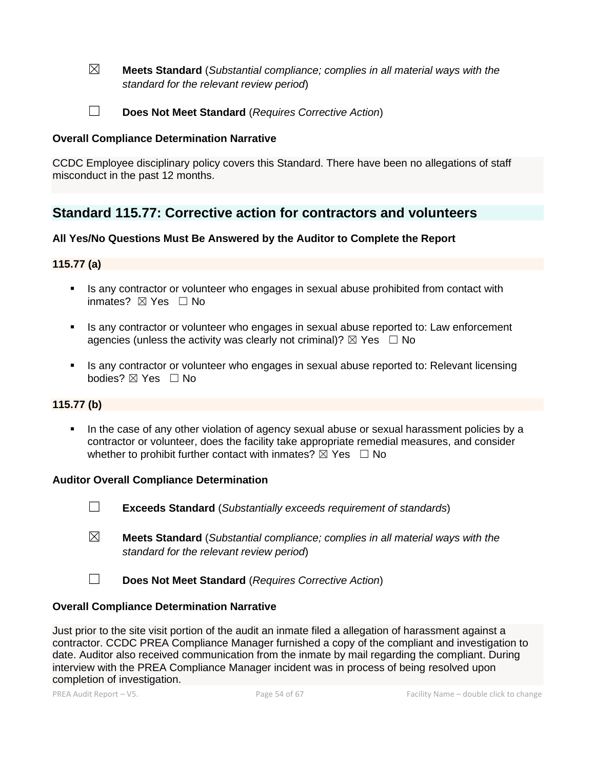☒ **Meets Standard** (*Substantial compliance; complies in all material ways with the standard for the relevant review period*)

☐ **Does Not Meet Standard** (*Requires Corrective Action*)

**Overall Compliance Determination Narrative**

CCDC Employee disciplinary policy covers this Standard. There have been no allegations of staff misconduct in the past 12 months.

## Standard 115.77: Corrective action for contractors and volunteers

**All Yes/No Questions Must Be Answered by the Auditor to Complete the Report**

**115.77 (a)**

- Is any contractor or volunteer who engages in sexual abuse prohibited from contact with inmates? ☒ Yes ☐ No
- Is any contractor or volunteer who engages in sexual abuse reported to: Law enforcement agencies (unless the activity was clearly not criminal)? ☒ Yes ☐ No
- Is any contractor or volunteer who engages in sexual abuse reported to: Relevant licensing bodies? ☒ Yes ☐ No

**115.77 (b)**

- In the case of any other violation of agency sexual abuse or sexual harassment policies by a contractor or volunteer, does the facility take appropriate remedial measures, and consider whether to prohibit further contact with inmates? ☒ Yes ☐ No

**Auditor Overall Compliance Determination**

☐ **Exceeds Standard** (*Substantially exceeds requirement of standards*)

☒ **Meets Standard** (*Substantial compliance; complies in all material ways with the standard for the relevant review period*)

☐ **Does Not Meet Standard** (*Requires Corrective Action*)

**Overall Compliance Determination Narrative**

Just prior to the site visit portion of the audit an inmate filed a allegation of harassment against a contractor. CCDC PREA Compliance Manager furnished a copy of the compliant and investigation to date. Auditor also received communication from the inmate by mail regarding the compliant. During interview with the PREA Compliance Manager incident was in process of being resolved upon completion of investigation.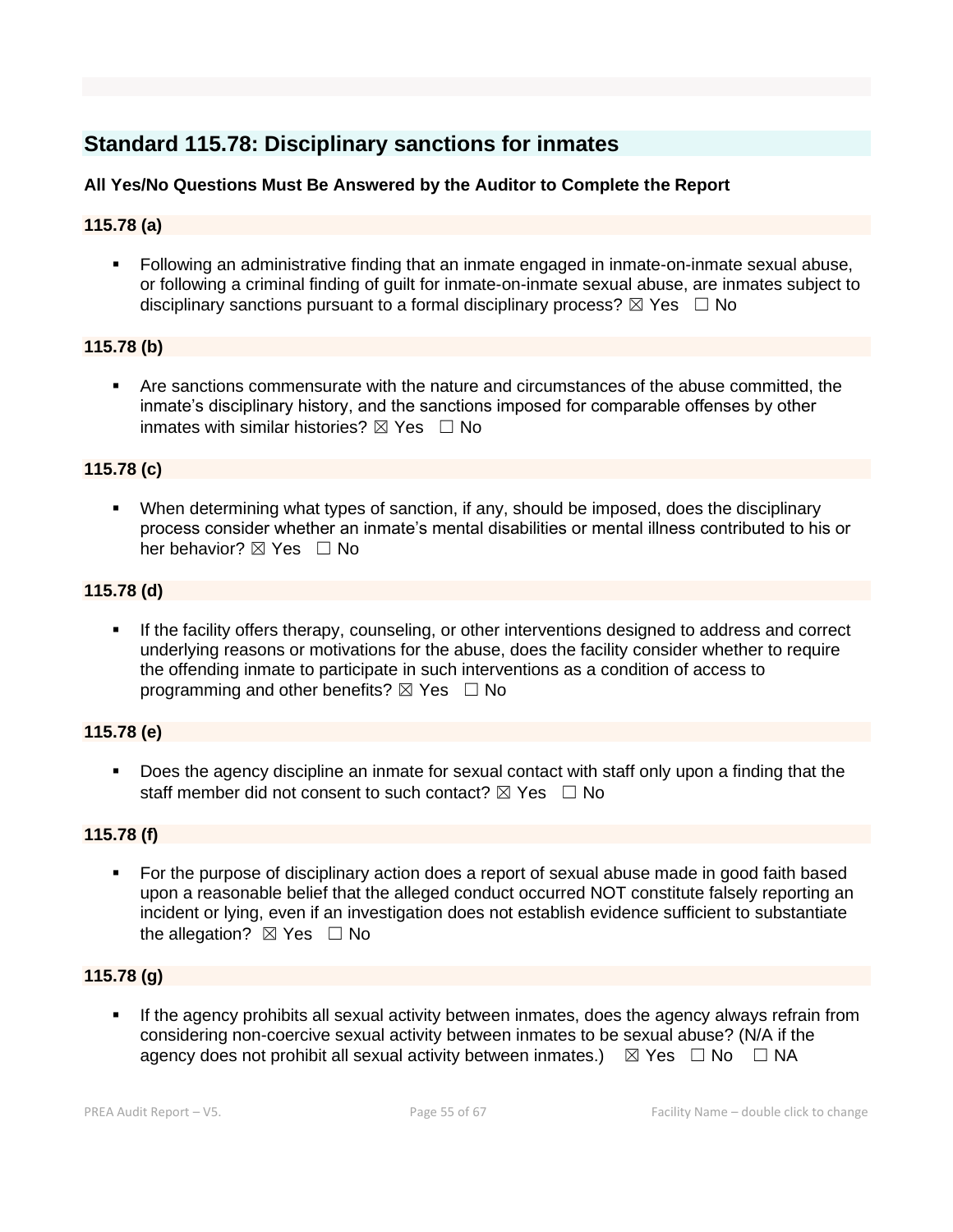## Standard 115.78: Disciplinary sanctions for inmates

**All Yes/No Questions Must Be Answered by the Auditor to Complete the Report**

### 115.78 (a)

- Following an administrative finding that an inmate engaged in inmate-on-inmate sexual abuse, or following a criminal finding of guilt for inmate-on-inmate sexual abuse, are inmates subject to disciplinary sanctions pursuant to a formal disciplinary process? ☒ Yes ☐ No

### 115.78 (b)

- Are sanctions commensurate with the nature and circumstances of the abuse committed, the inmate's disciplinary history, and the sanctions imposed for comparable offenses by other inmates with similar histories? ☒ Yes ☐ No

### 115.78 (c)

- When determining what types of sanction, if any, should be imposed, does the disciplinary process consider whether an inmate's mental disabilities or mental illness contributed to his or her behavior? ☒ Yes ☐ No

### 115.78 (d)

- If the facility offers therapy, counseling, or other interventions designed to address and correct underlying reasons or motivations for the abuse, does the facility consider whether to require the offending inmate to participate in such interventions as a condition of access to programming and other benefits? ☒ Yes ☐ No

### 115.78 (e)

- Does the agency discipline an inmate for sexual contact with staff only upon a finding that the staff member did not consent to such contact? ☒ Yes ☐ No

### 115.78 (f)

- For the purpose of disciplinary action does a report of sexual abuse made in good faith based upon a reasonable belief that the alleged conduct occurred NOT constitute falsely reporting an incident or lying, even if an investigation does not establish evidence sufficient to substantiate the allegation? ☒ Yes ☐ No

### 115.78 (g)

- If the agency prohibits all sexual activity between inmates, does the agency always refrain from considering non-coercive sexual activity between inmates to be sexual abuse? (N/A if the agency does not prohibit all sexual activity between inmates.) ☒ Yes ☐ No ☐ NA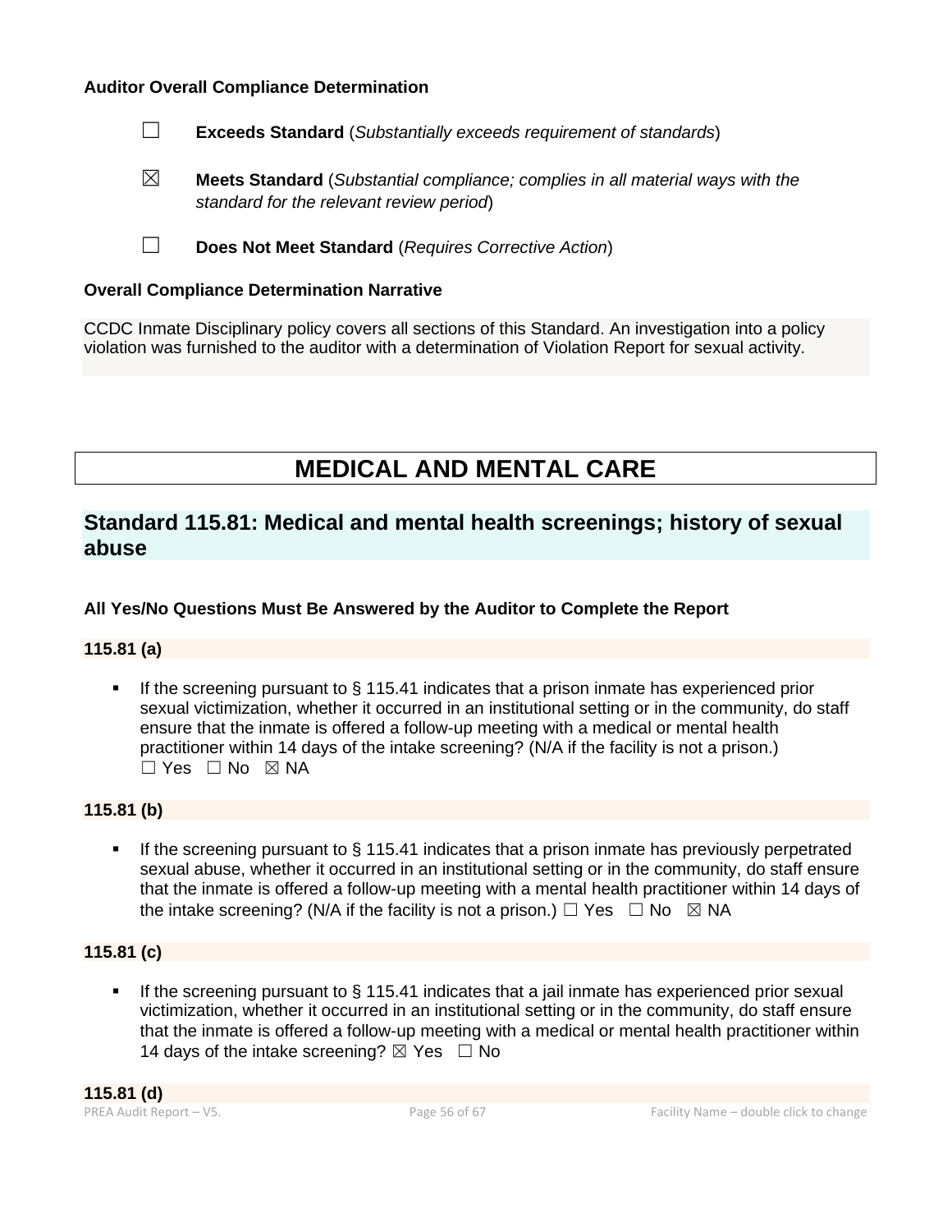**Auditor Overall Compliance Determination**

☐ **Exceeds Standard** (*Substantially exceeds requirement of standards*)

☒ **Meets Standard** (*Substantial compliance; complies in all material ways with the standard for the relevant review period*)

☐ **Does Not Meet Standard** (*Requires Corrective Action*)

**Overall Compliance Determination Narrative**

CCDC Inmate Disciplinary policy covers all sections of this Standard. An investigation into a policy violation was furnished to the auditor with a determination of Violation Report for sexual activity.

# MEDICAL AND MENTAL CARE

## Standard 115.81: Medical and mental health screenings; history of sexual abuse

**All Yes/No Questions Must Be Answered by the Auditor to Complete the Report**

**115.81 (a)**

- If the screening pursuant to § 115.41 indicates that a prison inmate has experienced prior sexual victimization, whether it occurred in an institutional setting or in the community, do staff ensure that the inmate is offered a follow-up meeting with a medical or mental health practitioner within 14 days of the intake screening? (N/A if the facility is not a prison.) ☐ Yes ☐ No ☒ NA

**115.81 (b)**

- If the screening pursuant to § 115.41 indicates that a prison inmate has previously perpetrated sexual abuse, whether it occurred in an institutional setting or in the community, do staff ensure that the inmate is offered a follow-up meeting with a mental health practitioner within 14 days of the intake screening? (N/A if the facility is not a prison.) ☐ Yes ☐ No ☒ NA

**115.81 (c)**

- If the screening pursuant to § 115.41 indicates that a jail inmate has experienced prior sexual victimization, whether it occurred in an institutional setting or in the community, do staff ensure that the inmate is offered a follow-up meeting with a medical or mental health practitioner within 14 days of the intake screening? ☒ Yes ☐ No

**115.81 (d)**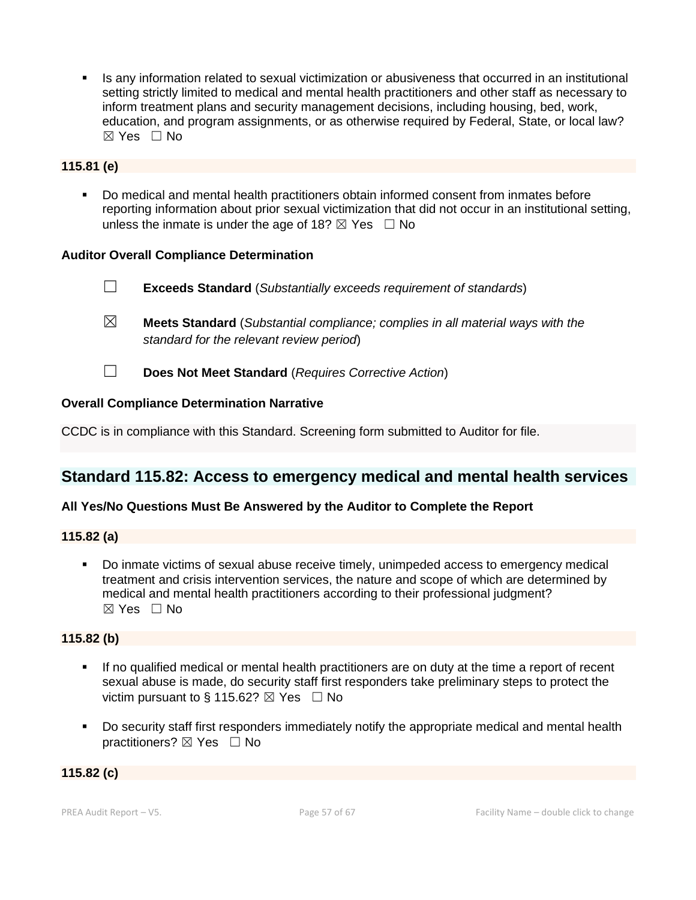- Is any information related to sexual victimization or abusiveness that occurred in an institutional setting strictly limited to medical and mental health practitioners and other staff as necessary to inform treatment plans and security management decisions, including housing, bed, work, education, and program assignments, or as otherwise required by Federal, State, or local law? ☒ Yes ☐ No

**115.81 (e)**

- Do medical and mental health practitioners obtain informed consent from inmates before reporting information about prior sexual victimization that did not occur in an institutional setting, unless the inmate is under the age of 18? ☒ Yes ☐ No

**Auditor Overall Compliance Determination**

☐ **Exceeds Standard** (*Substantially exceeds requirement of standards*)

☒ **Meets Standard** (*Substantial compliance; complies in all material ways with the standard for the relevant review period*)

☐ **Does Not Meet Standard** (*Requires Corrective Action*)

**Overall Compliance Determination Narrative**

CCDC is in compliance with this Standard. Screening form submitted to Auditor for file.

## Standard 115.82: Access to emergency medical and mental health services

**All Yes/No Questions Must Be Answered by the Auditor to Complete the Report**

**115.82 (a)**

- Do inmate victims of sexual abuse receive timely, unimpeded access to emergency medical treatment and crisis intervention services, the nature and scope of which are determined by medical and mental health practitioners according to their professional judgment? ☒ Yes ☐ No

**115.82 (b)**

- If no qualified medical or mental health practitioners are on duty at the time a report of recent sexual abuse is made, do security staff first responders take preliminary steps to protect the victim pursuant to § 115.62? ☒ Yes ☐ No
- Do security staff first responders immediately notify the appropriate medical and mental health practitioners? ☒ Yes ☐ No

**115.82 (c)**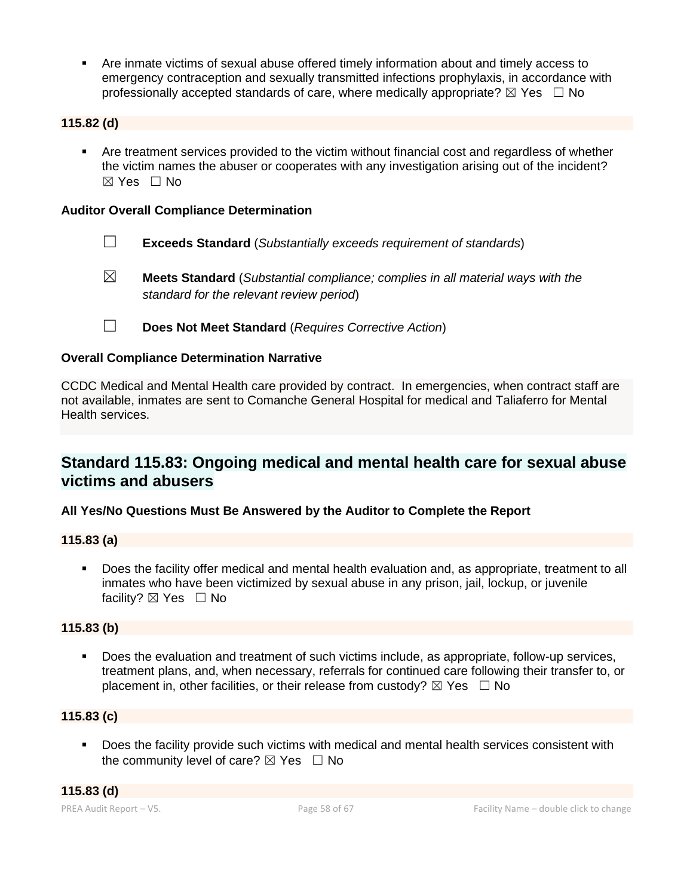- Are inmate victims of sexual abuse offered timely information about and timely access to emergency contraception and sexually transmitted infections prophylaxis, in accordance with professionally accepted standards of care, where medically appropriate? ☒ Yes ☐ No

**115.82 (d)**

- Are treatment services provided to the victim without financial cost and regardless of whether the victim names the abuser or cooperates with any investigation arising out of the incident? ☒ Yes ☐ No

**Auditor Overall Compliance Determination**

☐ **Exceeds Standard** (*Substantially exceeds requirement of standards*)

☒ **Meets Standard** (*Substantial compliance; complies in all material ways with the standard for the relevant review period*)

☐ **Does Not Meet Standard** (*Requires Corrective Action*)

**Overall Compliance Determination Narrative**

CCDC Medical and Mental Health care provided by contract. In emergencies, when contract staff are not available, inmates are sent to Comanche General Hospital for medical and Taliaferro for Mental Health services.

## Standard 115.83: Ongoing medical and mental health care for sexual abuse victims and abusers

**All Yes/No Questions Must Be Answered by the Auditor to Complete the Report**

**115.83 (a)**

- Does the facility offer medical and mental health evaluation and, as appropriate, treatment to all inmates who have been victimized by sexual abuse in any prison, jail, lockup, or juvenile facility? ☒ Yes ☐ No

**115.83 (b)**

- Does the evaluation and treatment of such victims include, as appropriate, follow-up services, treatment plans, and, when necessary, referrals for continued care following their transfer to, or placement in, other facilities, or their release from custody? ☒ Yes ☐ No

**115.83 (c)**

- Does the facility provide such victims with medical and mental health services consistent with the community level of care? ☒ Yes ☐ No

**115.83 (d)**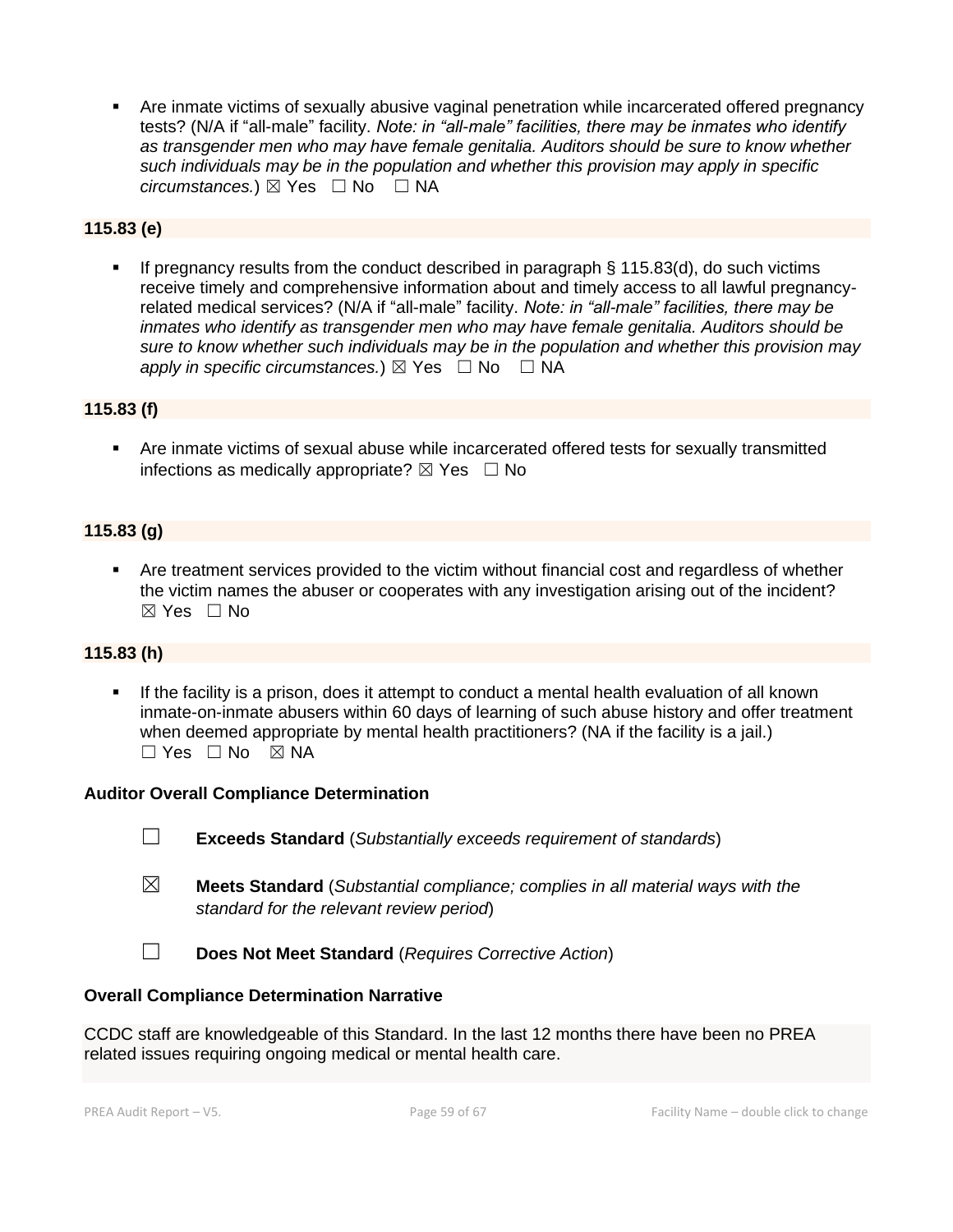- Are inmate victims of sexually abusive vaginal penetration while incarcerated offered pregnancy tests? (N/A if "all-male" facility. *Note: in "all-male" facilities, there may be inmates who identify as transgender men who may have female genitalia. Auditors should be sure to know whether such individuals may be in the population and whether this provision may apply in specific circumstances.*) ☒ Yes ☐ No ☐ NA

**115.83 (e)**

- If pregnancy results from the conduct described in paragraph § 115.83(d), do such victims receive timely and comprehensive information about and timely access to all lawful pregnancy-related medical services? (N/A if "all-male" facility. *Note: in "all-male" facilities, there may be inmates who identify as transgender men who may have female genitalia. Auditors should be sure to know whether such individuals may be in the population and whether this provision may apply in specific circumstances.*) ☒ Yes ☐ No ☐ NA

**115.83 (f)**

- Are inmate victims of sexual abuse while incarcerated offered tests for sexually transmitted infections as medically appropriate? ☒ Yes ☐ No

**115.83 (g)**

- Are treatment services provided to the victim without financial cost and regardless of whether the victim names the abuser or cooperates with any investigation arising out of the incident? ☒ Yes ☐ No

**115.83 (h)**

- If the facility is a prison, does it attempt to conduct a mental health evaluation of all known inmate-on-inmate abusers within 60 days of learning of such abuse history and offer treatment when deemed appropriate by mental health practitioners? (NA if the facility is a jail.) ☐ Yes ☐ No ☒ NA

**Auditor Overall Compliance Determination**

☐ **Exceeds Standard** (*Substantially exceeds requirement of standards*)

☒ **Meets Standard** (*Substantial compliance; complies in all material ways with the standard for the relevant review period*)

☐ **Does Not Meet Standard** (*Requires Corrective Action*)

**Overall Compliance Determination Narrative**

CCDC staff are knowledgeable of this Standard. In the last 12 months there have been no PREA related issues requiring ongoing medical or mental health care.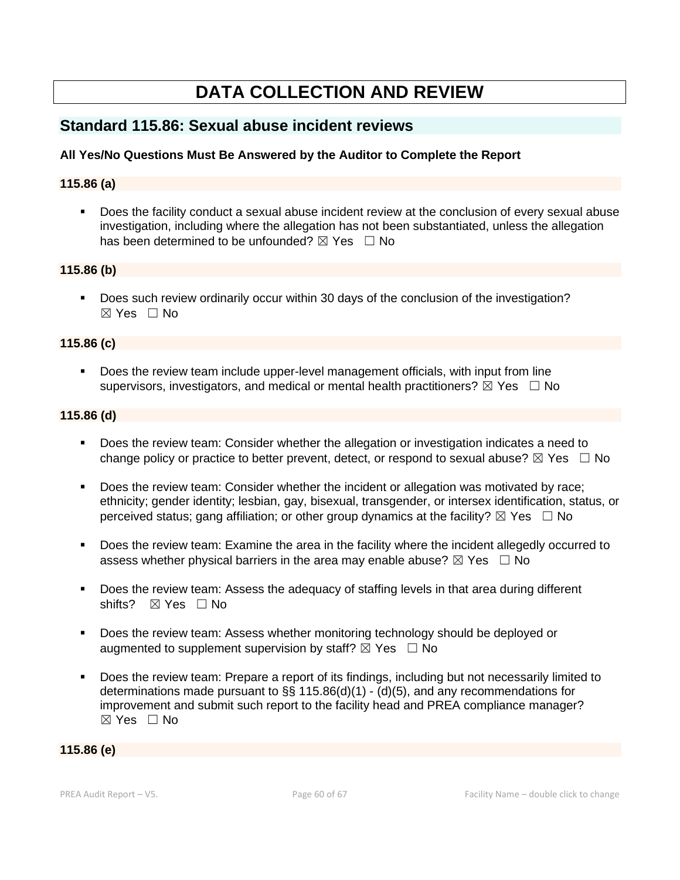# DATA COLLECTION AND REVIEW

## Standard 115.86: Sexual abuse incident reviews

**All Yes/No Questions Must Be Answered by the Auditor to Complete the Report**

### 115.86 (a)

- Does the facility conduct a sexual abuse incident review at the conclusion of every sexual abuse investigation, including where the allegation has not been substantiated, unless the allegation has been determined to be unfounded? ☒ Yes ☐ No

### 115.86 (b)

- Does such review ordinarily occur within 30 days of the conclusion of the investigation? ☒ Yes ☐ No

### 115.86 (c)

- Does the review team include upper-level management officials, with input from line supervisors, investigators, and medical or mental health practitioners? ☒ Yes ☐ No

### 115.86 (d)

- Does the review team: Consider whether the allegation or investigation indicates a need to change policy or practice to better prevent, detect, or respond to sexual abuse? ☒ Yes ☐ No
- Does the review team: Consider whether the incident or allegation was motivated by race; ethnicity; gender identity; lesbian, gay, bisexual, transgender, or intersex identification, status, or perceived status; gang affiliation; or other group dynamics at the facility? ☒ Yes ☐ No
- Does the review team: Examine the area in the facility where the incident allegedly occurred to assess whether physical barriers in the area may enable abuse? ☒ Yes ☐ No
- Does the review team: Assess the adequacy of staffing levels in that area during different shifts? ☒ Yes ☐ No
- Does the review team: Assess whether monitoring technology should be deployed or augmented to supplement supervision by staff? ☒ Yes ☐ No
- Does the review team: Prepare a report of its findings, including but not necessarily limited to determinations made pursuant to §§ 115.86(d)(1) - (d)(5), and any recommendations for improvement and submit such report to the facility head and PREA compliance manager? ☒ Yes ☐ No

### 115.86 (e)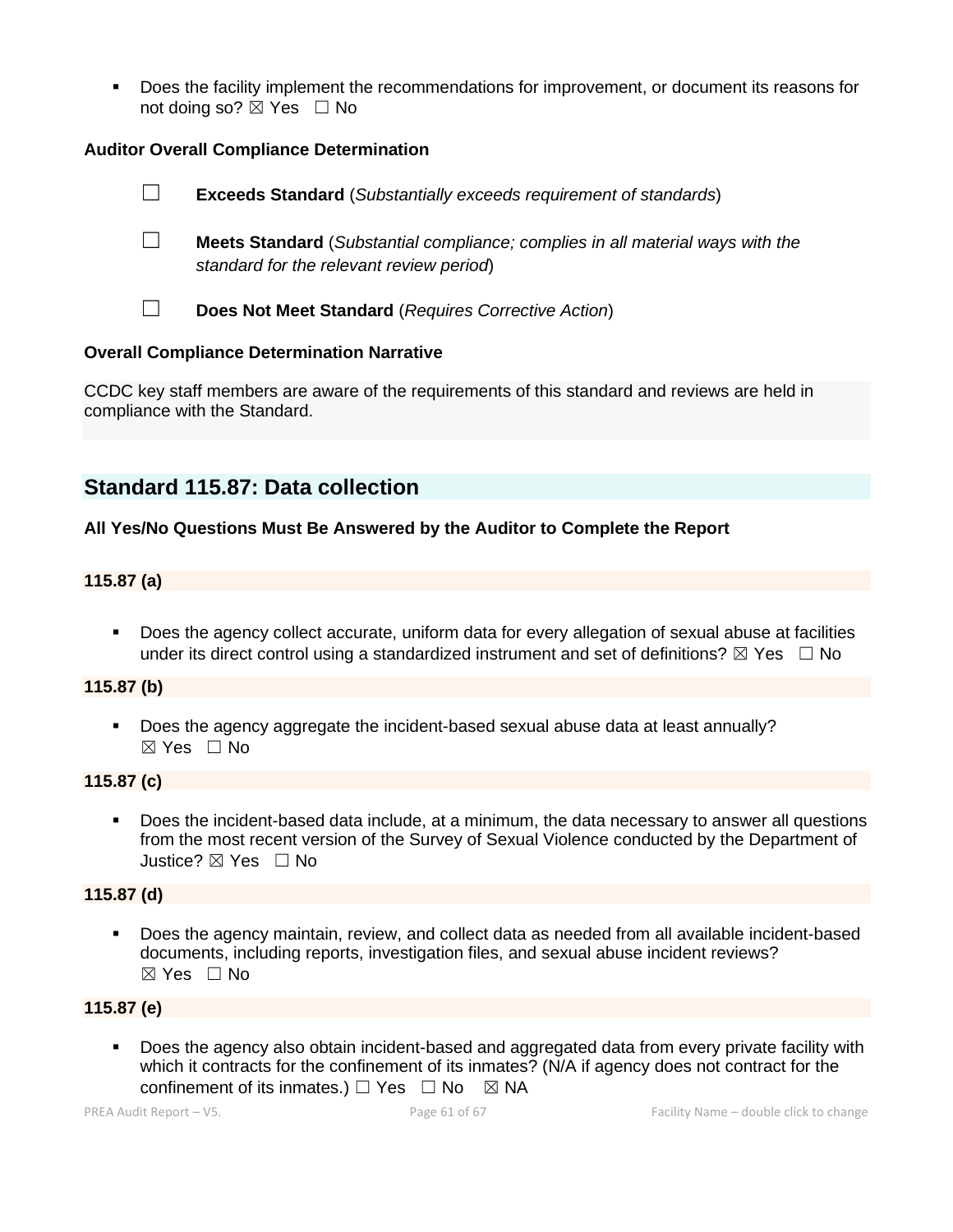- Does the facility implement the recommendations for improvement, or document its reasons for not doing so? ☒ Yes ☐ No

**Auditor Overall Compliance Determination**

☐ **Exceeds Standard** (*Substantially exceeds requirement of standards*)

☐ **Meets Standard** (*Substantial compliance; complies in all material ways with the standard for the relevant review period*)

☐ **Does Not Meet Standard** (*Requires Corrective Action*)

**Overall Compliance Determination Narrative**

CCDC key staff members are aware of the requirements of this standard and reviews are held in compliance with the Standard.

## Standard 115.87: Data collection

**All Yes/No Questions Must Be Answered by the Auditor to Complete the Report**

**115.87 (a)**

- Does the agency collect accurate, uniform data for every allegation of sexual abuse at facilities under its direct control using a standardized instrument and set of definitions? ☒ Yes ☐ No

**115.87 (b)**

- Does the agency aggregate the incident-based sexual abuse data at least annually? ☒ Yes ☐ No

**115.87 (c)**

- Does the incident-based data include, at a minimum, the data necessary to answer all questions from the most recent version of the Survey of Sexual Violence conducted by the Department of Justice? ☒ Yes ☐ No

**115.87 (d)**

- Does the agency maintain, review, and collect data as needed from all available incident-based documents, including reports, investigation files, and sexual abuse incident reviews? ☒ Yes ☐ No

**115.87 (e)**

- Does the agency also obtain incident-based and aggregated data from every private facility with which it contracts for the confinement of its inmates? (N/A if agency does not contract for the confinement of its inmates.) ☐ Yes ☐ No ☒ NA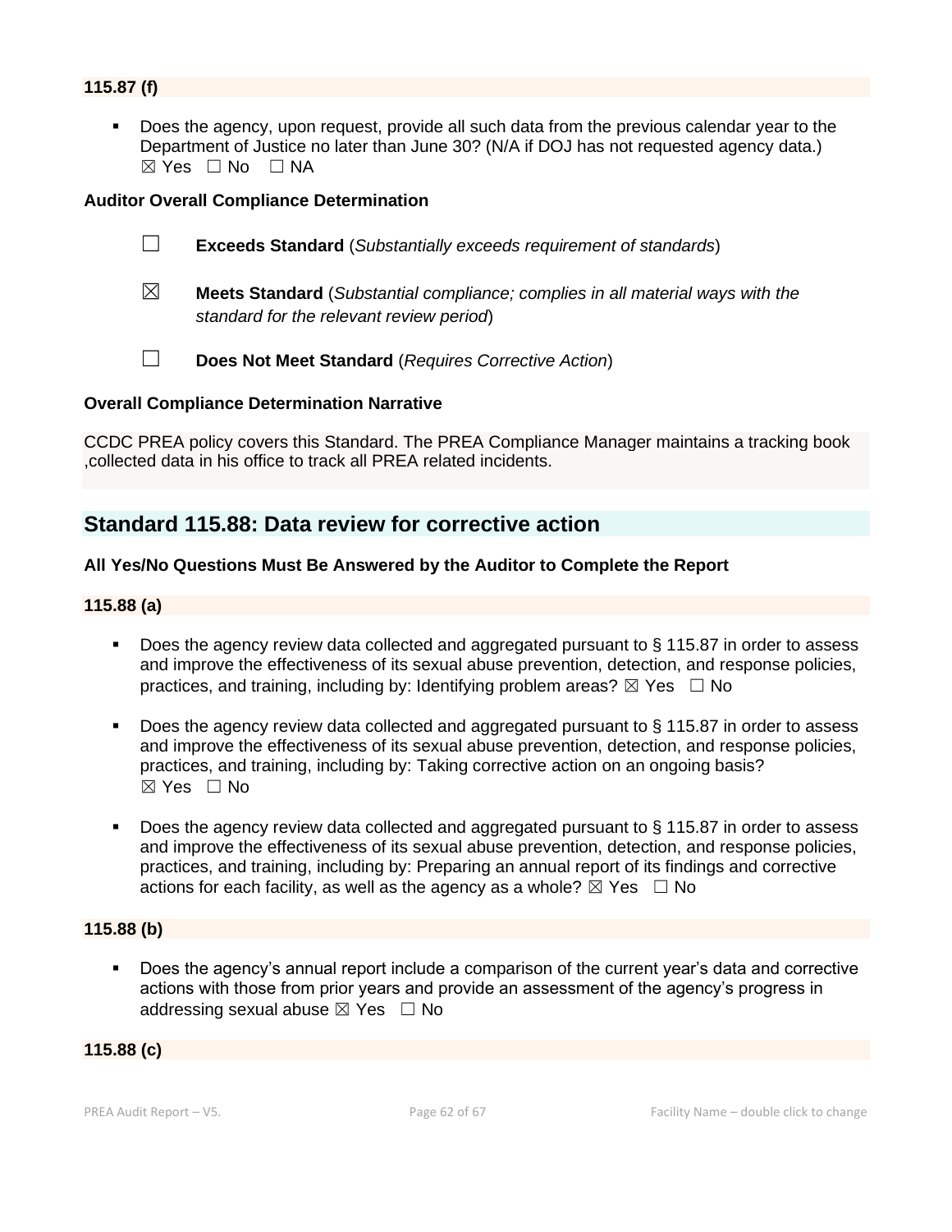**115.87 (f)**

- Does the agency, upon request, provide all such data from the previous calendar year to the Department of Justice no later than June 30? (N/A if DOJ has not requested agency data.) ☒ Yes ☐ No ☐ NA

**Auditor Overall Compliance Determination**

☐ **Exceeds Standard** (*Substantially exceeds requirement of standards*)

☒ **Meets Standard** (*Substantial compliance; complies in all material ways with the standard for the relevant review period*)

☐ **Does Not Meet Standard** (*Requires Corrective Action*)

**Overall Compliance Determination Narrative**

CCDC PREA policy covers this Standard. The PREA Compliance Manager maintains a tracking book ,collected data in his office to track all PREA related incidents.

## Standard 115.88: Data review for corrective action

**All Yes/No Questions Must Be Answered by the Auditor to Complete the Report**

**115.88 (a)**

- Does the agency review data collected and aggregated pursuant to § 115.87 in order to assess and improve the effectiveness of its sexual abuse prevention, detection, and response policies, practices, and training, including by: Identifying problem areas? ☒ Yes ☐ No
- Does the agency review data collected and aggregated pursuant to § 115.87 in order to assess and improve the effectiveness of its sexual abuse prevention, detection, and response policies, practices, and training, including by: Taking corrective action on an ongoing basis? ☒ Yes ☐ No
- Does the agency review data collected and aggregated pursuant to § 115.87 in order to assess and improve the effectiveness of its sexual abuse prevention, detection, and response policies, practices, and training, including by: Preparing an annual report of its findings and corrective actions for each facility, as well as the agency as a whole? ☒ Yes ☐ No

**115.88 (b)**

- Does the agency's annual report include a comparison of the current year's data and corrective actions with those from prior years and provide an assessment of the agency's progress in addressing sexual abuse ☒ Yes ☐ No

**115.88 (c)**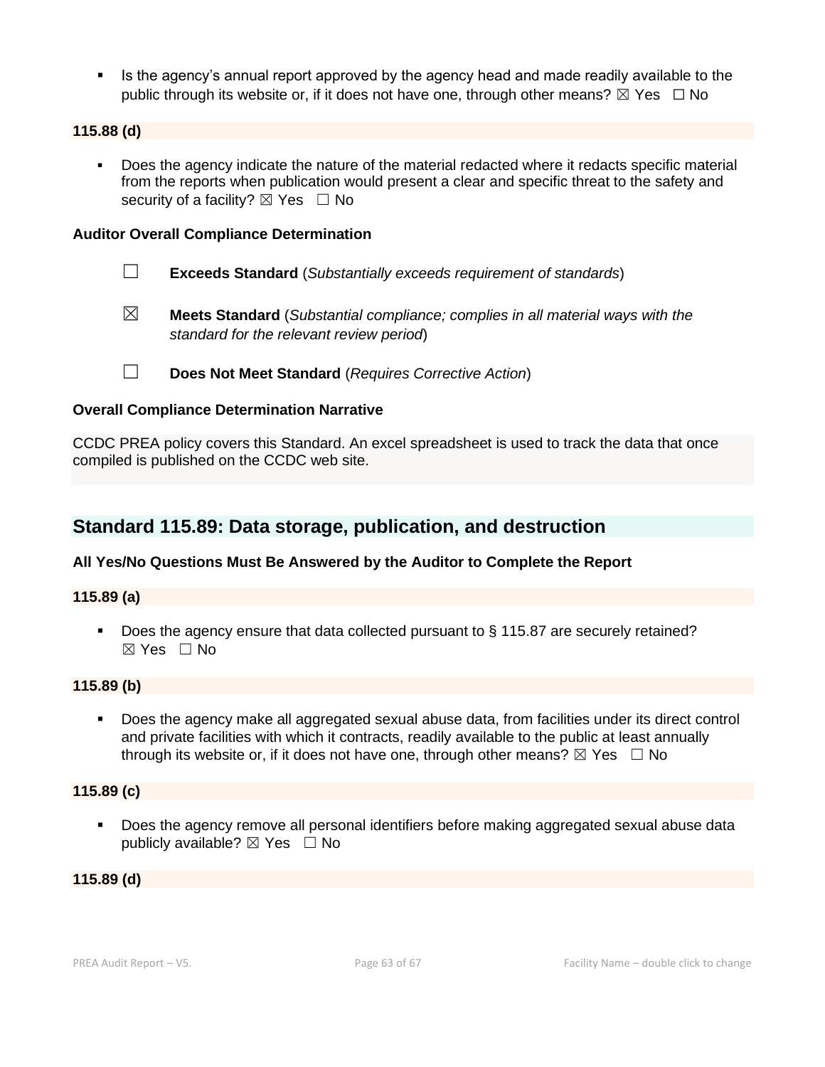- Is the agency's annual report approved by the agency head and made readily available to the public through its website or, if it does not have one, through other means? ☒ Yes ☐ No

**115.88 (d)**

- Does the agency indicate the nature of the material redacted where it redacts specific material from the reports when publication would present a clear and specific threat to the safety and security of a facility? ☒ Yes ☐ No

**Auditor Overall Compliance Determination**

☐ **Exceeds Standard** (*Substantially exceeds requirement of standards*)

☒ **Meets Standard** (*Substantial compliance; complies in all material ways with the standard for the relevant review period*)

☐ **Does Not Meet Standard** (*Requires Corrective Action*)

**Overall Compliance Determination Narrative**

CCDC PREA policy covers this Standard. An excel spreadsheet is used to track the data that once compiled is published on the CCDC web site.

## Standard 115.89: Data storage, publication, and destruction

**All Yes/No Questions Must Be Answered by the Auditor to Complete the Report**

**115.89 (a)**

- Does the agency ensure that data collected pursuant to § 115.87 are securely retained? ☒ Yes ☐ No

**115.89 (b)**

- Does the agency make all aggregated sexual abuse data, from facilities under its direct control and private facilities with which it contracts, readily available to the public at least annually through its website or, if it does not have one, through other means? ☒ Yes ☐ No

**115.89 (c)**

- Does the agency remove all personal identifiers before making aggregated sexual abuse data publicly available? ☒ Yes ☐ No

**115.89 (d)**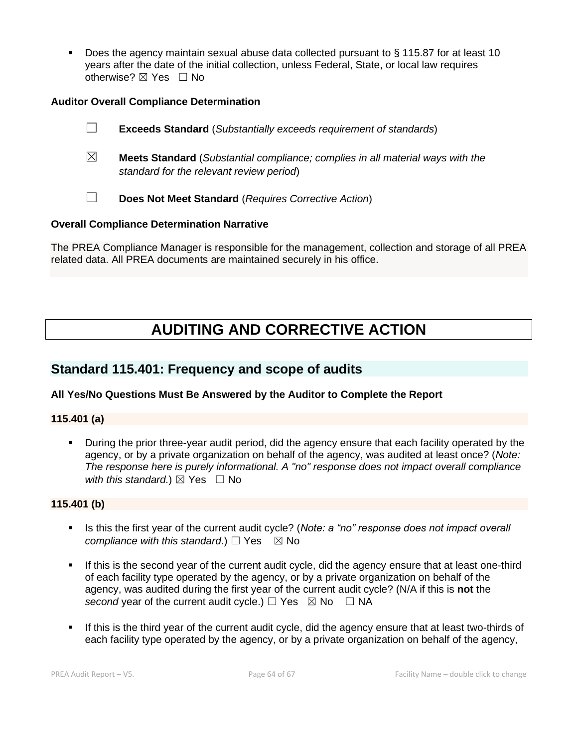- Does the agency maintain sexual abuse data collected pursuant to § 115.87 for at least 10 years after the date of the initial collection, unless Federal, State, or local law requires otherwise? ☒ Yes ☐ No

**Auditor Overall Compliance Determination**

☐ **Exceeds Standard** (*Substantially exceeds requirement of standards*)

☒ **Meets Standard** (*Substantial compliance; complies in all material ways with the standard for the relevant review period*)

☐ **Does Not Meet Standard** (*Requires Corrective Action*)

**Overall Compliance Determination Narrative**

The PREA Compliance Manager is responsible for the management, collection and storage of all PREA related data. All PREA documents are maintained securely in his office.

# AUDITING AND CORRECTIVE ACTION

## Standard 115.401: Frequency and scope of audits

**All Yes/No Questions Must Be Answered by the Auditor to Complete the Report**

**115.401 (a)**

- During the prior three-year audit period, did the agency ensure that each facility operated by the agency, or by a private organization on behalf of the agency, was audited at least once? (*Note: The response here is purely informational. A "no" response does not impact overall compliance with this standard.*) ☒ Yes ☐ No

**115.401 (b)**

- Is this the first year of the current audit cycle? (*Note: a "no" response does not impact overall compliance with this standard*.) ☐ Yes ☒ No
- If this is the second year of the current audit cycle, did the agency ensure that at least one-third of each facility type operated by the agency, or by a private organization on behalf of the agency, was audited during the first year of the current audit cycle? (N/A if this is **not** the *second* year of the current audit cycle.) ☐ Yes ☒ No ☐ NA
- If this is the third year of the current audit cycle, did the agency ensure that at least two-thirds of each facility type operated by the agency, or by a private organization on behalf of the agency,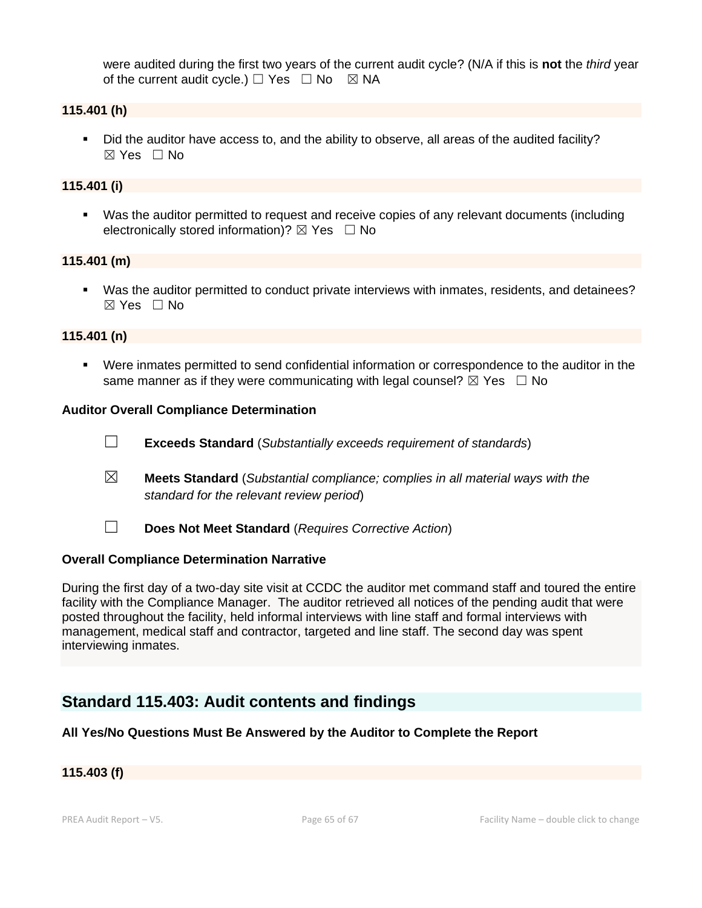were audited during the first two years of the current audit cycle? (N/A if this is **not** the *third* year of the current audit cycle.) ☐ Yes ☐ No ☒ NA

**115.401 (h)**

- Did the auditor have access to, and the ability to observe, all areas of the audited facility? ☒ Yes ☐ No

**115.401 (i)**

- Was the auditor permitted to request and receive copies of any relevant documents (including electronically stored information)? ☒ Yes ☐ No

**115.401 (m)**

- Was the auditor permitted to conduct private interviews with inmates, residents, and detainees? ☒ Yes ☐ No

**115.401 (n)**

- Were inmates permitted to send confidential information or correspondence to the auditor in the same manner as if they were communicating with legal counsel? ☒ Yes ☐ No

**Auditor Overall Compliance Determination**

☐ **Exceeds Standard** (*Substantially exceeds requirement of standards*)

☒ **Meets Standard** (*Substantial compliance; complies in all material ways with the standard for the relevant review period*)

☐ **Does Not Meet Standard** (*Requires Corrective Action*)

**Overall Compliance Determination Narrative**

During the first day of a two-day site visit at CCDC the auditor met command staff and toured the entire facility with the Compliance Manager. The auditor retrieved all notices of the pending audit that were posted throughout the facility, held informal interviews with line staff and formal interviews with management, medical staff and contractor, targeted and line staff. The second day was spent interviewing inmates.

## Standard 115.403: Audit contents and findings

**All Yes/No Questions Must Be Answered by the Auditor to Complete the Report**

**115.403 (f)**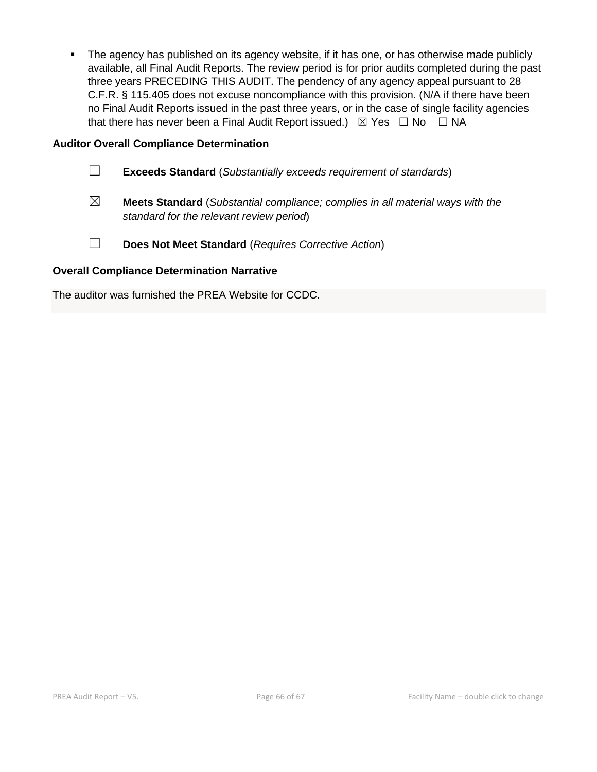- The agency has published on its agency website, if it has one, or has otherwise made publicly available, all Final Audit Reports. The review period is for prior audits completed during the past three years PRECEDING THIS AUDIT. The pendency of any agency appeal pursuant to 28 C.F.R. § 115.405 does not excuse noncompliance with this provision. (N/A if there have been no Final Audit Reports issued in the past three years, or in the case of single facility agencies that there has never been a Final Audit Report issued.) ☒ Yes ☐ No ☐ NA

**Auditor Overall Compliance Determination**

☐ **Exceeds Standard** (*Substantially exceeds requirement of standards*)

☒ **Meets Standard** (*Substantial compliance; complies in all material ways with the standard for the relevant review period*)

☐ **Does Not Meet Standard** (*Requires Corrective Action*)

**Overall Compliance Determination Narrative**

The auditor was furnished the PREA Website for CCDC.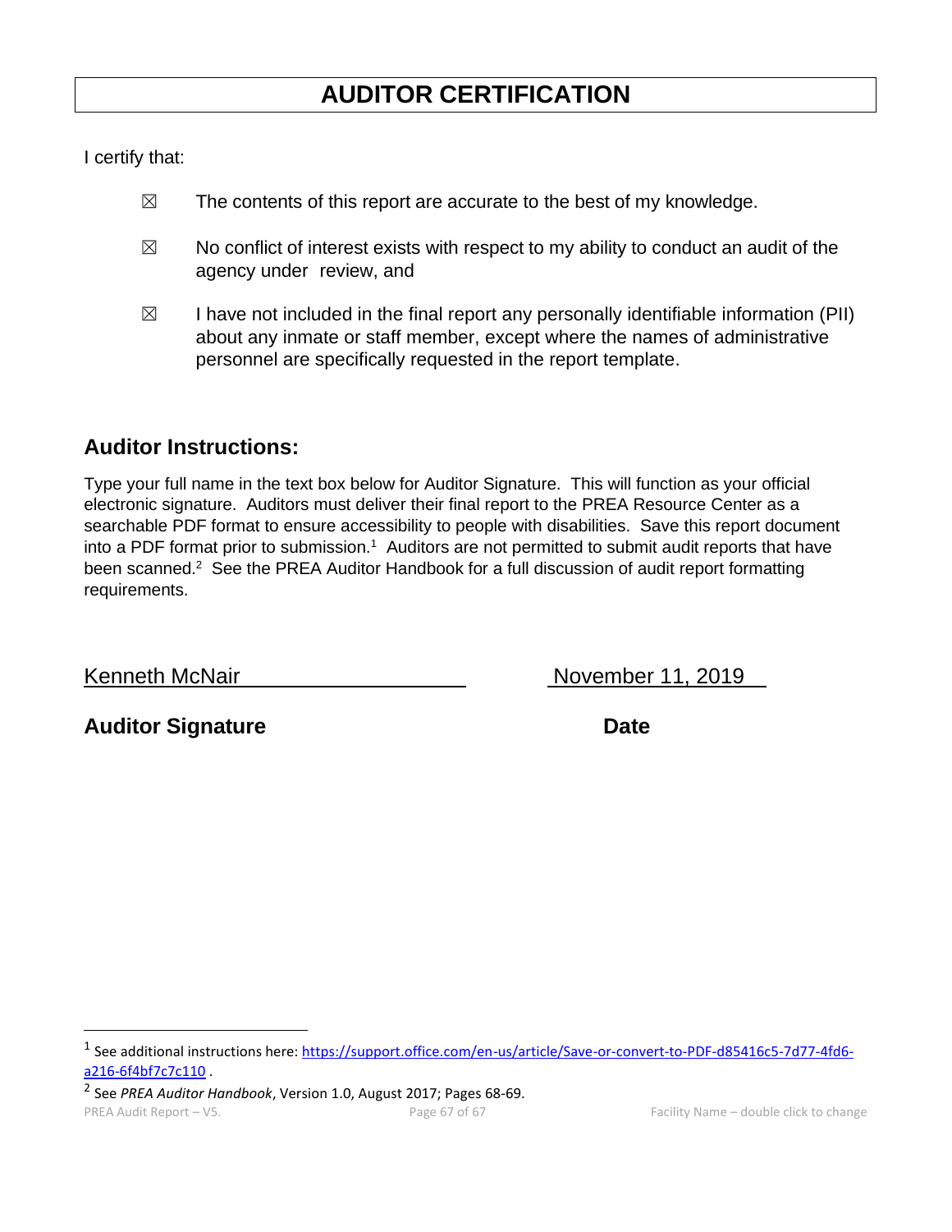# AUDITOR CERTIFICATION

I certify that:

- ☒ The contents of this report are accurate to the best of my knowledge.
- ☒ No conflict of interest exists with respect to my ability to conduct an audit of the agency under review, and
- ☒ I have not included in the final report any personally identifiable information (PII) about any inmate or staff member, except where the names of administrative personnel are specifically requested in the report template.

## Auditor Instructions:

Type your full name in the text box below for Auditor Signature. This will function as your official electronic signature. Auditors must deliver their final report to the PREA Resource Center as a searchable PDF format to ensure accessibility to people with disabilities. Save this report document into a PDF format prior to submission.[1] Auditors are not permitted to submit audit reports that have been scanned.[2] See the PREA Auditor Handbook for a full discussion of audit report formatting requirements.

Kenneth McNair　　　　　　　　　　November 11, 2019

**Auditor Signature**　　　　　　　　　　**Date**

---

[1] See additional instructions here: https://support.office.com/en-us/article/Save-or-convert-to-PDF-d85416c5-7d77-4fd6-a216-6f4bf7c7c110 .

[2] See *PREA Auditor Handbook*, Version 1.0, August 2017; Pages 68-69.